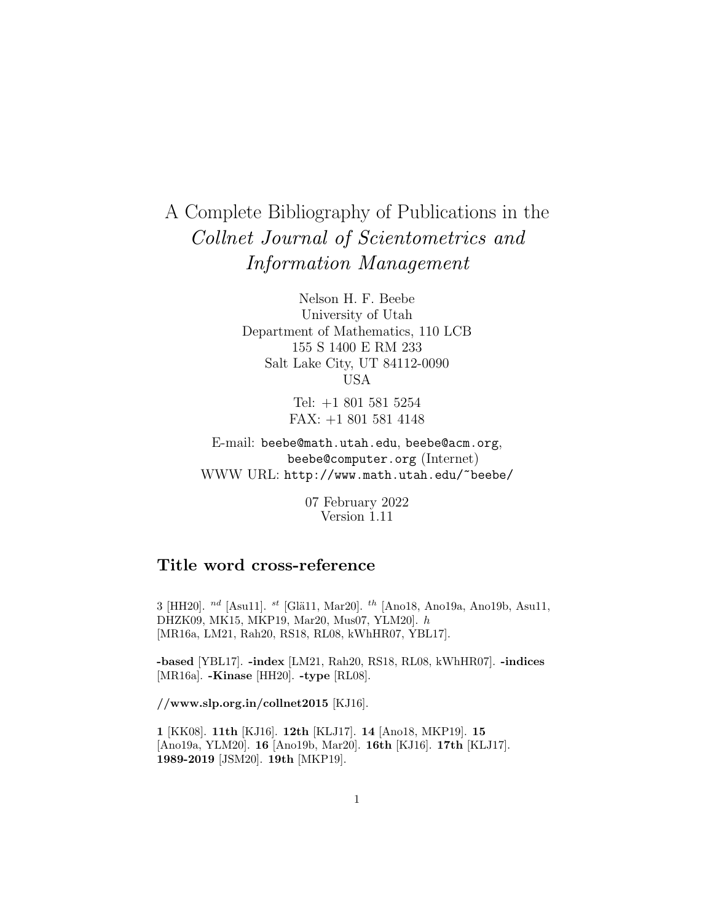# A Complete Bibliography of Publications in the *Collnet Journal of Scientometrics and Information Management*

Nelson H. F. Beebe
University of Utah
Department of Mathematics, 110 LCB
155 S 1400 E RM 233
Salt Lake City, UT 84112-0090
USA

Tel: +1 801 581 5254
FAX: +1 801 581 4148

E-mail: `beebe@math.utah.edu`, `beebe@acm.org`, `beebe@computer.org` (Internet)
WWW URL: `http://www.math.utah.edu/~beebe/`

07 February 2022
Version 1.11

## Title word cross-reference

3 [HH20]. $^{nd}$ [Asu11]. $^{st}$ [Glä11, Mar20]. $^{th}$ [Ano18, Ano19a, Ano19b, Asu11, DHZK09, MK15, MKP19, Mar20, Mus07, YLM20]. $h$ [MR16a, LM21, Rah20, RS18, RL08, kWhHR07, YBL17].

**-based** [YBL17]. **-index** [LM21, Rah20, RS18, RL08, kWhHR07]. **-indices** [MR16a]. **-Kinase** [HH20]. **-type** [RL08].

**//www.slp.org.in/collnet2015** [KJ16].

**1** [KK08]. **11th** [KJ16]. **12th** [KLJ17]. **14** [Ano18, MKP19]. **15** [Ano19a, YLM20]. **16** [Ano19b, Mar20]. **16th** [KJ16]. **17th** [KLJ17]. **1989-2019** [JSM20]. **19th** [MKP19].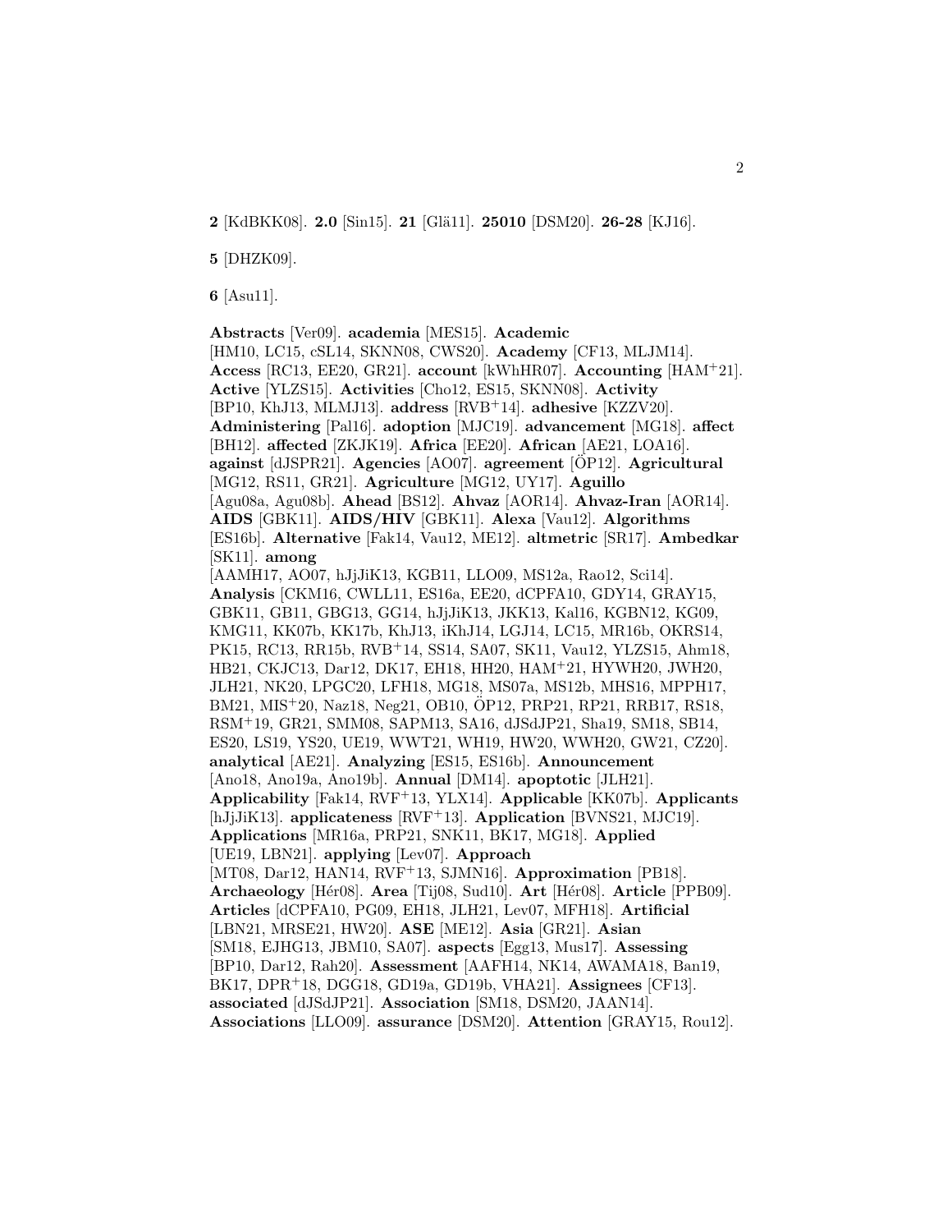**2** [KdBKK08]. **2.0** [Sin15]. **21** [Glä11]. **25010** [DSM20]. **26-28** [KJ16].

**5** [DHZK09].

**6** [Asu11].

**Abstracts** [Ver09]. **academia** [MES15]. **Academic** [HM10, LC15, cSL14, SKNN08, CWS20]. **Academy** [CF13, MLJM14]. **Access** [RC13, EE20, GR21]. **account** [kWhHR07]. **Accounting** [HAM+21]. **Active** [YLZS15]. **Activities** [Cho12, ES15, SKNN08]. **Activity** [BP10, KhJ13, MLMJ13]. **address** [RVB+14]. **adhesive** [KZZV20]. **Administering** [Pal16]. **adoption** [MJC19]. **advancement** [MG18]. **affect** [BH12]. **affected** [ZKJK19]. **Africa** [EE20]. **African** [AE21, LOA16]. **against** [dJSPR21]. **Agencies** [AO07]. **agreement** [ÖP12]. **Agricultural** [MG12, RS11, GR21]. **Agriculture** [MG12, UY17]. **Aguillo** [Agu08a, Agu08b]. **Ahead** [BS12]. **Ahvaz** [AOR14]. **Ahvaz-Iran** [AOR14]. **AIDS** [GBK11]. **AIDS/HIV** [GBK11]. **Alexa** [Vau12]. **Algorithms** [ES16b]. **Alternative** [Fak14, Vau12, ME12]. **altmetric** [SR17]. **Ambedkar** [SK11]. **among** [AAMH17, AO07, hJjJiK13, KGB11, LLO09, MS12a, Rao12, Sci14]. **Analysis** [CKM16, CWLL11, ES16a, EE20, dCPFA10, GDY14, GRAY15, GBK11, GB11, GBG13, GG14, hJjJiK13, JKK13, Kal16, KGBN12, KG09, KMG11, KK07b, KK17b, KhJ13, iKhJ14, LGJ14, LC15, MR16b, OKRS14, PK15, RC13, RR15b, RVB+14, SS14, SA07, SK11, Vau12, YLZS15, Ahm18, HB21, CKJC13, Dar12, DK17, EH18, HH20, HAM+21, HYWH20, JWH20, JLH21, NK20, LPGC20, LFH18, MG18, MS07a, MS12b, MHS16, MPPH17, BM21, MIS+20, Naz18, Neg21, OB10, ÖP12, PRP21, RP21, RRB17, RS18, RSM+19, GR21, SMM08, SAPM13, SA16, dJSdJP21, Sha19, SM18, SB14, ES20, LS19, YS20, UE19, WWT21, WH19, HW20, WWH20, GW21, CZ20]. **analytical** [AE21]. **Analyzing** [ES15, ES16b]. **Announcement** [Ano18, Ano19a, Ano19b]. **Annual** [DM14]. **apoptotic** [JLH21]. **Applicability** [Fak14, RVF+13, YLX14]. **Applicable** [KK07b]. **Applicants** [hJjJiK13]. **applicateness** [RVF+13]. **Application** [BVNS21, MJC19]. **Applications** [MR16a, PRP21, SNK11, BK17, MG18]. **Applied** [UE19, LBN21]. **applying** [Lev07]. **Approach** [MT08, Dar12, HAN14, RVF+13, SJMN16]. **Approximation** [PB18]. **Archaeology** [Hér08]. **Area** [Tij08, Sud10]. **Art** [Hér08]. **Article** [PPB09]. **Articles** [dCPFA10, PG09, EH18, JLH21, Lev07, MFH18]. **Artificial** [LBN21, MRSE21, HW20]. **ASE** [ME12]. **Asia** [GR21]. **Asian** [SM18, EJHG13, JBM10, SA07]. **aspects** [Egg13, Mus17]. **Assessing** [BP10, Dar12, Rah20]. **Assessment** [AAFH14, NK14, AWAMA18, Ban19, BK17, DPR+18, DGG18, GD19a, GD19b, VHA21]. **Assignees** [CF13]. **associated** [dJSdJP21]. **Association** [SM18, DSM20, JAAN14]. **Associations** [LLO09]. **assurance** [DSM20]. **Attention** [GRAY15, Rou12].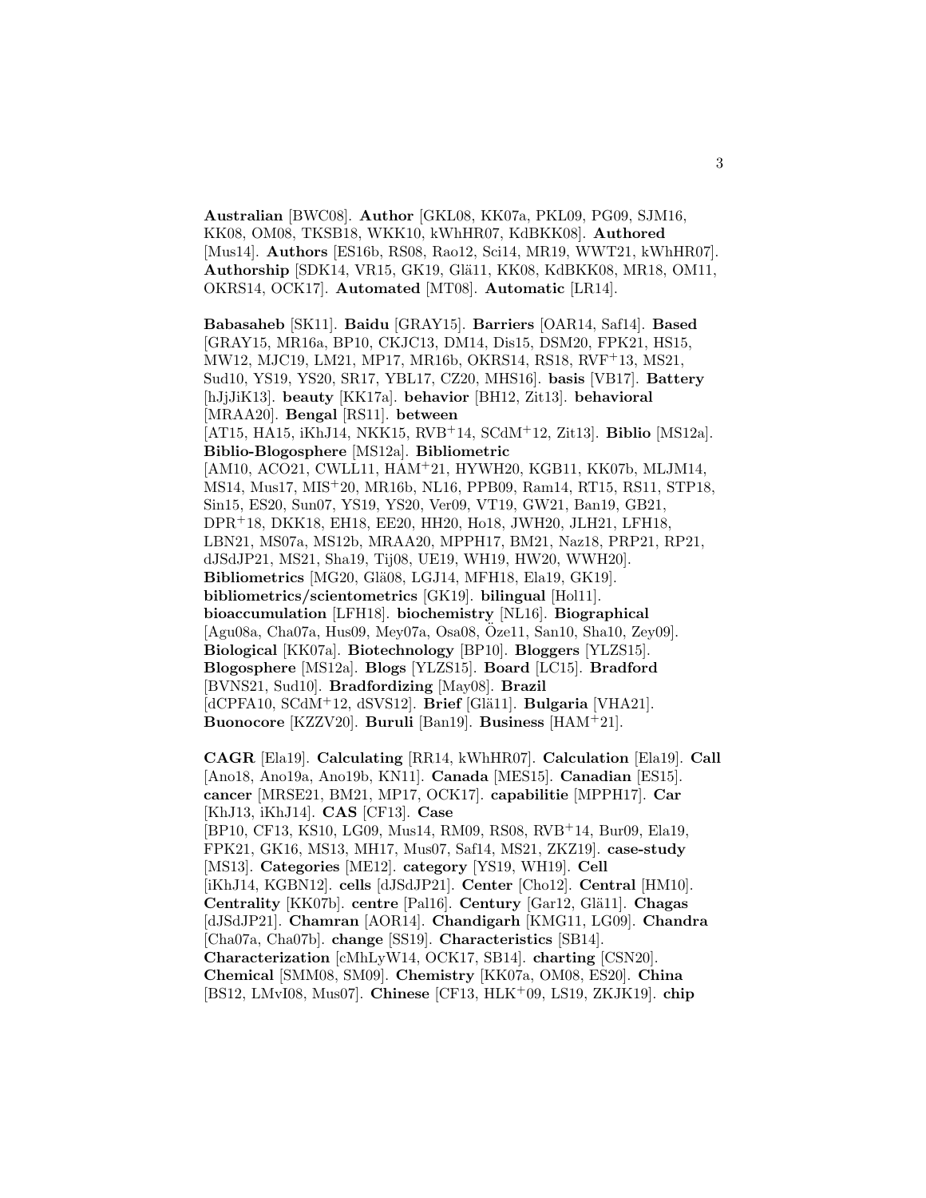**Australian** [BWC08]. **Author** [GKL08, KK07a, PKL09, PG09, SJM16, KK08, OM08, TKSB18, WKK10, kWhHR07, KdBKK08]. **Authored** [Mus14]. **Authors** [ES16b, RS08, Rao12, Sci14, MR19, WWT21, kWhHR07]. **Authorship** [SDK14, VR15, GK19, Glä11, KK08, KdBKK08, MR18, OM11, OKRS14, OCK17]. **Automated** [MT08]. **Automatic** [LR14].

**Babasaheb** [SK11]. **Baidu** [GRAY15]. **Barriers** [OAR14, Saf14]. **Based** [GRAY15, MR16a, BP10, CKJC13, DM14, Dis15, DSM20, FPK21, HS15, MW12, MJC19, LM21, MP17, MR16b, OKRS14, RS18, RVF+13, MS21, Sud10, YS19, YS20, SR17, YBL17, CZ20, MHS16]. **basis** [VB17]. **Battery** [hJjJiK13]. **beauty** [KK17a]. **behavior** [BH12, Zit13]. **behavioral** [MRAA20]. **Bengal** [RS11]. **between** [AT15, HA15, iKhJ14, NKK15, RVB+14, SCdM+12, Zit13]. **Biblio** [MS12a]. **Biblio-Blogosphere** [MS12a]. **Bibliometric** [AM10, ACO21, CWLL11, HAM+21, HYWH20, KGB11, KK07b, MLJM14, MS14, Mus17, MIS+20, MR16b, NL16, PPB09, Ram14, RT15, RS11, STP18, Sin15, ES20, Sun07, YS19, YS20, Ver09, VT19, GW21, Ban19, GB21, DPR+18, DKK18, EH18, EE20, HH20, Ho18, JWH20, JLH21, LFH18, LBN21, MS07a, MS12b, MRAA20, MPPH17, BM21, Naz18, PRP21, RP21, dJSdJP21, MS21, Sha19, Tij08, UE19, WH19, HW20, WWH20]. **Bibliometrics** [MG20, Glä08, LGJ14, MFH18, Ela19, GK19]. **bibliometrics/scientometrics** [GK19]. **bilingual** [Hol11]. **bioaccumulation** [LFH18]. **biochemistry** [NL16]. **Biographical** [Agu08a, Cha07a, Hus09, Mey07a, Osa08, Öze11, San10, Sha10, Zey09]. **Biological** [KK07a]. **Biotechnology** [BP10]. **Bloggers** [YLZS15]. **Blogosphere** [MS12a]. **Blogs** [YLZS15]. **Board** [LC15]. **Bradford** [BVNS21, Sud10]. **Bradfordizing** [May08]. **Brazil** [dCPFA10, SCdM+12, dSVS12]. **Brief** [Glä11]. **Bulgaria** [VHA21]. **Buonocore** [KZZV20]. **Buruli** [Ban19]. **Business** [HAM+21].

**CAGR** [Ela19]. **Calculating** [RR14, kWhHR07]. **Calculation** [Ela19]. **Call** [Ano18, Ano19a, Ano19b, KN11]. **Canada** [MES15]. **Canadian** [ES15]. **cancer** [MRSE21, BM21, MP17, OCK17]. **capabilitie** [MPPH17]. **Car** [KhJ13, iKhJ14]. **CAS** [CF13]. **Case** [BP10, CF13, KS10, LG09, Mus14, RM09, RS08, RVB+14, Bur09, Ela19, FPK21, GK16, MS13, MH17, Mus07, Saf14, MS21, ZKZ19]. **case-study** [MS13]. **Categories** [ME12]. **category** [YS19, WH19]. **Cell** [iKhJ14, KGBN12]. **cells** [dJSdJP21]. **Center** [Cho12]. **Central** [HM10]. **Centrality** [KK07b]. **centre** [Pal16]. **Century** [Gar12, Glä11]. **Chagas** [dJSdJP21]. **Chamran** [AOR14]. **Chandigarh** [KMG11, LG09]. **Chandra** [Cha07a, Cha07b]. **change** [SS19]. **Characteristics** [SB14]. **Characterization** [cMhLyW14, OCK17, SB14]. **charting** [CSN20]. **Chemical** [SMM08, SM09]. **Chemistry** [KK07a, OM08, ES20]. **China** [BS12, LMvI08, Mus07]. **Chinese** [CF13, HLK+09, LS19, ZKJK19]. **chip**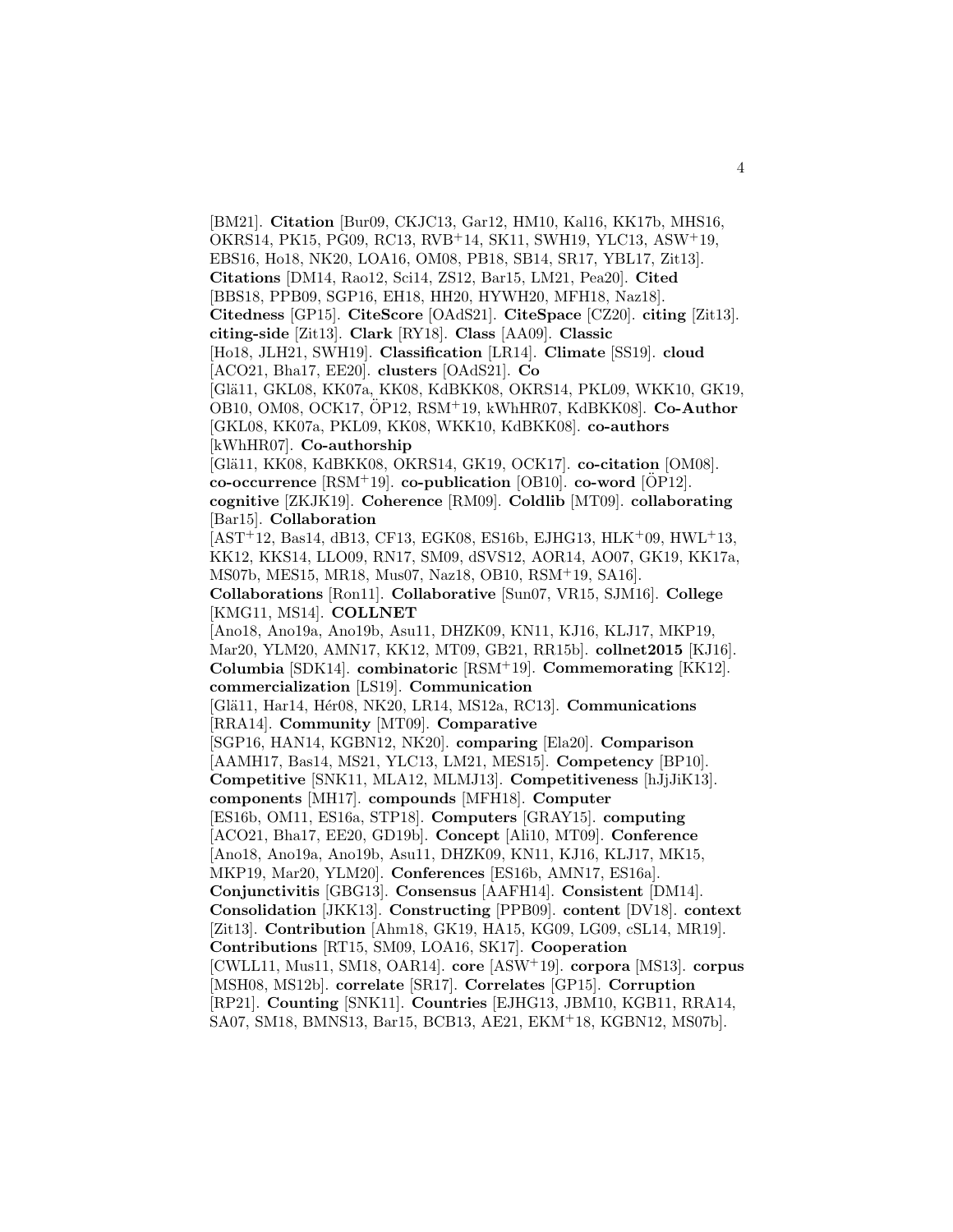[BM21]. **Citation** [Bur09, CKJC13, Gar12, HM10, Kal16, KK17b, MHS16, OKRS14, PK15, PG09, RC13, RVB+14, SK11, SWH19, YLC13, ASW+19, EBS16, Ho18, NK20, LOA16, OM08, PB18, SB14, SR17, YBL17, Zit13]. **Citations** [DM14, Rao12, Sci14, ZS12, Bar15, LM21, Pea20]. **Cited** [BBS18, PPB09, SGP16, EH18, HH20, HYWH20, MFH18, Naz18]. **Citedness** [GP15]. **CiteScore** [OAdS21]. **CiteSpace** [CZ20]. **citing** [Zit13]. **citing-side** [Zit13]. **Clark** [RY18]. **Class** [AA09]. **Classic** [Ho18, JLH21, SWH19]. **Classification** [LR14]. **Climate** [SS19]. **cloud** [ACO21, Bha17, EE20]. **clusters** [OAdS21]. **Co** [Glä11, GKL08, KK07a, KK08, KdBKK08, OKRS14, PKL09, WKK10, GK19, OB10, OM08, OCK17, ÖP12, RSM+19, kWhHR07, KdBKK08]. **Co-Author** [GKL08, KK07a, PKL09, KK08, WKK10, KdBKK08]. **co-authors** [kWhHR07]. **Co-authorship** [Glä11, KK08, KdBKK08, OKRS14, GK19, OCK17]. **co-citation** [OM08]. **co-occurrence** [RSM+19]. **co-publication** [OB10]. **co-word** [ÖP12]. **cognitive** [ZKJK19]. **Coherence** [RM09]. **Coldlib** [MT09]. **collaborating** [Bar15]. **Collaboration** [AST+12, Bas14, dB13, CF13, EGK08, ES16b, EJHG13, HLK+09, HWL+13, KK12, KKS14, LLO09, RN17, SM09, dSVS12, AOR14, AO07, GK19, KK17a, MS07b, MES15, MR18, Mus07, Naz18, OB10, RSM+19, SA16]. **Collaborations** [Ron11]. **Collaborative** [Sun07, VR15, SJM16]. **College** [KMG11, MS14]. **COLLNET** [Ano18, Ano19a, Ano19b, Asu11, DHZK09, KN11, KJ16, KLJ17, MKP19, Mar20, YLM20, AMN17, KK12, MT09, GB21, RR15b]. **collnet2015** [KJ16]. **Columbia** [SDK14]. **combinatoric** [RSM+19]. **Commemorating** [KK12]. **commercialization** [LS19]. **Communication** [Glä11, Har14, Hér08, NK20, LR14, MS12a, RC13]. **Communications** [RRA14]. **Community** [MT09]. **Comparative** [SGP16, HAN14, KGBN12, NK20]. **comparing** [Ela20]. **Comparison** [AAMH17, Bas14, MS21, YLC13, LM21, MES15]. **Competency** [BP10]. **Competitive** [SNK11, MLA12, MLMJ13]. **Competitiveness** [hJjJiK13]. **components** [MH17]. **compounds** [MFH18]. **Computer** [ES16b, OM11, ES16a, STP18]. **Computers** [GRAY15]. **computing** [ACO21, Bha17, EE20, GD19b]. **Concept** [Ali10, MT09]. **Conference** [Ano18, Ano19a, Ano19b, Asu11, DHZK09, KN11, KJ16, KLJ17, MK15, MKP19, Mar20, YLM20]. **Conferences** [ES16b, AMN17, ES16a]. **Conjunctivitis** [GBG13]. **Consensus** [AAFH14]. **Consistent** [DM14]. **Consolidation** [JKK13]. **Constructing** [PPB09]. **content** [DV18]. **context** [Zit13]. **Contribution** [Ahm18, GK19, HA15, KG09, LG09, cSL14, MR19]. **Contributions** [RT15, SM09, LOA16, SK17]. **Cooperation** [CWLL11, Mus11, SM18, OAR14]. **core** [ASW+19]. **corpora** [MS13]. **corpus** [MSH08, MS12b]. **correlate** [SR17]. **Correlates** [GP15]. **Corruption** [RP21]. **Counting** [SNK11]. **Countries** [EJHG13, JBM10, KGB11, RRA14, SA07, SM18, BMNS13, Bar15, BCB13, AE21, EKM+18, KGBN12, MS07b].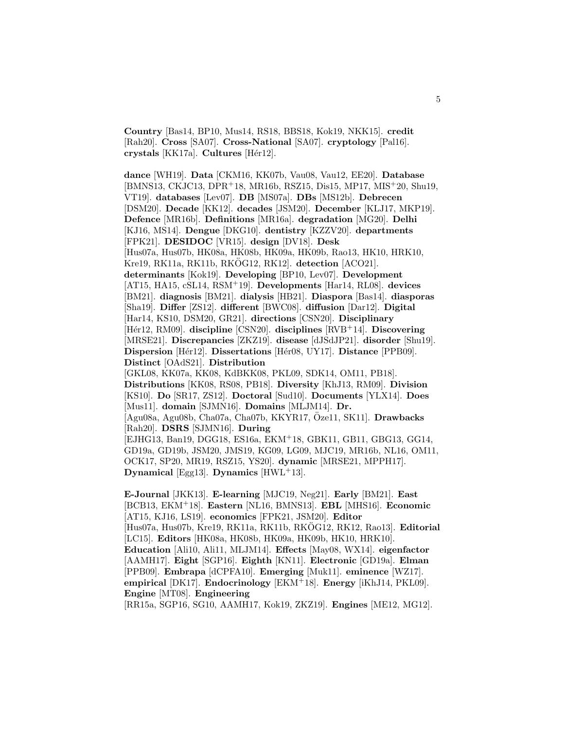**Country** [Bas14, BP10, Mus14, RS18, BBS18, Kok19, NKK15]. **credit** [Rah20]. **Cross** [SA07]. **Cross-National** [SA07]. **cryptology** [Pal16]. **crystals** [KK17a]. **Cultures** [Hér12].

**dance** [WH19]. **Data** [CKM16, KK07b, Vau08, Vau12, EE20]. **Database** [BMNS13, CKJC13, DPR+18, MR16b, RSZ15, Dis15, MP17, MIS+20, Shu19, VT19]. **databases** [Lev07]. **DB** [MS07a]. **DBs** [MS12b]. **Debrecen** [DSM20]. **Decade** [KK12]. **decades** [JSM20]. **December** [KLJ17, MKP19]. **Defence** [MR16b]. **Definitions** [MR16a]. **degradation** [MG20]. **Delhi** [KJ16, MS14]. **Dengue** [DKG10]. **dentistry** [KZZV20]. **departments** [FPK21]. **DESIDOC** [VR15]. **design** [DV18]. **Desk** [Hus07a, Hus07b, HK08a, HK08b, HK09a, HK09b, Rao13, HK10, HRK10, Kre19, RK11a, RK11b, RKÖG12, RK12]. **detection** [ACO21]. **determinants** [Kok19]. **Developing** [BP10, Lev07]. **Development** [AT15, HA15, cSL14, RSM+19]. **Developments** [Har14, RL08]. **devices** [BM21]. **diagnosis** [BM21]. **dialysis** [HB21]. **Diaspora** [Bas14]. **diasporas** [Sha19]. **Differ** [ZS12]. **different** [BWC08]. **diffusion** [Dar12]. **Digital** [Har14, KS10, DSM20, GR21]. **directions** [CSN20]. **Disciplinary** [Hér12, RM09]. **discipline** [CSN20]. **disciplines** [RVB+14]. **Discovering** [MRSE21]. **Discrepancies** [ZKZ19]. **disease** [dJSdJP21]. **disorder** [Shu19]. **Dispersion** [Hér12]. **Dissertations** [Hér08, UY17]. **Distance** [PPB09]. **Distinct** [OAdS21]. **Distribution** [GKL08, KK07a, KK08, KdBKK08, PKL09, SDK14, OM11, PB18]. **Distributions** [KK08, RS08, PB18]. **Diversity** [KhJ13, RM09]. **Division** [KS10]. **Do** [SR17, ZS12]. **Doctoral** [Sud10]. **Documents** [YLX14]. **Does** [Mus11]. **domain** [SJMN16]. **Domains** [MLJM14]. **Dr.** [Agu08a, Agu08b, Cha07a, Cha07b, KKYR17, Öze11, SK11]. **Drawbacks** [Rah20]. **DSRS** [SJMN16]. **During** [EJHG13, Ban19, DGG18, ES16a, EKM+18, GBK11, GB11, GBG13, GG14, GD19a, GD19b, JSM20, JMS19, KG09, LG09, MJC19, MR16b, NL16, OM11, OCK17, SP20, MR19, RSZ15, YS20]. **dynamic** [MRSE21, MPPH17]. **Dynamical** [Egg13]. **Dynamics** [HWL+13].

**E-Journal** [JKK13]. **E-learning** [MJC19, Neg21]. **Early** [BM21]. **East** [BCB13, EKM+18]. **Eastern** [NL16, BMNS13]. **EBL** [MHS16]. **Economic** [AT15, KJ16, LS19]. **economics** [FPK21, JSM20]. **Editor** [Hus07a, Hus07b, Kre19, RK11a, RK11b, RKÖG12, RK12, Rao13]. **Editorial** [LC15]. **Editors** [HK08a, HK08b, HK09a, HK09b, HK10, HRK10]. **Education** [Ali10, Ali11, MLJM14]. **Effects** [May08, WX14]. **eigenfactor** [AAMH17]. **Eight** [SGP16]. **Eighth** [KN11]. **Electronic** [GD19a]. **Elman** [PPB09]. **Embrapa** [dCPFA10]. **Emerging** [Muk11]. **eminence** [WZ17]. **empirical** [DK17]. **Endocrinology** [EKM+18]. **Energy** [iKhJ14, PKL09]. **Engine** [MT08]. **Engineering** [RR15a, SGP16, SG10, AAMH17, Kok19, ZKZ19]. **Engines** [ME12, MG12].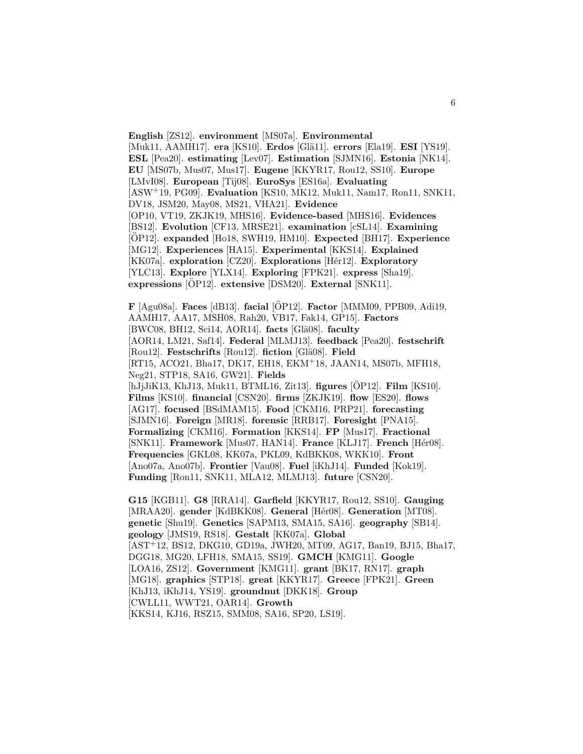**English** [ZS12]. **environment** [MS07a]. **Environmental** [Muk11, AAMH17]. **era** [KS10]. **Erdos** [Glä11]. **errors** [Ela19]. **ESI** [YS19]. **ESL** [Pea20]. **estimating** [Lev07]. **Estimation** [SJMN16]. **Estonia** [NK14]. **EU** [MS07b, Mus07, Mus17]. **Eugene** [KKYR17, Rou12, SS10]. **Europe** [LMvI08]. **European** [Tij08]. **EuroSys** [ES16a]. **Evaluating** [ASW+19, PG09]. **Evaluation** [KS10, MK12, Muk11, Nam17, Ron11, SNK11, DV18, JSM20, May08, MS21, VHA21]. **Evidence** [OP10, VT19, ZKJK19, MHS16]. **Evidence-based** [MHS16]. **Evidences** [BS12]. **Evolution** [CF13, MRSE21]. **examination** [cSL14]. **Examining** [ÖP12]. **expanded** [Ho18, SWH19, HM10]. **Expected** [BH17]. **Experience** [MG12]. **Experiences** [HA15]. **Experimental** [KKS14]. **Explained** [KK07a]. **exploration** [CZ20]. **Explorations** [Hér12]. **Exploratory** [YLC13]. **Explore** [YLX14]. **Exploring** [FPK21]. **express** [Sha19]. **expressions** [ÖP12]. **extensive** [DSM20]. **External** [SNK11].

**F** [Agu08a]. **Faces** [dB13]. **facial** [ÖP12]. **Factor** [MMM09, PPB09, Adi19, AAMH17, AA17, MSH08, Rah20, VB17, Fak14, GP15]. **Factors** [BWC08, BH12, Sci14, AOR14]. **facts** [Glä08]. **faculty** [AOR14, LM21, Saf14]. **Federal** [MLMJ13]. **feedback** [Pea20]. **festschrift** [Rou12]. **Festschrifts** [Rou12]. **fiction** [Glä08]. **Field** [RT15, ACO21, Bha17, DK17, EH18, EKM+18, JAAN14, MS07b, MFH18, Neg21, STP18, SA16, GW21]. **Fields** [hJjJiK13, KhJ13, Muk11, BTML16, Zit13]. **figures** [ÖP12]. **Film** [KS10]. **Films** [KS10]. **financial** [CSN20]. **firms** [ZKJK19]. **flow** [ES20]. **flows** [AG17]. **focused** [BSdMAM15]. **Food** [CKM16, PRP21]. **forecasting** [SJMN16]. **Foreign** [MR18]. **forensic** [RRB17]. **Foresight** [PNA15]. **Formalizing** [CKM16]. **Formation** [KKS14]. **FP** [Mus17]. **Fractional** [SNK11]. **Framework** [Mus07, HAN14]. **France** [KLJ17]. **French** [Hér08]. **Frequencies** [GKL08, KK07a, PKL09, KdBKK08, WKK10]. **Front** [Ano07a, Ano07b]. **Frontier** [Vau08]. **Fuel** [iKhJ14]. **Funded** [Kok19]. **Funding** [Ron11, SNK11, MLA12, MLMJ13]. **future** [CSN20].

**G15** [KGB11]. **G8** [RRA14]. **Garfield** [KKYR17, Rou12, SS10]. **Gauging** [MRAA20]. **gender** [KdBKK08]. **General** [Hér08]. **Generation** [MT08]. **genetic** [Shu19]. **Genetics** [SAPM13, SMA15, SA16]. **geography** [SB14]. **geology** [JMS19, RS18]. **Gestalt** [KK07a]. **Global** [AST+12, BS12, DKG10, GD19a, JWH20, MT09, AG17, Ban19, BJ15, Bha17, DGG18, MG20, LFH18, SMA15, SS19]. **GMCH** [KMG11]. **Google** [LOA16, ZS12]. **Government** [KMG11]. **grant** [BK17, RN17]. **graph** [MG18]. **graphics** [STP18]. **great** [KKYR17]. **Greece** [FPK21]. **Green** [KhJ13, iKhJ14, YS19]. **groundnut** [DKK18]. **Group** [CWLL11, WWT21, OAR14]. **Growth** [KKS14, KJ16, RSZ15, SMM08, SA16, SP20, LS19].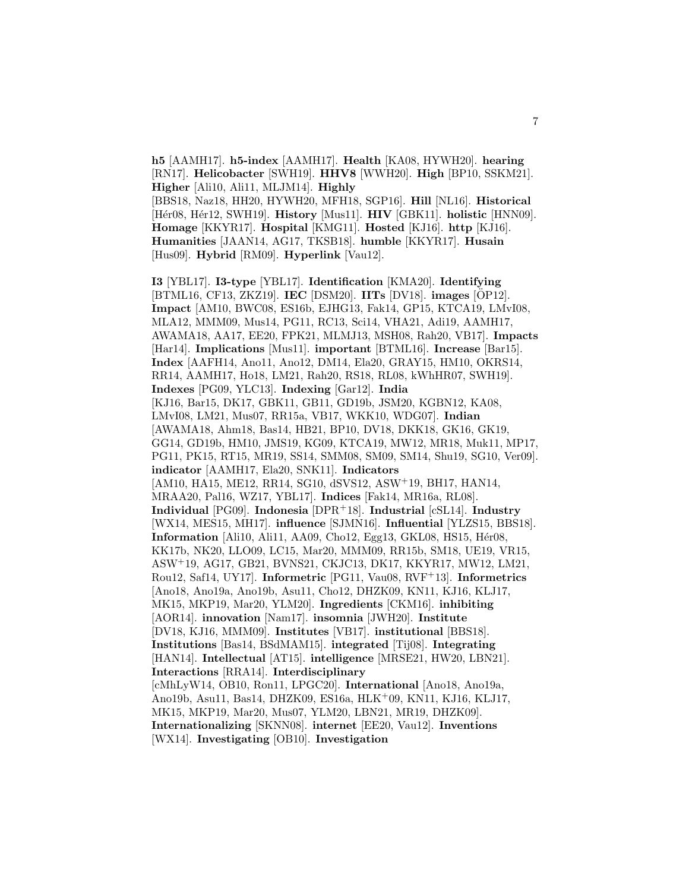**h5** [AAMH17]. **h5-index** [AAMH17]. **Health** [KA08, HYWH20]. **hearing** [RN17]. **Helicobacter** [SWH19]. **HHV8** [WWH20]. **High** [BP10, SSKM21]. **Higher** [Ali10, Ali11, MLJM14]. **Highly** [BBS18, Naz18, HH20, HYWH20, MFH18, SGP16]. **Hill** [NL16]. **Historical** [Hér08, Hér12, SWH19]. **History** [Mus11]. **HIV** [GBK11]. **holistic** [HNN09]. **Homage** [KKYR17]. **Hospital** [KMG11]. **Hosted** [KJ16]. **http** [KJ16]. **Humanities** [JAAN14, AG17, TKSB18]. **humble** [KKYR17]. **Husain** [Hus09]. **Hybrid** [RM09]. **Hyperlink** [Vau12].

**I3** [YBL17]. **I3-type** [YBL17]. **Identification** [KMA20]. **Identifying** [BTML16, CF13, ZKZ19]. **IEC** [DSM20]. **IITs** [DV18]. **images** [ÖP12]. **Impact** [AM10, BWC08, ES16b, EJHG13, Fak14, GP15, KTCA19, LMvI08, MLA12, MMM09, Mus14, PG11, RC13, Sci14, VHA21, Adi19, AAMH17, AWAMA18, AA17, EE20, FPK21, MLMJ13, MSH08, Rah20, VB17]. **Impacts** [Har14]. **Implications** [Mus11]. **important** [BTML16]. **Increase** [Bar15]. **Index** [AAFH14, Ano11, Ano12, DM14, Ela20, GRAY15, HM10, OKRS14, RR14, AAMH17, Ho18, LM21, Rah20, RS18, RL08, kWhHR07, SWH19]. **Indexes** [PG09, YLC13]. **Indexing** [Gar12]. **India** [KJ16, Bar15, DK17, GBK11, GB11, GD19b, JSM20, KGBN12, KA08, LMvI08, LM21, Mus07, RR15a, VB17, WKK10, WDG07]. **Indian** [AWAMA18, Ahm18, Bas14, HB21, BP10, DV18, DKK18, GK16, GK19, GG14, GD19b, HM10, JMS19, KG09, KTCA19, MW12, MR18, Muk11, MP17, PG11, PK15, RT15, MR19, SS14, SMM08, SM09, SM14, Shu19, SG10, Ver09]. **indicator** [AAMH17, Ela20, SNK11]. **Indicators** [AM10, HA15, ME12, RR14, SG10, dSVS12, ASW+19, BH17, HAN14, MRAA20, Pal16, WZ17, YBL17]. **Indices** [Fak14, MR16a, RL08]. **Individual** [PG09]. **Indonesia** [DPR+18]. **Industrial** [cSL14]. **Industry** [WX14, MES15, MH17]. **influence** [SJMN16]. **Influential** [YLZS15, BBS18]. **Information** [Ali10, Ali11, AA09, Cho12, Egg13, GKL08, HS15, Hér08, KK17b, NK20, LLO09, LC15, Mar20, MMM09, RR15b, SM18, UE19, VR15, ASW+19, AG17, GB21, BVNS21, CKJC13, DK17, KKYR17, MW12, LM21, Rou12, Saf14, UY17]. **Informetric** [PG11, Vau08, RVF+13]. **Informetrics** [Ano18, Ano19a, Ano19b, Asu11, Cho12, DHZK09, KN11, KJ16, KLJ17, MK15, MKP19, Mar20, YLM20]. **Ingredients** [CKM16]. **inhibiting** [AOR14]. **innovation** [Nam17]. **insomnia** [JWH20]. **Institute** [DV18, KJ16, MMM09]. **Institutes** [VB17]. **institutional** [BBS18]. **Institutions** [Bas14, BSdMAM15]. **integrated** [Tij08]. **Integrating** [HAN14]. **Intellectual** [AT15]. **intelligence** [MRSE21, HW20, LBN21]. **Interactions** [RRA14]. **Interdisciplinary** [cMhLyW14, OB10, Ron11, LPGC20]. **International** [Ano18, Ano19a, Ano19b, Asu11, Bas14, DHZK09, ES16a, HLK+09, KN11, KJ16, KLJ17, MK15, MKP19, Mar20, Mus07, YLM20, LBN21, MR19, DHZK09]. **Internationalizing** [SKNN08]. **internet** [EE20, Vau12]. **Inventions** [WX14]. **Investigating** [OB10]. **Investigation**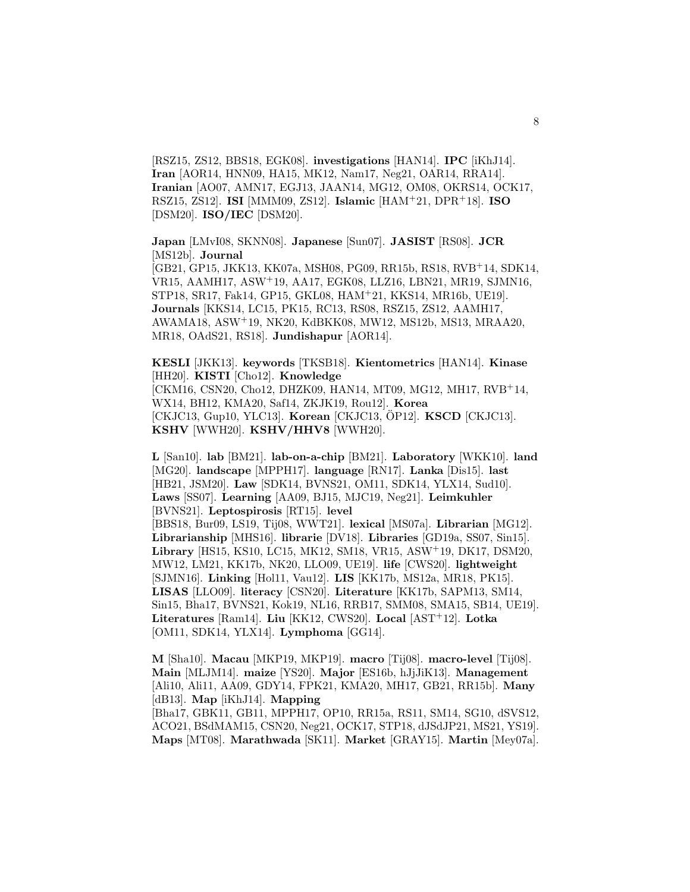[RSZ15, ZS12, BBS18, EGK08]. **investigations** [HAN14]. **IPC** [iKhJ14]. **Iran** [AOR14, HNN09, HA15, MK12, Nam17, Neg21, OAR14, RRA14]. **Iranian** [AO07, AMN17, EGJ13, JAAN14, MG12, OM08, OKRS14, OCK17, RSZ15, ZS12]. **ISI** [MMM09, ZS12]. **Islamic** [HAM+21, DPR+18]. **ISO** [DSM20]. **ISO/IEC** [DSM20].

**Japan** [LMvI08, SKNN08]. **Japanese** [Sun07]. **JASIST** [RS08]. **JCR** [MS12b]. **Journal** [GB21, GP15, JKK13, KK07a, MSH08, PG09, RR15b, RS18, RVB+14, SDK14, VR15, AAMH17, ASW+19, AA17, EGK08, LLZ16, LBN21, MR19, SJMN16, STP18, SR17, Fak14, GP15, GKL08, HAM+21, KKS14, MR16b, UE19]. **Journals** [KKS14, LC15, PK15, RC13, RS08, RSZ15, ZS12, AAMH17, AWAMA18, ASW+19, NK20, KdBKK08, MW12, MS12b, MS13, MRAA20, MR18, OAdS21, RS18]. **Jundishapur** [AOR14].

**KESLI** [JKK13]. **keywords** [TKSB18]. **Kientometrics** [HAN14]. **Kinase** [HH20]. **KISTI** [Cho12]. **Knowledge** [CKM16, CSN20, Cho12, DHZK09, HAN14, MT09, MG12, MH17, RVB+14, WX14, BH12, KMA20, Saf14, ZKJK19, Rou12]. **Korea** [CKJC13, Gup10, YLC13]. **Korean** [CKJC13, ÖP12]. **KSCD** [CKJC13]. **KSHV** [WWH20]. **KSHV/HHV8** [WWH20].

**L** [San10]. **lab** [BM21]. **lab-on-a-chip** [BM21]. **Laboratory** [WKK10]. **land** [MG20]. **landscape** [MPPH17]. **language** [RN17]. **Lanka** [Dis15]. **last** [HB21, JSM20]. **Law** [SDK14, BVNS21, OM11, SDK14, YLX14, Sud10]. **Laws** [SS07]. **Learning** [AA09, BJ15, MJC19, Neg21]. **Leimkuhler** [BVNS21]. **Leptospirosis** [RT15]. **level** [BBS18, Bur09, LS19, Tij08, WWT21]. **lexical** [MS07a]. **Librarian** [MG12]. **Librarianship** [MHS16]. **librarie** [DV18]. **Libraries** [GD19a, SS07, Sin15]. **Library** [HS15, KS10, LC15, MK12, SM18, VR15, ASW+19, DK17, DSM20, MW12, LM21, KK17b, NK20, LLO09, UE19]. **life** [CWS20]. **lightweight** [SJMN16]. **Linking** [Hol11, Vau12]. **LIS** [KK17b, MS12a, MR18, PK15]. **LISAS** [LLO09]. **literacy** [CSN20]. **Literature** [KK17b, SAPM13, SM14, Sin15, Bha17, BVNS21, Kok19, NL16, RRB17, SMM08, SMA15, SB14, UE19]. **Literatures** [Ram14]. **Liu** [KK12, CWS20]. **Local** [AST+12]. **Lotka** [OM11, SDK14, YLX14]. **Lymphoma** [GG14].

**M** [Sha10]. **Macau** [MKP19, MKP19]. **macro** [Tij08]. **macro-level** [Tij08]. **Main** [MLJM14]. **maize** [YS20]. **Major** [ES16b, hJjJiK13]. **Management** [Ali10, Ali11, AA09, GDY14, FPK21, KMA20, MH17, GB21, RR15b]. **Many** [dB13]. **Map** [iKhJ14]. **Mapping** [Bha17, GBK11, GB11, MPPH17, OP10, RR15a, RS11, SM14, SG10, dSVS12, ACO21, BSdMAM15, CSN20, Neg21, OCK17, STP18, dJSdJP21, MS21, YS19]. **Maps** [MT08]. **Marathwada** [SK11]. **Market** [GRAY15]. **Martin** [Mey07a].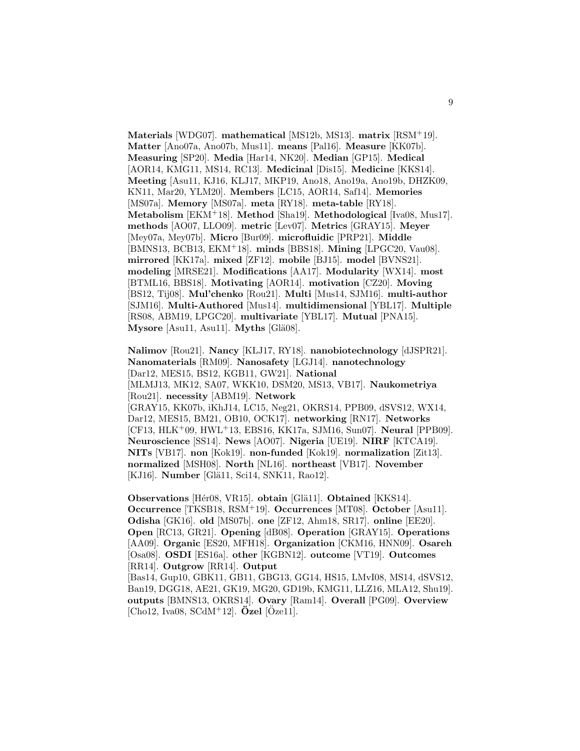**Materials** [WDG07]. **mathematical** [MS12b, MS13]. **matrix** [RSM+19]. **Matter** [Ano07a, Ano07b, Mus11]. **means** [Pal16]. **Measure** [KK07b]. **Measuring** [SP20]. **Media** [Har14, NK20]. **Median** [GP15]. **Medical** [AOR14, KMG11, MS14, RC13]. **Medicinal** [Dis15]. **Medicine** [KKS14]. **Meeting** [Asu11, KJ16, KLJ17, MKP19, Ano18, Ano19a, Ano19b, DHZK09, KN11, Mar20, YLM20]. **Members** [LC15, AOR14, Saf14]. **Memories** [MS07a]. **Memory** [MS07a]. **meta** [RY18]. **meta-table** [RY18]. **Metabolism** [EKM+18]. **Method** [Sha19]. **Methodological** [Iva08, Mus17]. **methods** [AO07, LLO09]. **metric** [Lev07]. **Metrics** [GRAY15]. **Meyer** [Mey07a, Mey07b]. **Micro** [Bur09]. **microfluidic** [PRP21]. **Middle** [BMNS13, BCB13, EKM+18]. **minds** [BBS18]. **Mining** [LPGC20, Vau08]. **mirrored** [KK17a]. **mixed** [ZF12]. **mobile** [BJ15]. **model** [BVNS21]. **modeling** [MRSE21]. **Modifications** [AA17]. **Modularity** [WX14]. **most** [BTML16, BBS18]. **Motivating** [AOR14]. **motivation** [CZ20]. **Moving** [BS12, Tij08]. **Mul'chenko** [Rou21]. **Multi** [Mus14, SJM16]. **multi-author** [SJM16]. **Multi-Authored** [Mus14]. **multidimensional** [YBL17]. **Multiple** [RS08, ABM19, LPGC20]. **multivariate** [YBL17]. **Mutual** [PNA15]. **Mysore** [Asu11, Asu11]. **Myths** [Glä08].

**Nalimov** [Rou21]. **Nancy** [KLJ17, RY18]. **nanobiotechnology** [dJSPR21]. **Nanomaterials** [RM09]. **Nanosafety** [LGJ14]. **nanotechnology** [Dar12, MES15, BS12, KGB11, GW21]. **National** [MLMJ13, MK12, SA07, WKK10, DSM20, MS13, VB17]. **Naukometriya** [Rou21]. **necessity** [ABM19]. **Network** [GRAY15, KK07b, iKhJ14, LC15, Neg21, OKRS14, PPB09, dSVS12, WX14, Dar12, MES15, BM21, OB10, OCK17]. **networking** [RN17]. **Networks** [CF13, HLK+09, HWL+13, EBS16, KK17a, SJM16, Sun07]. **Neural** [PPB09]. **Neuroscience** [SS14]. **News** [AO07]. **Nigeria** [UE19]. **NIRF** [KTCA19]. **NITs** [VB17]. **non** [Kok19]. **non-funded** [Kok19]. **normalization** [Zit13]. **normalized** [MSH08]. **North** [NL16]. **northeast** [VB17]. **November** [KJ16]. **Number** [Glä11, Sci14, SNK11, Rao12].

**Observations** [Hér08, VR15]. **obtain** [Glä11]. **Obtained** [KKS14]. **Occurrence** [TKSB18, RSM+19]. **Occurrences** [MT08]. **October** [Asu11]. **Odisha** [GK16]. **old** [MS07b]. **one** [ZF12, Ahm18, SR17]. **online** [EE20]. **Open** [RC13, GR21]. **Opening** [dB08]. **Operation** [GRAY15]. **Operations** [AA09]. **Organic** [ES20, MFH18]. **Organization** [CKM16, HNN09]. **Osareh** [Osa08]. **OSDI** [ES16a]. **other** [KGBN12]. **outcome** [VT19]. **Outcomes** [RR14]. **Outgrow** [RR14]. **Output** [Bas14, Gup10, GBK11, GB11, GBG13, GG14, HS15, LMvI08, MS14, dSVS12, Ban19, DGG18, AE21, GK19, MG20, GD19b, KMG11, LLZ16, MLA12, Shu19]. **outputs** [BMNS13, OKRS14]. **Ovary** [Ram14]. **Overall** [PG09]. **Overview** [Cho12, Iva08, SCdM+12]. **Özel** [Öze11].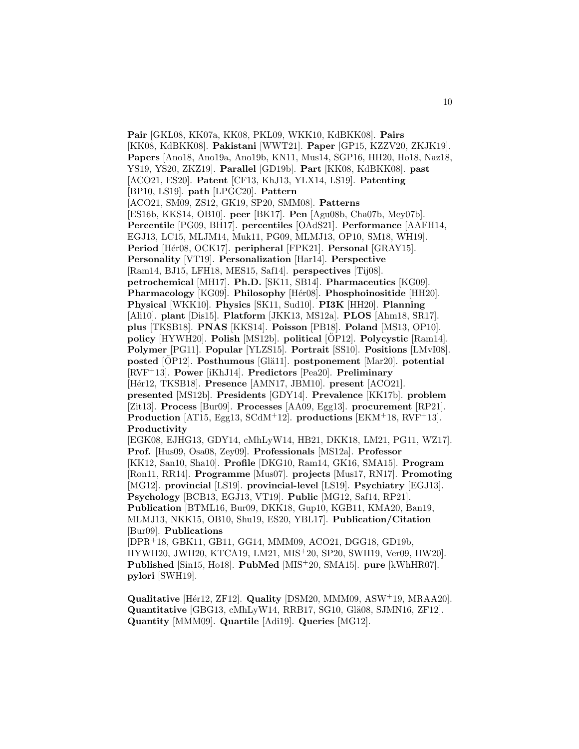**Pair** [GKL08, KK07a, KK08, PKL09, WKK10, KdBKK08]. **Pairs** [KK08, KdBKK08]. **Pakistani** [WWT21]. **Paper** [GP15, KZZV20, ZKJK19]. **Papers** [Ano18, Ano19a, Ano19b, KN11, Mus14, SGP16, HH20, Ho18, Naz18, YS19, YS20, ZKZ19]. **Parallel** [GD19b]. **Part** [KK08, KdBKK08]. **past** [ACO21, ES20]. **Patent** [CF13, KhJ13, YLX14, LS19]. **Patenting** [BP10, LS19]. **path** [LPGC20]. **Pattern** [ACO21, SM09, ZS12, GK19, SP20, SMM08]. **Patterns** [ES16b, KKS14, OB10]. **peer** [BK17]. **Pen** [Agu08b, Cha07b, Mey07b]. **Percentile** [PG09, BH17]. **percentiles** [OAdS21]. **Performance** [AAFH14, EGJ13, LC15, MLJM14, Muk11, PG09, MLMJ13, OP10, SM18, WH19]. **Period** [Hér08, OCK17]. **peripheral** [FPK21]. **Personal** [GRAY15]. **Personality** [VT19]. **Personalization** [Har14]. **Perspective** [Ram14, BJ15, LFH18, MES15, Saf14]. **perspectives** [Tij08]. **petrochemical** [MH17]. **Ph.D.** [SK11, SB14]. **Pharmaceutics** [KG09]. **Pharmacology** [KG09]. **Philosophy** [Hér08]. **Phosphoinositide** [HH20]. **Physical** [WKK10]. **Physics** [SK11, Sud10]. **PI3K** [HH20]. **Planning** [Ali10]. **plant** [Dis15]. **Platform** [JKK13, MS12a]. **PLOS** [Ahm18, SR17]. **plus** [TKSB18]. **PNAS** [KKS14]. **Poisson** [PB18]. **Poland** [MS13, OP10]. **policy** [HYWH20]. **Polish** [MS12b]. **political** [ÖP12]. **Polycystic** [Ram14]. **Polymer** [PG11]. **Popular** [YLZS15]. **Portrait** [SS10]. **Positions** [LMvI08]. **posted** [ÖP12]. **Posthumous** [Glä11]. **postponement** [Mar20]. **potential** [RVF+13]. **Power** [iKhJ14]. **Predictors** [Pea20]. **Preliminary** [Hér12, TKSB18]. **Presence** [AMN17, JBM10]. **present** [ACO21]. **presented** [MS12b]. **Presidents** [GDY14]. **Prevalence** [KK17b]. **problem** [Zit13]. **Process** [Bur09]. **Processes** [AA09, Egg13]. **procurement** [RP21]. **Production** [AT15, Egg13, SCdM+12]. **productions** [EKM+18, RVF+13]. **Productivity** [EGK08, EJHG13, GDY14, cMhLyW14, HB21, DKK18, LM21, PG11, WZ17]. **Prof.** [Hus09, Osa08, Zey09]. **Professionals** [MS12a]. **Professor** [KK12, San10, Sha10]. **Profile** [DKG10, Ram14, GK16, SMA15]. **Program** [Ron11, RR14]. **Programme** [Mus07]. **projects** [Mus17, RN17]. **Promoting** [MG12]. **provincial** [LS19]. **provincial-level** [LS19]. **Psychiatry** [EGJ13]. **Psychology** [BCB13, EGJ13, VT19]. **Public** [MG12, Saf14, RP21]. **Publication** [BTML16, Bur09, DKK18, Gup10, KGB11, KMA20, Ban19, MLMJ13, NKK15, OB10, Shu19, ES20, YBL17]. **Publication/Citation** [Bur09]. **Publications** [DPR+18, GBK11, GB11, GG14, MMM09, ACO21, DGG18, GD19b, HYWH20, JWH20, KTCA19, LM21, MIS+20, SP20, SWH19, Ver09, HW20]. **Published** [Sin15, Ho18]. **PubMed** [MIS+20, SMA15]. **pure** [kWhHR07]. **pylori** [SWH19].

**Qualitative** [Hér12, ZF12]. **Quality** [DSM20, MMM09, ASW+19, MRAA20]. **Quantitative** [GBG13, cMhLyW14, RRB17, SG10, Glä08, SJMN16, ZF12]. **Quantity** [MMM09]. **Quartile** [Adi19]. **Queries** [MG12].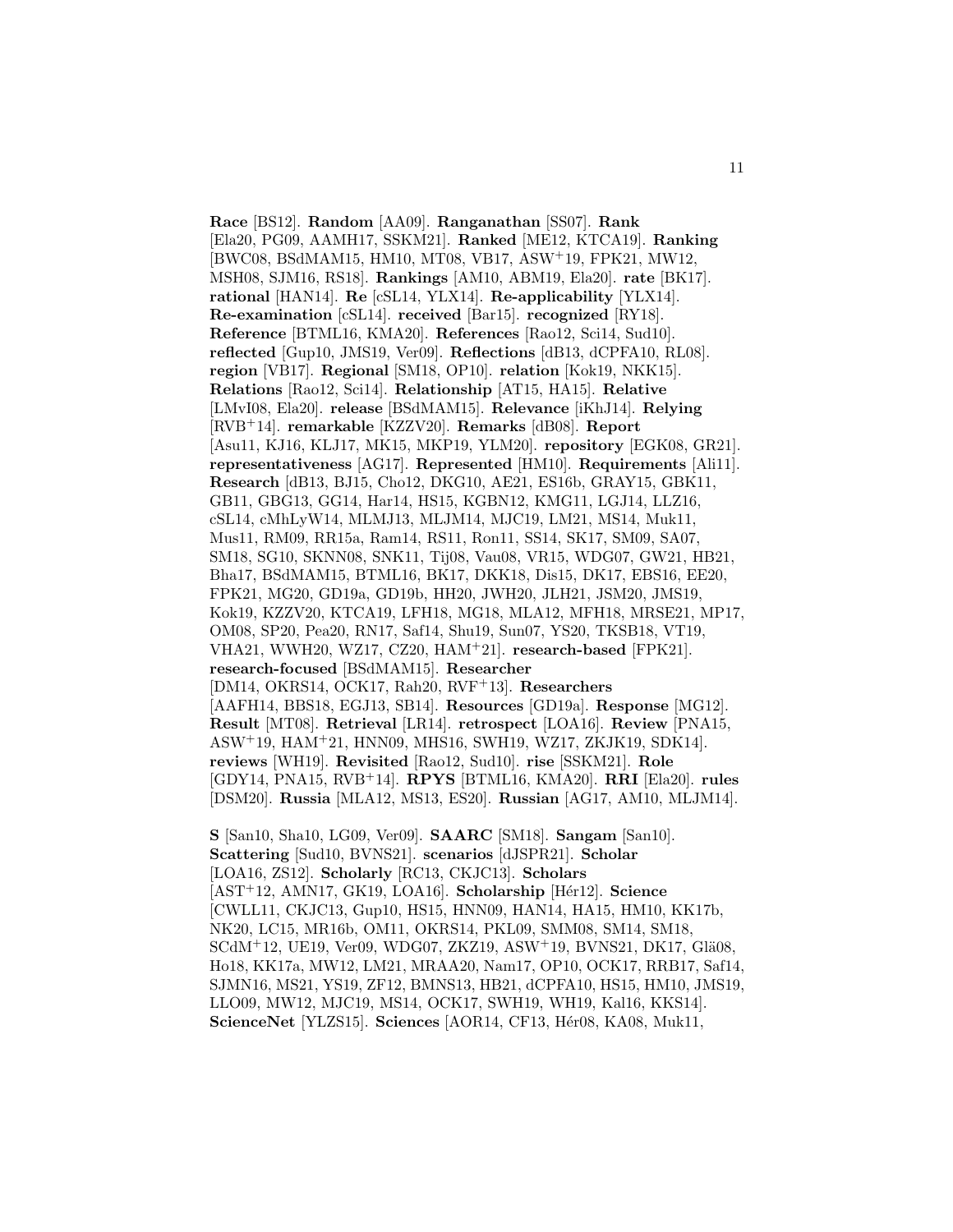**Race** [BS12]. **Random** [AA09]. **Ranganathan** [SS07]. **Rank** [Ela20, PG09, AAMH17, SSKM21]. **Ranked** [ME12, KTCA19]. **Ranking** [BWC08, BSdMAM15, HM10, MT08, VB17, ASW+19, FPK21, MW12, MSH08, SJM16, RS18]. **Rankings** [AM10, ABM19, Ela20]. **rate** [BK17]. **rational** [HAN14]. **Re** [cSL14, YLX14]. **Re-applicability** [YLX14]. **Re-examination** [cSL14]. **received** [Bar15]. **recognized** [RY18]. **Reference** [BTML16, KMA20]. **References** [Rao12, Sci14, Sud10]. **reflected** [Gup10, JMS19, Ver09]. **Reflections** [dB13, dCPFA10, RL08]. **region** [VB17]. **Regional** [SM18, OP10]. **relation** [Kok19, NKK15]. **Relations** [Rao12, Sci14]. **Relationship** [AT15, HA15]. **Relative** [LMvI08, Ela20]. **release** [BSdMAM15]. **Relevance** [iKhJ14]. **Relying** [RVB+14]. **remarkable** [KZZV20]. **Remarks** [dB08]. **Report** [Asu11, KJ16, KLJ17, MK15, MKP19, YLM20]. **repository** [EGK08, GR21]. **representativeness** [AG17]. **Represented** [HM10]. **Requirements** [Ali11]. **Research** [dB13, BJ15, Cho12, DKG10, AE21, ES16b, GRAY15, GBK11, GB11, GBG13, GG14, Har14, HS15, KGBN12, KMG11, LGJ14, LLZ16, cSL14, cMhLyW14, MLMJ13, MLJM14, MJC19, LM21, MS14, Muk11, Mus11, RM09, RR15a, Ram14, RS11, Ron11, SS14, SK17, SM09, SA07, SM18, SG10, SKNN08, SNK11, Tij08, Vau08, VR15, WDG07, GW21, HB21, Bha17, BSdMAM15, BTML16, BK17, DKK18, Dis15, DK17, EBS16, EE20, FPK21, MG20, GD19a, GD19b, HH20, JWH20, JLH21, JSM20, JMS19, Kok19, KZZV20, KTCA19, LFH18, MG18, MLA12, MFH18, MRSE21, MP17, OM08, SP20, Pea20, RN17, Saf14, Shu19, Sun07, YS20, TKSB18, VT19, VHA21, WWH20, WZ17, CZ20, HAM+21]. **research-based** [FPK21]. **research-focused** [BSdMAM15]. **Researcher** [DM14, OKRS14, OCK17, Rah20, RVF+13]. **Researchers** [AAFH14, BBS18, EGJ13, SB14]. **Resources** [GD19a]. **Response** [MG12]. **Result** [MT08]. **Retrieval** [LR14]. **retrospect** [LOA16]. **Review** [PNA15, ASW+19, HAM+21, HNN09, MHS16, SWH19, WZ17, ZKJK19, SDK14]. **reviews** [WH19]. **Revisited** [Rao12, Sud10]. **rise** [SSKM21]. **Role** [GDY14, PNA15, RVB+14]. **RPYS** [BTML16, KMA20]. **RRI** [Ela20]. **rules** [DSM20]. **Russia** [MLA12, MS13, ES20]. **Russian** [AG17, AM10, MLJM14].

**S** [San10, Sha10, LG09, Ver09]. **SAARC** [SM18]. **Sangam** [San10]. **Scattering** [Sud10, BVNS21]. **scenarios** [dJSPR21]. **Scholar** [LOA16, ZS12]. **Scholarly** [RC13, CKJC13]. **Scholars** [AST+12, AMN17, GK19, LOA16]. **Scholarship** [Hér12]. **Science** [CWLL11, CKJC13, Gup10, HS15, HNN09, HAN14, HA15, HM10, KK17b, NK20, LC15, MR16b, OM11, OKRS14, PKL09, SMM08, SM14, SM18, SCdM+12, UE19, Ver09, WDG07, ZKZ19, ASW+19, BVNS21, DK17, Glä08, Ho18, KK17a, MW12, LM21, MRAA20, Nam17, OP10, OCK17, RRB17, Saf14, SJMN16, MS21, YS19, ZF12, BMNS13, HB21, dCPFA10, HS15, HM10, JMS19, LLO09, MW12, MJC19, MS14, OCK17, SWH19, WH19, Kal16, KKS14]. **ScienceNet** [YLZS15]. **Sciences** [AOR14, CF13, Hér08, KA08, Muk11,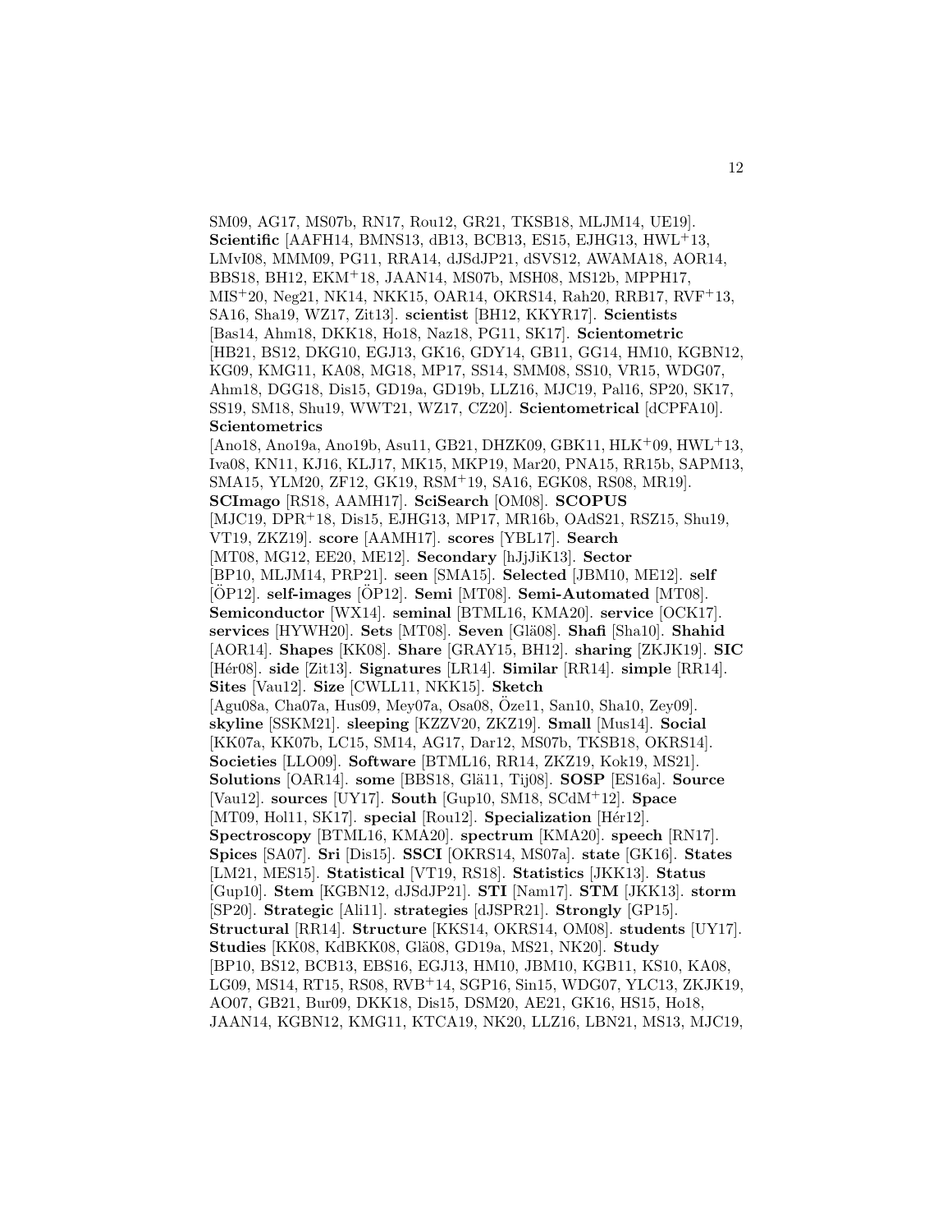SM09, AG17, MS07b, RN17, Rou12, GR21, TKSB18, MLJM14, UE19]. **Scientific** [AAFH14, BMNS13, dB13, BCB13, ES15, EJHG13, HWL[+]13, LMvI08, MMM09, PG11, RRA14, dJSdJP21, dSVS12, AWAMA18, AOR14, BBS18, BH12, EKM[+]18, JAAN14, MS07b, MSH08, MS12b, MPPH17, MIS[+]20, Neg21, NK14, NKK15, OAR14, OKRS14, Rah20, RRB17, RVF[+]13, SA16, Sha19, WZ17, Zit13]. **scientist** [BH12, KKYR17]. **Scientists** [Bas14, Ahm18, DKK18, Ho18, Naz18, PG11, SK17]. **Scientometric** [HB21, BS12, DKG10, EGJ13, GK16, GDY14, GB11, GG14, HM10, KGBN12, KG09, KMG11, KA08, MG18, MP17, SS14, SMM08, SS10, VR15, WDG07, Ahm18, DGG18, Dis15, GD19a, GD19b, LLZ16, MJC19, Pal16, SP20, SK17, SS19, SM18, Shu19, WWT21, WZ17, CZ20]. **Scientometrical** [dCPFA10]. **Scientometrics** [Ano18, Ano19a, Ano19b, Asu11, GB21, DHZK09, GBK11, HLK[+]09, HWL[+]13, Iva08, KN11, KJ16, KLJ17, MK15, MKP19, Mar20, PNA15, RR15b, SAPM13, SMA15, YLM20, ZF12, GK19, RSM[+]19, SA16, EGK08, RS08, MR19]. **SCImago** [RS18, AAMH17]. **SciSearch** [OM08]. **SCOPUS** [MJC19, DPR[+]18, Dis15, EJHG13, MP17, MR16b, OAdS21, RSZ15, Shu19, VT19, ZKZ19]. **score** [AAMH17]. **scores** [YBL17]. **Search** [MT08, MG12, EE20, ME12]. **Secondary** [hJjJiK13]. **Sector** [BP10, MLJM14, PRP21]. **seen** [SMA15]. **Selected** [JBM10, ME12]. **self** [ÖP12]. **self-images** [ÖP12]. **Semi** [MT08]. **Semi-Automated** [MT08]. **Semiconductor** [WX14]. **seminal** [BTML16, KMA20]. **service** [OCK17]. **services** [HYWH20]. **Sets** [MT08]. **Seven** [Glä08]. **Shafi** [Sha10]. **Shahid** [AOR14]. **Shapes** [KK08]. **Share** [GRAY15, BH12]. **sharing** [ZKJK19]. **SIC** [Hér08]. **side** [Zit13]. **Signatures** [LR14]. **Similar** [RR14]. **simple** [RR14]. **Sites** [Vau12]. **Size** [CWLL11, NKK15]. **Sketch** [Agu08a, Cha07a, Hus09, Mey07a, Osa08, Öze11, San10, Sha10, Zey09]. **skyline** [SSKM21]. **sleeping** [KZZV20, ZKZ19]. **Small** [Mus14]. **Social** [KK07a, KK07b, LC15, SM14, AG17, Dar12, MS07b, TKSB18, OKRS14]. **Societies** [LLO09]. **Software** [BTML16, RR14, ZKZ19, Kok19, MS21]. **Solutions** [OAR14]. **some** [BBS18, Glä11, Tij08]. **SOSP** [ES16a]. **Source** [Vau12]. **sources** [UY17]. **South** [Gup10, SM18, SCdM[+]12]. **Space** [MT09, Hol11, SK17]. **special** [Rou12]. **Specialization** [Hér12]. **Spectroscopy** [BTML16, KMA20]. **spectrum** [KMA20]. **speech** [RN17]. **Spices** [SA07]. **Sri** [Dis15]. **SSCI** [OKRS14, MS07a]. **state** [GK16]. **States** [LM21, MES15]. **Statistical** [VT19, RS18]. **Statistics** [JKK13]. **Status** [Gup10]. **Stem** [KGBN12, dJSdJP21]. **STI** [Nam17]. **STM** [JKK13]. **storm** [SP20]. **Strategic** [Ali11]. **strategies** [dJSPR21]. **Strongly** [GP15]. **Structural** [RR14]. **Structure** [KKS14, OKRS14, OM08]. **students** [UY17]. **Studies** [KK08, KdBKK08, Glä08, GD19a, MS21, NK20]. **Study** [BP10, BS12, BCB13, EBS16, EGJ13, HM10, JBM10, KGB11, KS10, KA08, LG09, MS14, RT15, RS08, RVB[+]14, SGP16, Sin15, WDG07, YLC13, ZKJK19, AO07, GB21, Bur09, DKK18, Dis15, DSM20, AE21, GK16, HS15, Ho18, JAAN14, KGBN12, KMG11, KTCA19, NK20, LLZ16, LBN21, MS13, MJC19,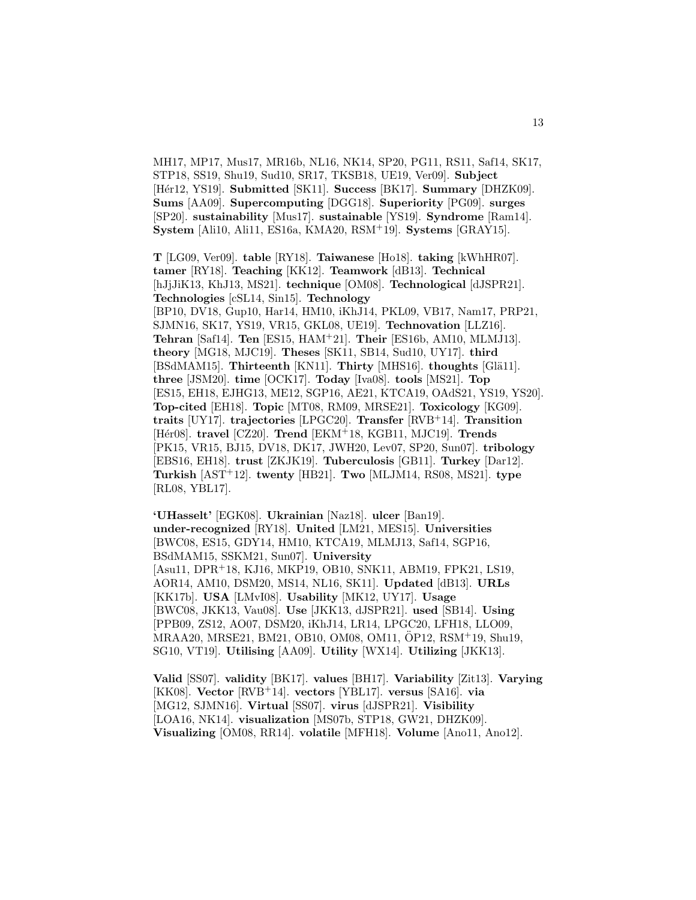MH17, MP17, Mus17, MR16b, NL16, NK14, SP20, PG11, RS11, Saf14, SK17, STP18, SS19, Shu19, Sud10, SR17, TKSB18, UE19, Ver09]. **Subject** [Hér12, YS19]. **Submitted** [SK11]. **Success** [BK17]. **Summary** [DHZK09]. **Sums** [AA09]. **Supercomputing** [DGG18]. **Superiority** [PG09]. **surges** [SP20]. **sustainability** [Mus17]. **sustainable** [YS19]. **Syndrome** [Ram14]. **System** [Ali10, Ali11, ES16a, KMA20, RSM+19]. **Systems** [GRAY15].

**T** [LG09, Ver09]. **table** [RY18]. **Taiwanese** [Ho18]. **taking** [kWhHR07]. **tamer** [RY18]. **Teaching** [KK12]. **Teamwork** [dB13]. **Technical** [hJjJiK13, KhJ13, MS21]. **technique** [OM08]. **Technological** [dJSPR21]. **Technologies** [cSL14, Sin15]. **Technology** [BP10, DV18, Gup10, Har14, HM10, iKhJ14, PKL09, VB17, Nam17, PRP21, SJMN16, SK17, YS19, VR15, GKL08, UE19]. **Technovation** [LLZ16]. **Tehran** [Saf14]. **Ten** [ES15, HAM+21]. **Their** [ES16b, AM10, MLMJ13]. **theory** [MG18, MJC19]. **Theses** [SK11, SB14, Sud10, UY17]. **third** [BSdMAM15]. **Thirteenth** [KN11]. **Thirty** [MHS16]. **thoughts** [Glä11]. **three** [JSM20]. **time** [OCK17]. **Today** [Iva08]. **tools** [MS21]. **Top** [ES15, EH18, EJHG13, ME12, SGP16, AE21, KTCA19, OAdS21, YS19, YS20]. **Top-cited** [EH18]. **Topic** [MT08, RM09, MRSE21]. **Toxicology** [KG09]. **traits** [UY17]. **trajectories** [LPGC20]. **Transfer** [RVB+14]. **Transition** [Hér08]. **travel** [CZ20]. **Trend** [EKM+18, KGB11, MJC19]. **Trends** [PK15, VR15, BJ15, DV18, DK17, JWH20, Lev07, SP20, Sun07]. **tribology** [EBS16, EH18]. **trust** [ZKJK19]. **Tuberculosis** [GB11]. **Turkey** [Dar12]. **Turkish** [AST+12]. **twenty** [HB21]. **Two** [MLJM14, RS08, MS21]. **type** [RL08, YBL17].

**'UHasselt'** [EGK08]. **Ukrainian** [Naz18]. **ulcer** [Ban19]. **under-recognized** [RY18]. **United** [LM21, MES15]. **Universities** [BWC08, ES15, GDY14, HM10, KTCA19, MLMJ13, Saf14, SGP16, BSdMAM15, SSKM21, Sun07]. **University** [Asu11, DPR+18, KJ16, MKP19, OB10, SNK11, ABM19, FPK21, LS19, AOR14, AM10, DSM20, MS14, NL16, SK11]. **Updated** [dB13]. **URLs** [KK17b]. **USA** [LMvI08]. **Usability** [MK12, UY17]. **Usage** [BWC08, JKK13, Vau08]. **Use** [JKK13, dJSPR21]. **used** [SB14]. **Using** [PPB09, ZS12, AO07, DSM20, iKhJ14, LR14, LPGC20, LFH18, LLO09, MRAA20, MRSE21, BM21, OB10, OM08, OM11, ÖP12, RSM+19, Shu19, SG10, VT19]. **Utilising** [AA09]. **Utility** [WX14]. **Utilizing** [JKK13].

**Valid** [SS07]. **validity** [BK17]. **values** [BH17]. **Variability** [Zit13]. **Varying** [KK08]. **Vector** [RVB+14]. **vectors** [YBL17]. **versus** [SA16]. **via** [MG12, SJMN16]. **Virtual** [SS07]. **virus** [dJSPR21]. **Visibility** [LOA16, NK14]. **visualization** [MS07b, STP18, GW21, DHZK09]. **Visualizing** [OM08, RR14]. **volatile** [MFH18]. **Volume** [Ano11, Ano12].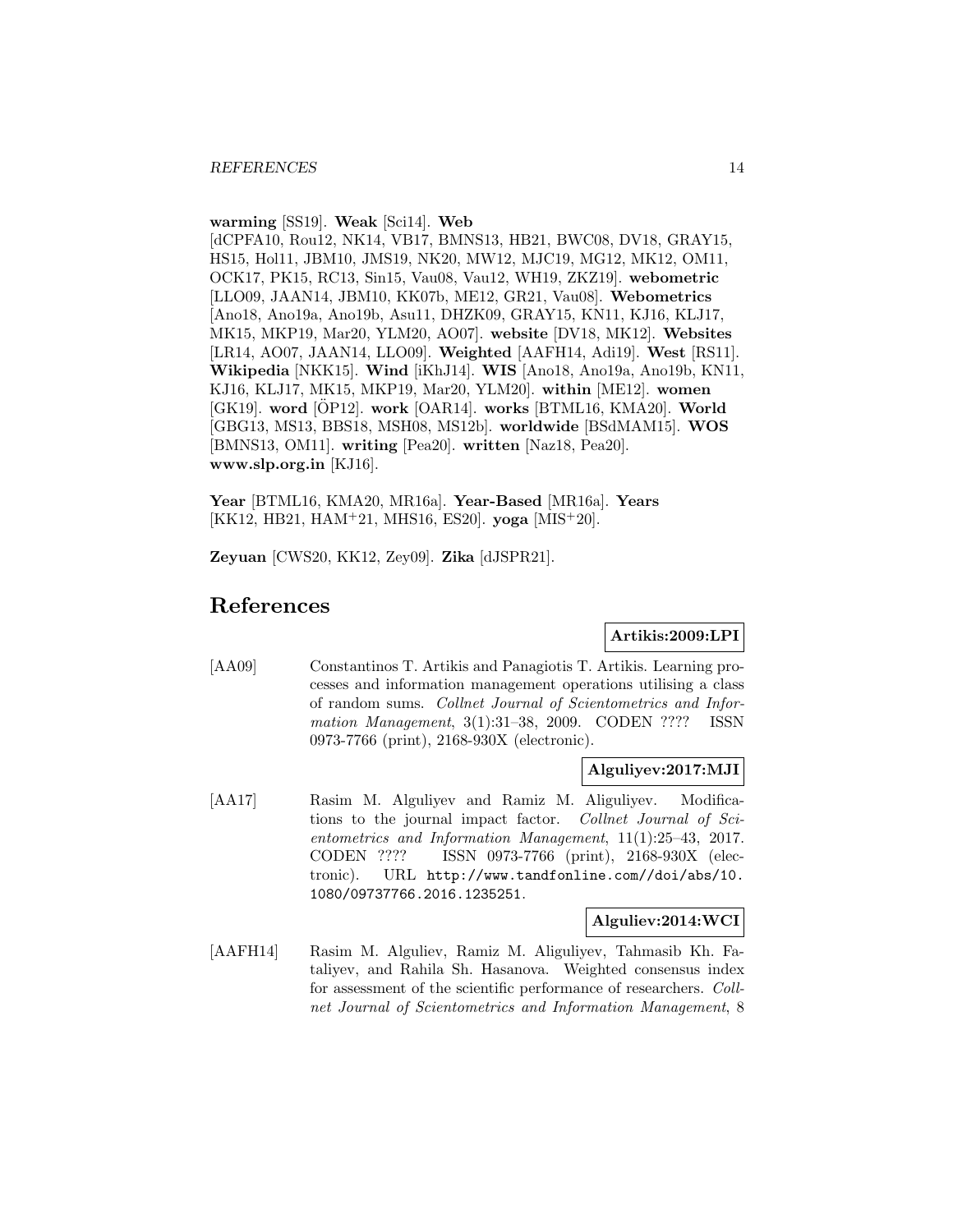**warming** [SS19]. **Weak** [Sci14]. **Web** [dCPFA10, Rou12, NK14, VB17, BMNS13, HB21, BWC08, DV18, GRAY15, HS15, Hol11, JBM10, JMS19, NK20, MW12, MJC19, MG12, MK12, OM11, OCK17, PK15, RC13, Sin15, Vau08, Vau12, WH19, ZKZ19]. **webometric** [LLO09, JAAN14, JBM10, KK07b, ME12, GR21, Vau08]. **Webometrics** [Ano18, Ano19a, Ano19b, Asu11, DHZK09, GRAY15, KN11, KJ16, KLJ17, MK15, MKP19, Mar20, YLM20, AO07]. **website** [DV18, MK12]. **Websites** [LR14, AO07, JAAN14, LLO09]. **Weighted** [AAFH14, Adi19]. **West** [RS11]. **Wikipedia** [NKK15]. **Wind** [iKhJ14]. **WIS** [Ano18, Ano19a, Ano19b, KN11, KJ16, KLJ17, MK15, MKP19, Mar20, YLM20]. **within** [ME12]. **women** [GK19]. **word** [ÖP12]. **work** [OAR14]. **works** [BTML16, KMA20]. **World** [GBG13, MS13, BBS18, MSH08, MS12b]. **worldwide** [BSdMAM15]. **WOS** [BMNS13, OM11]. **writing** [Pea20]. **written** [Naz18, Pea20]. **www.slp.org.in** [KJ16].

**Year** [BTML16, KMA20, MR16a]. **Year-Based** [MR16a]. **Years** [KK12, HB21, HAM+21, MHS16, ES20]. **yoga** [MIS+20].

**Zeyuan** [CWS20, KK12, Zey09]. **Zika** [dJSPR21].

# References

**Artikis:2009:LPI**

[AA09] Constantinos T. Artikis and Panagiotis T. Artikis. Learning processes and information management operations utilising a class of random sums. *Collnet Journal of Scientometrics and Information Management*, 3(1):31–38, 2009. CODEN ???? ISSN 0973-7766 (print), 2168-930X (electronic).

**Alguliyev:2017:MJI**

[AA17] Rasim M. Alguliyev and Ramiz M. Aliguliyev. Modifications to the journal impact factor. *Collnet Journal of Scientometrics and Information Management*, 11(1):25–43, 2017. CODEN ???? ISSN 0973-7766 (print), 2168-930X (electronic). URL http://www.tandfonline.com//doi/abs/10.1080/09737766.2016.1235251.

**Alguliev:2014:WCI**

[AAFH14] Rasim M. Alguliev, Ramiz M. Aliguliyev, Tahmasib Kh. Fataliyev, and Rahila Sh. Hasanova. Weighted consensus index for assessment of the scientific performance of researchers. *Collnet Journal of Scientometrics and Information Management*, 8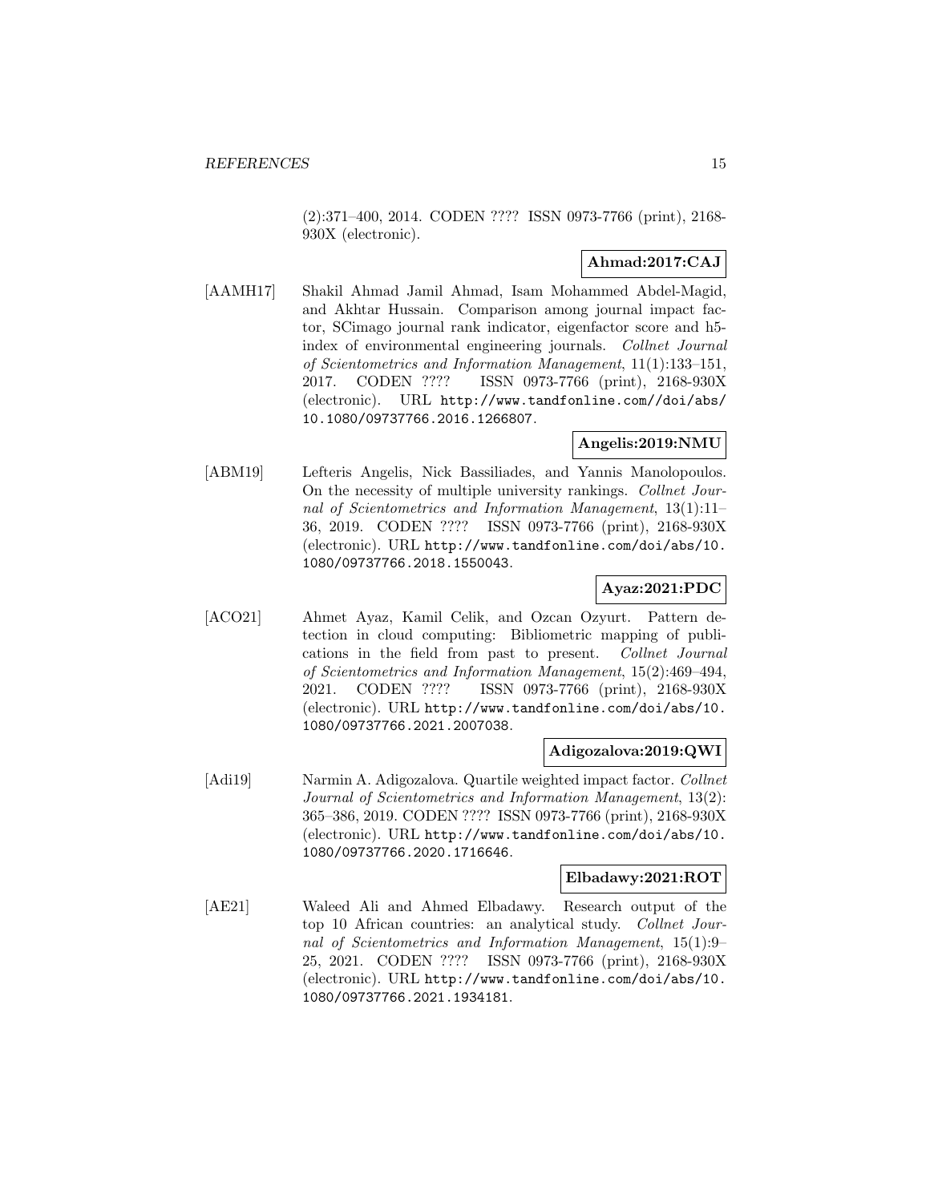(2):371–400, 2014. CODEN ???? ISSN 0973-7766 (print), 2168-930X (electronic).

**Ahmad:2017:CAJ**

[AAMH17] Shakil Ahmad Jamil Ahmad, Isam Mohammed Abdel-Magid, and Akhtar Hussain. Comparison among journal impact factor, SCimago journal rank indicator, eigenfactor score and h5-index of environmental engineering journals. *Collnet Journal of Scientometrics and Information Management*, 11(1):133–151, 2017. CODEN ???? ISSN 0973-7766 (print), 2168-930X (electronic). URL http://www.tandfonline.com//doi/abs/10.1080/09737766.2016.1266807.

**Angelis:2019:NMU**

[ABM19] Lefteris Angelis, Nick Bassiliades, and Yannis Manolopoulos. On the necessity of multiple university rankings. *Collnet Journal of Scientometrics and Information Management*, 13(1):11–36, 2019. CODEN ???? ISSN 0973-7766 (print), 2168-930X (electronic). URL http://www.tandfonline.com/doi/abs/10.1080/09737766.2018.1550043.

**Ayaz:2021:PDC**

[ACO21] Ahmet Ayaz, Kamil Celik, and Ozcan Ozyurt. Pattern detection in cloud computing: Bibliometric mapping of publications in the field from past to present. *Collnet Journal of Scientometrics and Information Management*, 15(2):469–494, 2021. CODEN ???? ISSN 0973-7766 (print), 2168-930X (electronic). URL http://www.tandfonline.com/doi/abs/10.1080/09737766.2021.2007038.

**Adigozalova:2019:QWI**

[Adi19] Narmin A. Adigozalova. Quartile weighted impact factor. *Collnet Journal of Scientometrics and Information Management*, 13(2):365–386, 2019. CODEN ???? ISSN 0973-7766 (print), 2168-930X (electronic). URL http://www.tandfonline.com/doi/abs/10.1080/09737766.2020.1716646.

**Elbadawy:2021:ROT**

[AE21] Waleed Ali and Ahmed Elbadawy. Research output of the top 10 African countries: an analytical study. *Collnet Journal of Scientometrics and Information Management*, 15(1):9–25, 2021. CODEN ???? ISSN 0973-7766 (print), 2168-930X (electronic). URL http://www.tandfonline.com/doi/abs/10.1080/09737766.2021.1934181.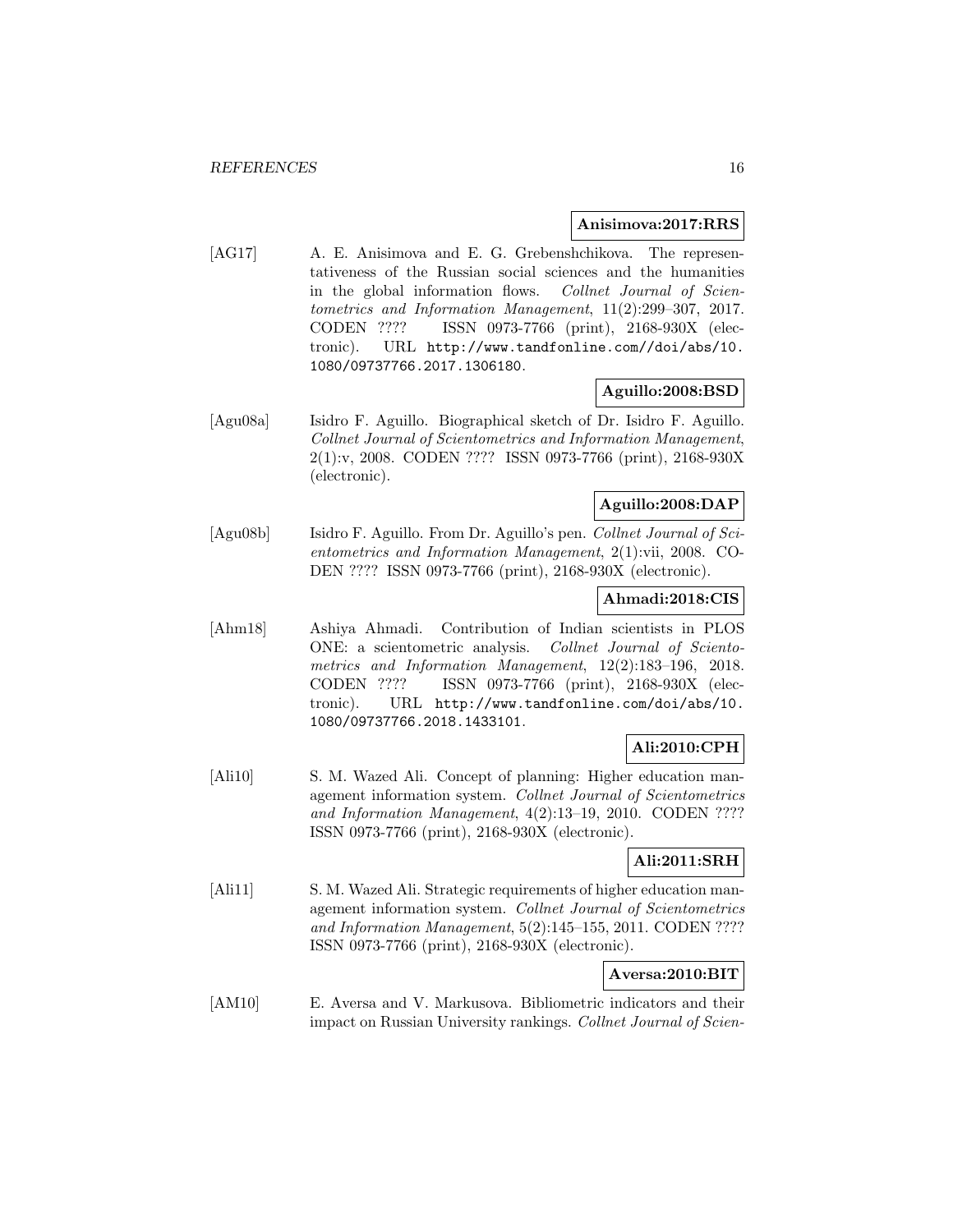**Anisimova:2017:RRS**

[AG17] A. E. Anisimova and E. G. Grebenshchikova. The representativeness of the Russian social sciences and the humanities in the global information flows. *Collnet Journal of Scientometrics and Information Management*, 11(2):299–307, 2017. CODEN ???? ISSN 0973-7766 (print), 2168-930X (electronic). URL http://www.tandfonline.com//doi/abs/10.1080/09737766.2017.1306180.

**Aguillo:2008:BSD**

[Agu08a] Isidro F. Aguillo. Biographical sketch of Dr. Isidro F. Aguillo. *Collnet Journal of Scientometrics and Information Management*, 2(1):v, 2008. CODEN ???? ISSN 0973-7766 (print), 2168-930X (electronic).

**Aguillo:2008:DAP**

[Agu08b] Isidro F. Aguillo. From Dr. Aguillo's pen. *Collnet Journal of Scientometrics and Information Management*, 2(1):vii, 2008. CODEN ???? ISSN 0973-7766 (print), 2168-930X (electronic).

**Ahmadi:2018:CIS**

[Ahm18] Ashiya Ahmadi. Contribution of Indian scientists in PLOS ONE: a scientometric analysis. *Collnet Journal of Scientometrics and Information Management*, 12(2):183–196, 2018. CODEN ???? ISSN 0973-7766 (print), 2168-930X (electronic). URL http://www.tandfonline.com/doi/abs/10.1080/09737766.2018.1433101.

**Ali:2010:CPH**

[Ali10] S. M. Wazed Ali. Concept of planning: Higher education management information system. *Collnet Journal of Scientometrics and Information Management*, 4(2):13–19, 2010. CODEN ???? ISSN 0973-7766 (print), 2168-930X (electronic).

**Ali:2011:SRH**

[Ali11] S. M. Wazed Ali. Strategic requirements of higher education management information system. *Collnet Journal of Scientometrics and Information Management*, 5(2):145–155, 2011. CODEN ???? ISSN 0973-7766 (print), 2168-930X (electronic).

**Aversa:2010:BIT**

[AM10] E. Aversa and V. Markusova. Bibliometric indicators and their impact on Russian University rankings. *Collnet Journal of Scien-*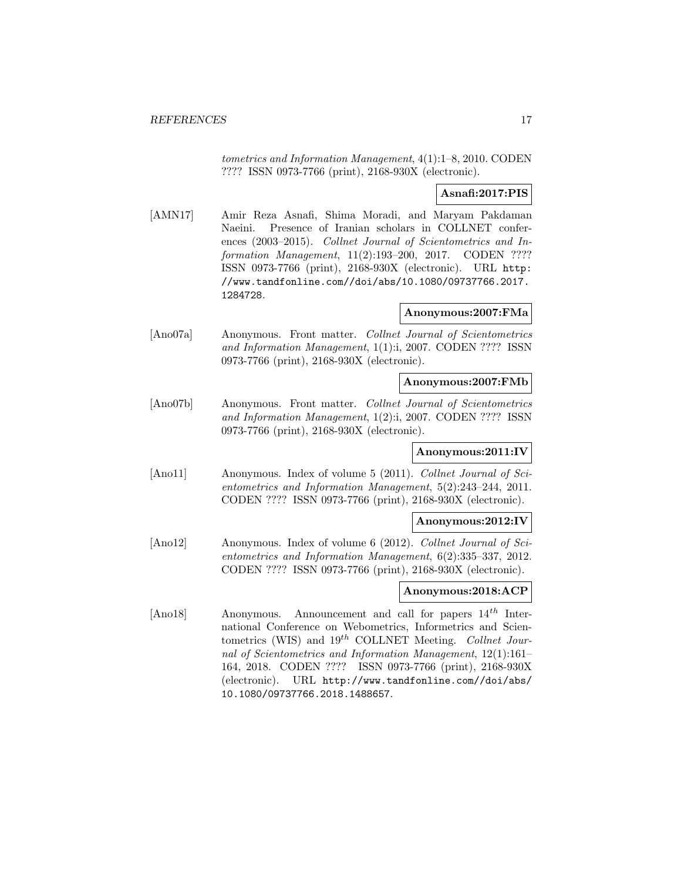*tometrics and Information Management*, 4(1):1–8, 2010. CODEN ???? ISSN 0973-7766 (print), 2168-930X (electronic).

**Asnafi:2017:PIS**

[AMN17] Amir Reza Asnafi, Shima Moradi, and Maryam Pakdaman Naeini. Presence of Iranian scholars in COLLNET conferences (2003–2015). *Collnet Journal of Scientometrics and Information Management*, 11(2):193–200, 2017. CODEN ???? ISSN 0973-7766 (print), 2168-930X (electronic). URL http://www.tandfonline.com//doi/abs/10.1080/09737766.2017.1284728.

**Anonymous:2007:FMa**

[Ano07a] Anonymous. Front matter. *Collnet Journal of Scientometrics and Information Management*, 1(1):i, 2007. CODEN ???? ISSN 0973-7766 (print), 2168-930X (electronic).

**Anonymous:2007:FMb**

[Ano07b] Anonymous. Front matter. *Collnet Journal of Scientometrics and Information Management*, 1(2):i, 2007. CODEN ???? ISSN 0973-7766 (print), 2168-930X (electronic).

**Anonymous:2011:IV**

[Ano11] Anonymous. Index of volume 5 (2011). *Collnet Journal of Scientometrics and Information Management*, 5(2):243–244, 2011. CODEN ???? ISSN 0973-7766 (print), 2168-930X (electronic).

**Anonymous:2012:IV**

[Ano12] Anonymous. Index of volume 6 (2012). *Collnet Journal of Scientometrics and Information Management*, 6(2):335–337, 2012. CODEN ???? ISSN 0973-7766 (print), 2168-930X (electronic).

**Anonymous:2018:ACP**

[Ano18] Anonymous. Announcement and call for papers $14^{th}$ International Conference on Webometrics, Informetrics and Scientometrics (WIS) and $19^{th}$ COLLNET Meeting. *Collnet Journal of Scientometrics and Information Management*, 12(1):161–164, 2018. CODEN ???? ISSN 0973-7766 (print), 2168-930X (electronic). URL http://www.tandfonline.com//doi/abs/10.1080/09737766.2018.1488657.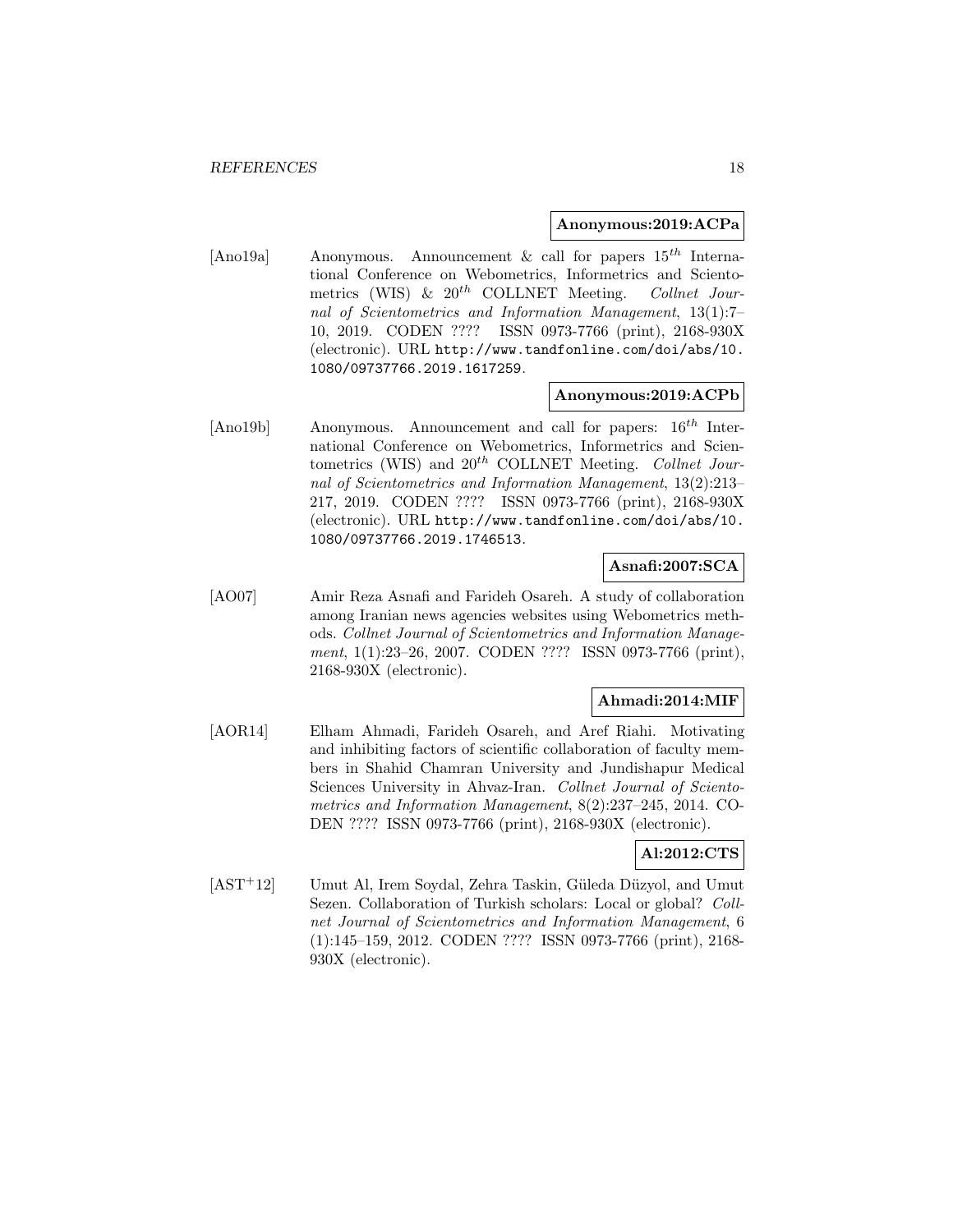**Anonymous:2019:ACPa**

[Ano19a] Anonymous. Announcement & call for papers $15^{th}$ International Conference on Webometrics, Informetrics and Scientometrics (WIS) & $20^{th}$ COLLNET Meeting. *Collnet Journal of Scientometrics and Information Management*, 13(1):7–10, 2019. CODEN ???? ISSN 0973-7766 (print), 2168-930X (electronic). URL http://www.tandfonline.com/doi/abs/10.1080/09737766.2019.1617259.

**Anonymous:2019:ACPb**

[Ano19b] Anonymous. Announcement and call for papers: $16^{th}$ International Conference on Webometrics, Informetrics and Scientometrics (WIS) and $20^{th}$ COLLNET Meeting. *Collnet Journal of Scientometrics and Information Management*, 13(2):213–217, 2019. CODEN ???? ISSN 0973-7766 (print), 2168-930X (electronic). URL http://www.tandfonline.com/doi/abs/10.1080/09737766.2019.1746513.

**Asnafi:2007:SCA**

[AO07] Amir Reza Asnafi and Farideh Osareh. A study of collaboration among Iranian news agencies websites using Webometrics methods. *Collnet Journal of Scientometrics and Information Management*, 1(1):23–26, 2007. CODEN ???? ISSN 0973-7766 (print), 2168-930X (electronic).

**Ahmadi:2014:MIF**

[AOR14] Elham Ahmadi, Farideh Osareh, and Aref Riahi. Motivating and inhibiting factors of scientific collaboration of faculty members in Shahid Chamran University and Jundishapur Medical Sciences University in Ahvaz-Iran. *Collnet Journal of Scientometrics and Information Management*, 8(2):237–245, 2014. CODEN ???? ISSN 0973-7766 (print), 2168-930X (electronic).

**Al:2012:CTS**

[AST+12] Umut Al, Irem Soydal, Zehra Taskin, Güleda Düzyol, and Umut Sezen. Collaboration of Turkish scholars: Local or global? *Collnet Journal of Scientometrics and Information Management*, 6 (1):145–159, 2012. CODEN ???? ISSN 0973-7766 (print), 2168-930X (electronic).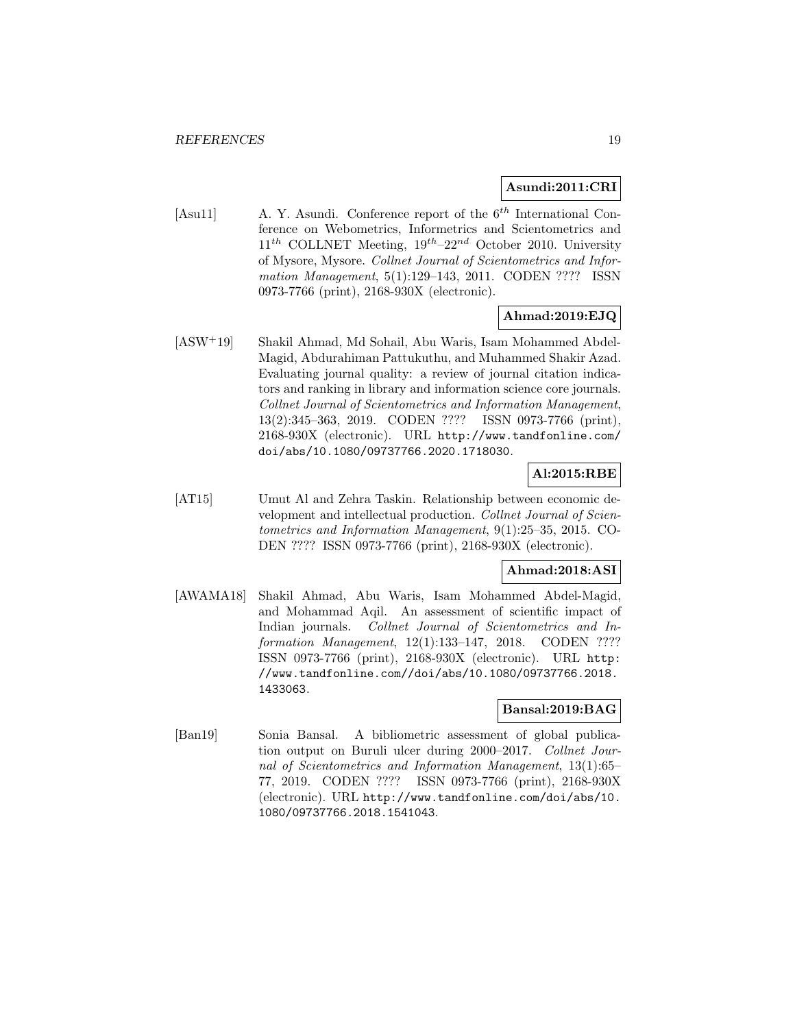**Asundi:2011:CRI**

[Asu11] A. Y. Asundi. Conference report of the $6^{th}$ International Conference on Webometrics, Informetrics and Scientometrics and $11^{th}$ COLLNET Meeting, $19^{th}$–$22^{nd}$ October 2010. University of Mysore, Mysore. *Collnet Journal of Scientometrics and Information Management*, 5(1):129–143, 2011. CODEN ???? ISSN 0973-7766 (print), 2168-930X (electronic).

**Ahmad:2019:EJQ**

[ASW+19] Shakil Ahmad, Md Sohail, Abu Waris, Isam Mohammed Abdel-Magid, Abdurahiman Pattukuthu, and Muhammed Shakir Azad. Evaluating journal quality: a review of journal citation indicators and ranking in library and information science core journals. *Collnet Journal of Scientometrics and Information Management*, 13(2):345–363, 2019. CODEN ???? ISSN 0973-7766 (print), 2168-930X (electronic). URL http://www.tandfonline.com/doi/abs/10.1080/09737766.2020.1718030.

**Al:2015:RBE**

[AT15] Umut Al and Zehra Taskin. Relationship between economic development and intellectual production. *Collnet Journal of Scientometrics and Information Management*, 9(1):25–35, 2015. CODEN ???? ISSN 0973-7766 (print), 2168-930X (electronic).

**Ahmad:2018:ASI**

[AWAMA18] Shakil Ahmad, Abu Waris, Isam Mohammed Abdel-Magid, and Mohammad Aqil. An assessment of scientific impact of Indian journals. *Collnet Journal of Scientometrics and Information Management*, 12(1):133–147, 2018. CODEN ???? ISSN 0973-7766 (print), 2168-930X (electronic). URL http://www.tandfonline.com//doi/abs/10.1080/09737766.2018.1433063.

**Bansal:2019:BAG**

[Ban19] Sonia Bansal. A bibliometric assessment of global publication output on Buruli ulcer during 2000–2017. *Collnet Journal of Scientometrics and Information Management*, 13(1):65–77, 2019. CODEN ???? ISSN 0973-7766 (print), 2168-930X (electronic). URL http://www.tandfonline.com/doi/abs/10.1080/09737766.2018.1541043.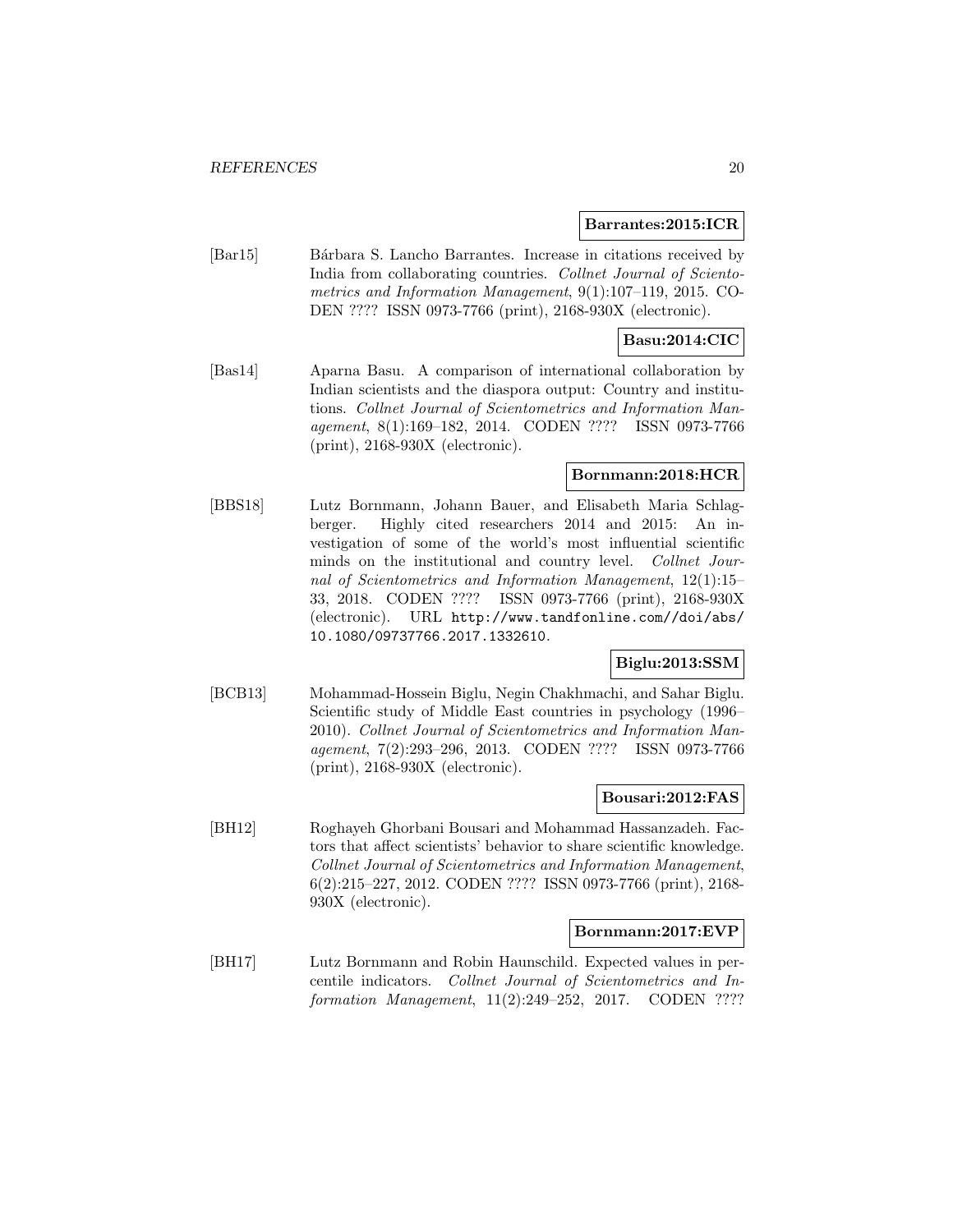**Barrantes:2015:ICR**

[Bar15] Bárbara S. Lancho Barrantes. Increase in citations received by India from collaborating countries. *Collnet Journal of Scientometrics and Information Management*, 9(1):107–119, 2015. CODEN ???? ISSN 0973-7766 (print), 2168-930X (electronic).

**Basu:2014:CIC**

[Bas14] Aparna Basu. A comparison of international collaboration by Indian scientists and the diaspora output: Country and institutions. *Collnet Journal of Scientometrics and Information Management*, 8(1):169–182, 2014. CODEN ???? ISSN 0973-7766 (print), 2168-930X (electronic).

**Bornmann:2018:HCR**

[BBS18] Lutz Bornmann, Johann Bauer, and Elisabeth Maria Schlagberger. Highly cited researchers 2014 and 2015: An investigation of some of the world's most influential scientific minds on the institutional and country level. *Collnet Journal of Scientometrics and Information Management*, 12(1):15–33, 2018. CODEN ???? ISSN 0973-7766 (print), 2168-930X (electronic). URL `http://www.tandfonline.com//doi/abs/10.1080/09737766.2017.1332610`.

**Biglu:2013:SSM**

[BCB13] Mohammad-Hossein Biglu, Negin Chakhmachi, and Sahar Biglu. Scientific study of Middle East countries in psychology (1996–2010). *Collnet Journal of Scientometrics and Information Management*, 7(2):293–296, 2013. CODEN ???? ISSN 0973-7766 (print), 2168-930X (electronic).

**Bousari:2012:FAS**

[BH12] Roghayeh Ghorbani Bousari and Mohammad Hassanzadeh. Factors that affect scientists' behavior to share scientific knowledge. *Collnet Journal of Scientometrics and Information Management*, 6(2):215–227, 2012. CODEN ???? ISSN 0973-7766 (print), 2168-930X (electronic).

**Bornmann:2017:EVP**

[BH17] Lutz Bornmann and Robin Haunschild. Expected values in percentile indicators. *Collnet Journal of Scientometrics and Information Management*, 11(2):249–252, 2017. CODEN ????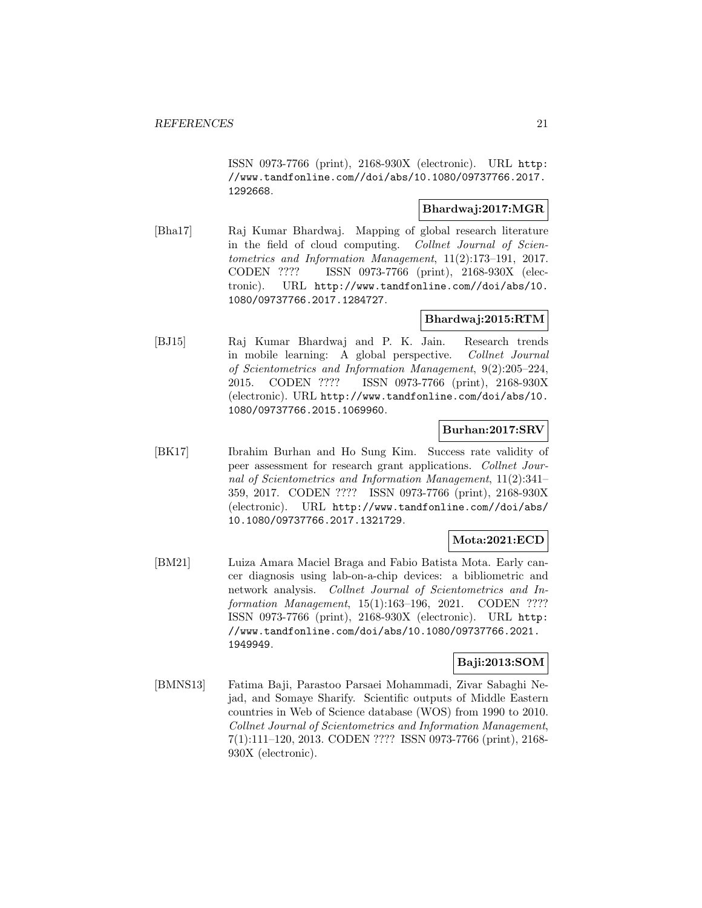ISSN 0973-7766 (print), 2168-930X (electronic). URL http://www.tandfonline.com//doi/abs/10.1080/09737766.2017.1292668.

**Bhardwaj:2017:MGR**

[Bha17] Raj Kumar Bhardwaj. Mapping of global research literature in the field of cloud computing. *Collnet Journal of Scientometrics and Information Management*, 11(2):173–191, 2017. CODEN ???? ISSN 0973-7766 (print), 2168-930X (electronic). URL http://www.tandfonline.com//doi/abs/10.1080/09737766.2017.1284727.

**Bhardwaj:2015:RTM**

[BJ15] Raj Kumar Bhardwaj and P. K. Jain. Research trends in mobile learning: A global perspective. *Collnet Journal of Scientometrics and Information Management*, 9(2):205–224, 2015. CODEN ???? ISSN 0973-7766 (print), 2168-930X (electronic). URL http://www.tandfonline.com/doi/abs/10.1080/09737766.2015.1069960.

**Burhan:2017:SRV**

[BK17] Ibrahim Burhan and Ho Sung Kim. Success rate validity of peer assessment for research grant applications. *Collnet Journal of Scientometrics and Information Management*, 11(2):341–359, 2017. CODEN ???? ISSN 0973-7766 (print), 2168-930X (electronic). URL http://www.tandfonline.com//doi/abs/10.1080/09737766.2017.1321729.

**Mota:2021:ECD**

[BM21] Luiza Amara Maciel Braga and Fabio Batista Mota. Early cancer diagnosis using lab-on-a-chip devices: a bibliometric and network analysis. *Collnet Journal of Scientometrics and Information Management*, 15(1):163–196, 2021. CODEN ???? ISSN 0973-7766 (print), 2168-930X (electronic). URL http://www.tandfonline.com/doi/abs/10.1080/09737766.2021.1949949.

**Baji:2013:SOM**

[BMNS13] Fatima Baji, Parastoo Parsaei Mohammadi, Zivar Sabaghi Nejad, and Somaye Sharify. Scientific outputs of Middle Eastern countries in Web of Science database (WOS) from 1990 to 2010. *Collnet Journal of Scientometrics and Information Management*, 7(1):111–120, 2013. CODEN ???? ISSN 0973-7766 (print), 2168-930X (electronic).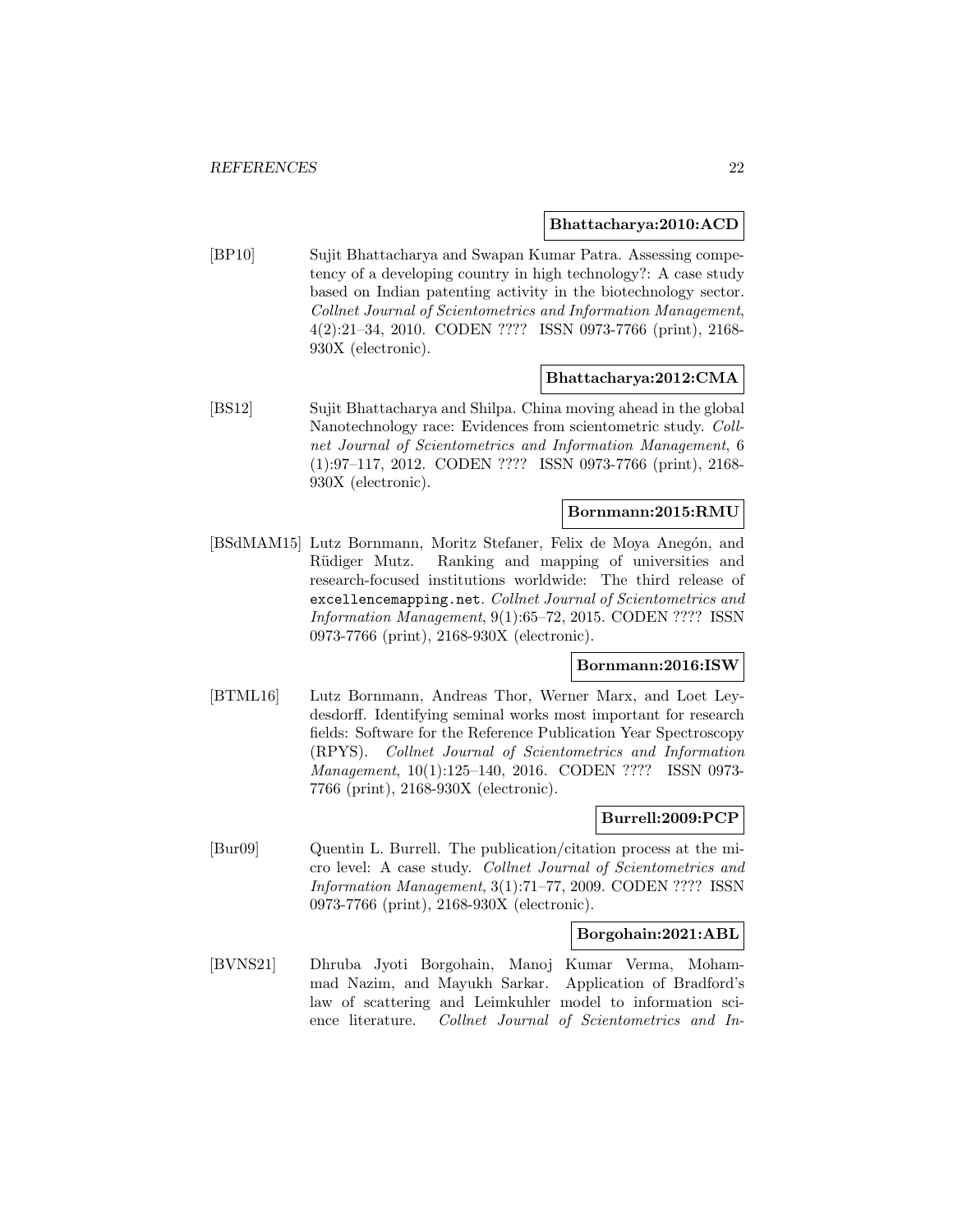**Bhattacharya:2010:ACD**

[BP10] Sujit Bhattacharya and Swapan Kumar Patra. Assessing competency of a developing country in high technology?: A case study based on Indian patenting activity in the biotechnology sector. *Collnet Journal of Scientometrics and Information Management*, 4(2):21–34, 2010. CODEN ???? ISSN 0973-7766 (print), 2168-930X (electronic).

**Bhattacharya:2012:CMA**

[BS12] Sujit Bhattacharya and Shilpa. China moving ahead in the global Nanotechnology race: Evidences from scientometric study. *Collnet Journal of Scientometrics and Information Management*, 6 (1):97–117, 2012. CODEN ???? ISSN 0973-7766 (print), 2168-930X (electronic).

**Bornmann:2015:RMU**

[BSdMAM15] Lutz Bornmann, Moritz Stefaner, Felix de Moya Anegón, and Rüdiger Mutz. Ranking and mapping of universities and research-focused institutions worldwide: The third release of `excellencemapping.net`. *Collnet Journal of Scientometrics and Information Management*, 9(1):65–72, 2015. CODEN ???? ISSN 0973-7766 (print), 2168-930X (electronic).

**Bornmann:2016:ISW**

[BTML16] Lutz Bornmann, Andreas Thor, Werner Marx, and Loet Leydesdorff. Identifying seminal works most important for research fields: Software for the Reference Publication Year Spectroscopy (RPYS). *Collnet Journal of Scientometrics and Information Management*, 10(1):125–140, 2016. CODEN ???? ISSN 0973-7766 (print), 2168-930X (electronic).

**Burrell:2009:PCP**

[Bur09] Quentin L. Burrell. The publication/citation process at the micro level: A case study. *Collnet Journal of Scientometrics and Information Management*, 3(1):71–77, 2009. CODEN ???? ISSN 0973-7766 (print), 2168-930X (electronic).

**Borgohain:2021:ABL**

[BVNS21] Dhruba Jyoti Borgohain, Manoj Kumar Verma, Mohammad Nazim, and Mayukh Sarkar. Application of Bradford's law of scattering and Leimkuhler model to information science literature. *Collnet Journal of Scientometrics and In-*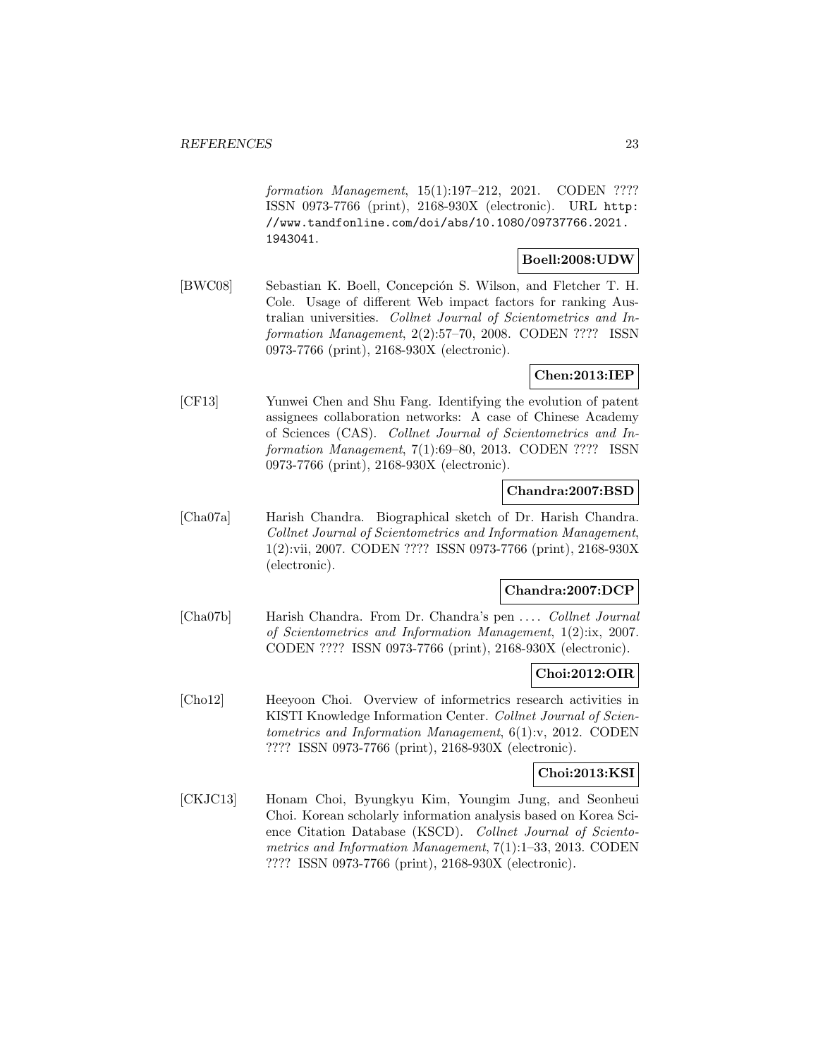*formation Management*, 15(1):197–212, 2021. CODEN ???? ISSN 0973-7766 (print), 2168-930X (electronic). URL http://www.tandfonline.com/doi/abs/10.1080/09737766.2021.1943041.

**Boell:2008:UDW**

[BWC08] Sebastian K. Boell, Concepción S. Wilson, and Fletcher T. H. Cole. Usage of different Web impact factors for ranking Australian universities. *Collnet Journal of Scientometrics and Information Management*, 2(2):57–70, 2008. CODEN ???? ISSN 0973-7766 (print), 2168-930X (electronic).

**Chen:2013:IEP**

[CF13] Yunwei Chen and Shu Fang. Identifying the evolution of patent assignees collaboration networks: A case of Chinese Academy of Sciences (CAS). *Collnet Journal of Scientometrics and Information Management*, 7(1):69–80, 2013. CODEN ???? ISSN 0973-7766 (print), 2168-930X (electronic).

**Chandra:2007:BSD**

[Cha07a] Harish Chandra. Biographical sketch of Dr. Harish Chandra. *Collnet Journal of Scientometrics and Information Management*, 1(2):vii, 2007. CODEN ???? ISSN 0973-7766 (print), 2168-930X (electronic).

**Chandra:2007:DCP**

[Cha07b] Harish Chandra. From Dr. Chandra's pen .... *Collnet Journal of Scientometrics and Information Management*, 1(2):ix, 2007. CODEN ???? ISSN 0973-7766 (print), 2168-930X (electronic).

**Choi:2012:OIR**

[Cho12] Heeyoon Choi. Overview of informetrics research activities in KISTI Knowledge Information Center. *Collnet Journal of Scientometrics and Information Management*, 6(1):v, 2012. CODEN ???? ISSN 0973-7766 (print), 2168-930X (electronic).

**Choi:2013:KSI**

[CKJC13] Honam Choi, Byungkyu Kim, Youngim Jung, and Seonheui Choi. Korean scholarly information analysis based on Korea Science Citation Database (KSCD). *Collnet Journal of Scientometrics and Information Management*, 7(1):1–33, 2013. CODEN ???? ISSN 0973-7766 (print), 2168-930X (electronic).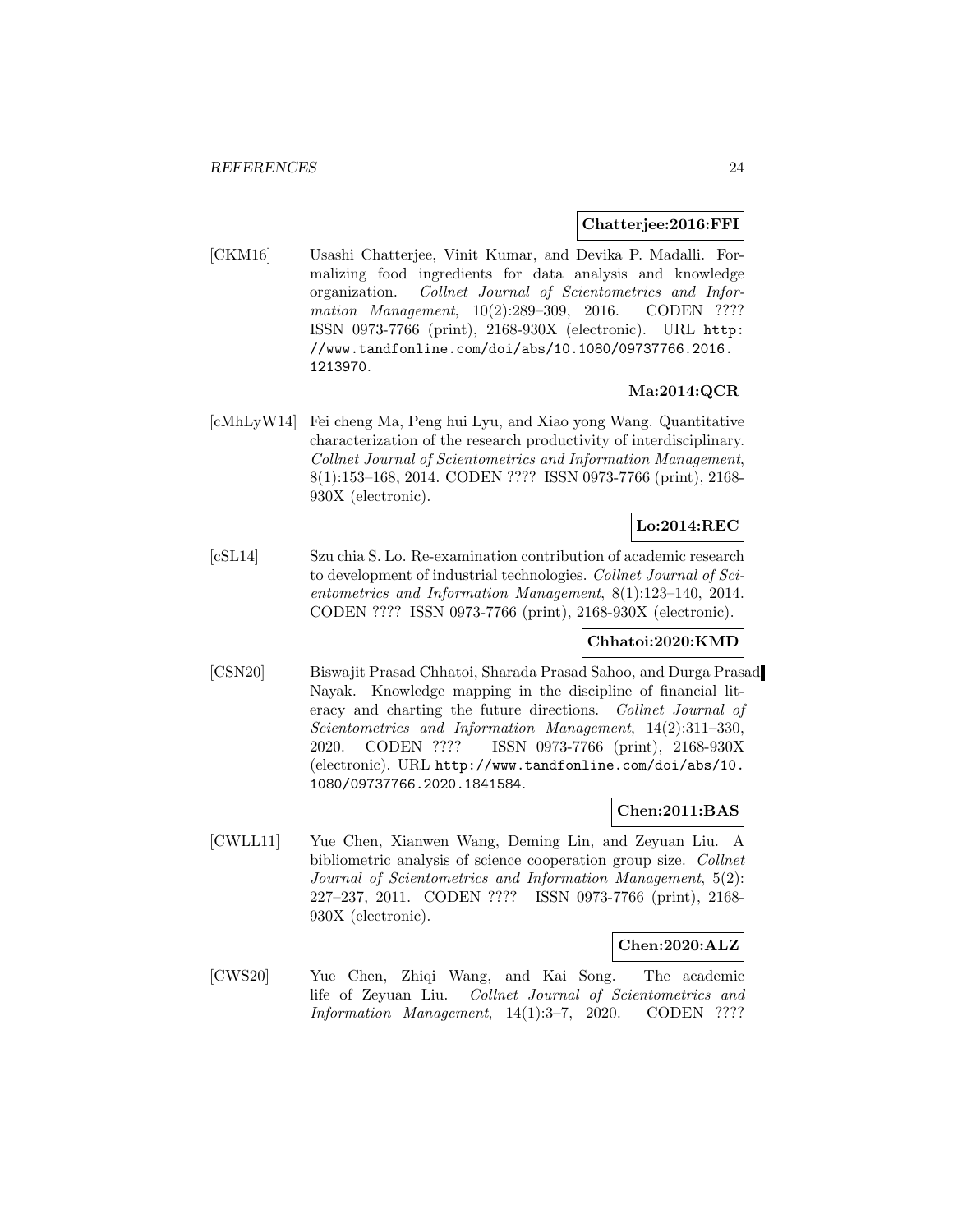**Chatterjee:2016:FFI**

[CKM16] Usashi Chatterjee, Vinit Kumar, and Devika P. Madalli. Formalizing food ingredients for data analysis and knowledge organization. *Collnet Journal of Scientometrics and Information Management*, 10(2):289–309, 2016. CODEN ???? ISSN 0973-7766 (print), 2168-930X (electronic). URL `http://www.tandfonline.com/doi/abs/10.1080/09737766.2016.1213970`.

**Ma:2014:QCR**

[cMhLyW14] Fei cheng Ma, Peng hui Lyu, and Xiao yong Wang. Quantitative characterization of the research productivity of interdisciplinary. *Collnet Journal of Scientometrics and Information Management*, 8(1):153–168, 2014. CODEN ???? ISSN 0973-7766 (print), 2168-930X (electronic).

**Lo:2014:REC**

[cSL14] Szu chia S. Lo. Re-examination contribution of academic research to development of industrial technologies. *Collnet Journal of Scientometrics and Information Management*, 8(1):123–140, 2014. CODEN ???? ISSN 0973-7766 (print), 2168-930X (electronic).

**Chhatoi:2020:KMD**

[CSN20] Biswajit Prasad Chhatoi, Sharada Prasad Sahoo, and Durga Prasad Nayak. Knowledge mapping in the discipline of financial literacy and charting the future directions. *Collnet Journal of Scientometrics and Information Management*, 14(2):311–330, 2020. CODEN ???? ISSN 0973-7766 (print), 2168-930X (electronic). URL `http://www.tandfonline.com/doi/abs/10.1080/09737766.2020.1841584`.

**Chen:2011:BAS**

[CWLL11] Yue Chen, Xianwen Wang, Deming Lin, and Zeyuan Liu. A bibliometric analysis of science cooperation group size. *Collnet Journal of Scientometrics and Information Management*, 5(2):227–237, 2011. CODEN ???? ISSN 0973-7766 (print), 2168-930X (electronic).

**Chen:2020:ALZ**

[CWS20] Yue Chen, Zhiqi Wang, and Kai Song. The academic life of Zeyuan Liu. *Collnet Journal of Scientometrics and Information Management*, 14(1):3–7, 2020. CODEN ????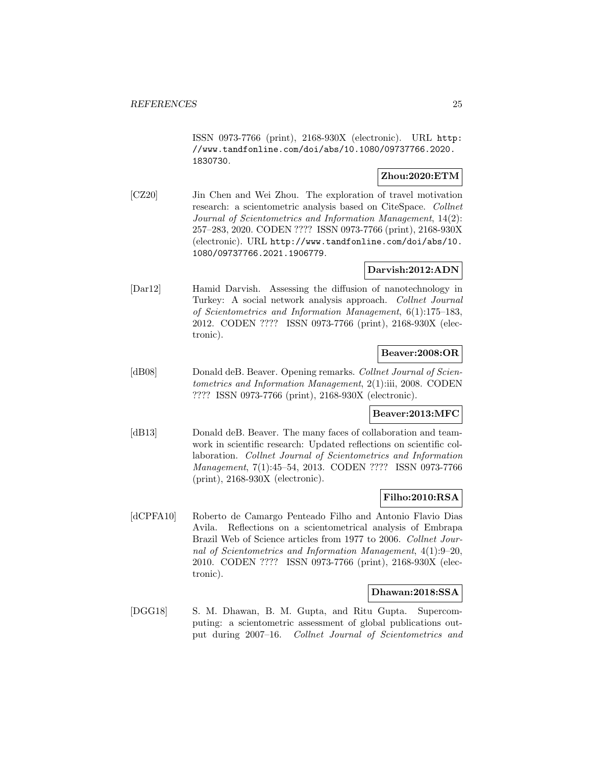ISSN 0973-7766 (print), 2168-930X (electronic). URL http://www.tandfonline.com/doi/abs/10.1080/09737766.2020.1830730.

**Zhou:2020:ETM**

[CZ20] Jin Chen and Wei Zhou. The exploration of travel motivation research: a scientometric analysis based on CiteSpace. *Collnet Journal of Scientometrics and Information Management*, 14(2): 257–283, 2020. CODEN ???? ISSN 0973-7766 (print), 2168-930X (electronic). URL http://www.tandfonline.com/doi/abs/10.1080/09737766.2021.1906779.

**Darvish:2012:ADN**

[Dar12] Hamid Darvish. Assessing the diffusion of nanotechnology in Turkey: A social network analysis approach. *Collnet Journal of Scientometrics and Information Management*, 6(1):175–183, 2012. CODEN ???? ISSN 0973-7766 (print), 2168-930X (electronic).

**Beaver:2008:OR**

[dB08] Donald deB. Beaver. Opening remarks. *Collnet Journal of Scientometrics and Information Management*, 2(1):iii, 2008. CODEN ???? ISSN 0973-7766 (print), 2168-930X (electronic).

**Beaver:2013:MFC**

[dB13] Donald deB. Beaver. The many faces of collaboration and teamwork in scientific research: Updated reflections on scientific collaboration. *Collnet Journal of Scientometrics and Information Management*, 7(1):45–54, 2013. CODEN ???? ISSN 0973-7766 (print), 2168-930X (electronic).

**Filho:2010:RSA**

[dCPFA10] Roberto de Camargo Penteado Filho and Antonio Flavio Dias Avila. Reflections on a scientometrical analysis of Embrapa Brazil Web of Science articles from 1977 to 2006. *Collnet Journal of Scientometrics and Information Management*, 4(1):9–20, 2010. CODEN ???? ISSN 0973-7766 (print), 2168-930X (electronic).

**Dhawan:2018:SSA**

[DGG18] S. M. Dhawan, B. M. Gupta, and Ritu Gupta. Supercomputing: a scientometric assessment of global publications output during 2007–16. *Collnet Journal of Scientometrics and*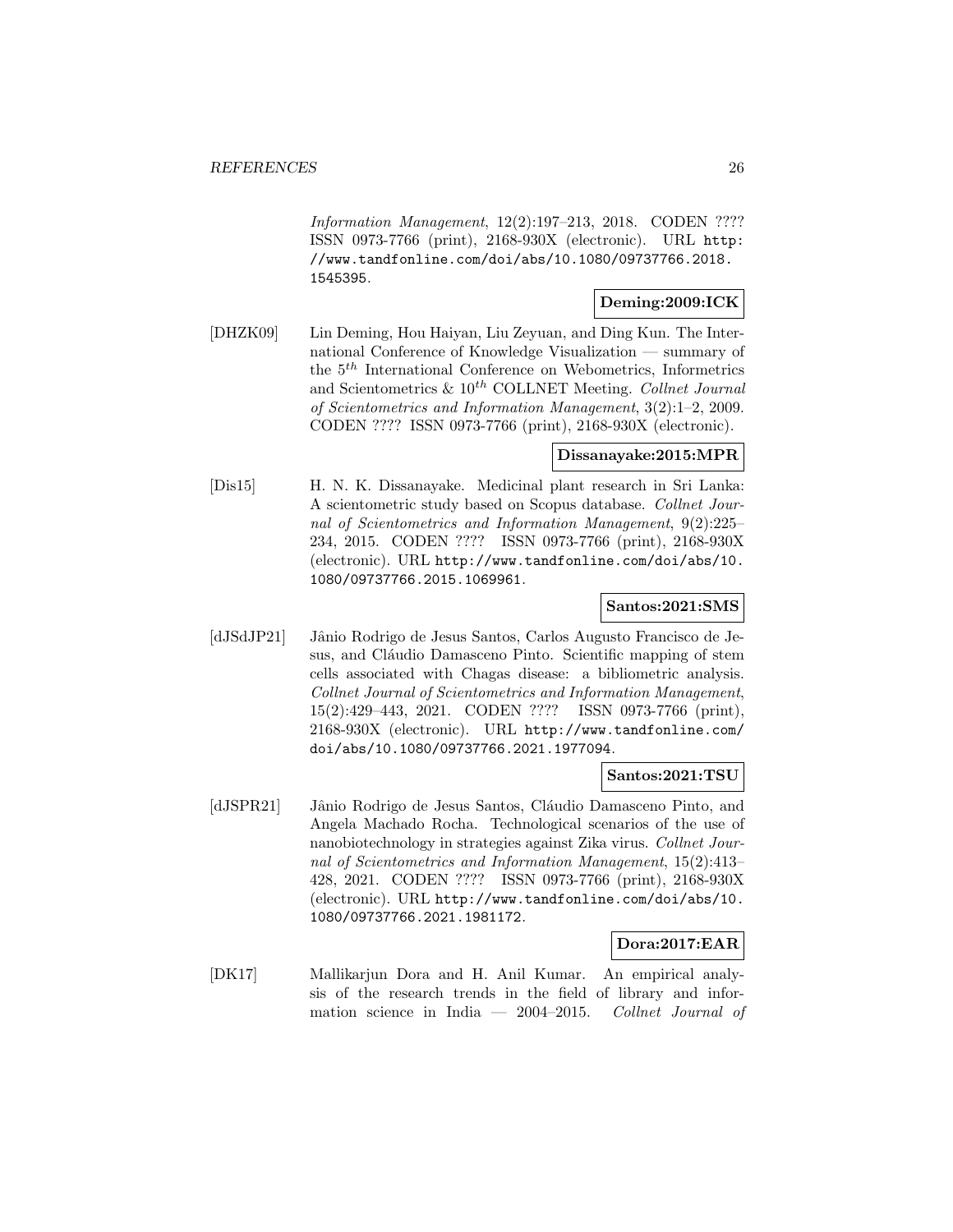*Information Management*, 12(2):197–213, 2018. CODEN ???? ISSN 0973-7766 (print), 2168-930X (electronic). URL http://www.tandfonline.com/doi/abs/10.1080/09737766.2018.1545395.

**Deming:2009:ICK**

[DHZK09] Lin Deming, Hou Haiyan, Liu Zeyuan, and Ding Kun. The International Conference of Knowledge Visualization — summary of the $5^{th}$ International Conference on Webometrics, Informetrics and Scientometrics & $10^{th}$ COLLNET Meeting. *Collnet Journal of Scientometrics and Information Management*, 3(2):1–2, 2009. CODEN ???? ISSN 0973-7766 (print), 2168-930X (electronic).

**Dissanayake:2015:MPR**

[Dis15] H. N. K. Dissanayake. Medicinal plant research in Sri Lanka: A scientometric study based on Scopus database. *Collnet Journal of Scientometrics and Information Management*, 9(2):225–234, 2015. CODEN ???? ISSN 0973-7766 (print), 2168-930X (electronic). URL http://www.tandfonline.com/doi/abs/10.1080/09737766.2015.1069961.

**Santos:2021:SMS**

[dJSdJP21] Jânio Rodrigo de Jesus Santos, Carlos Augusto Francisco de Jesus, and Cláudio Damasceno Pinto. Scientific mapping of stem cells associated with Chagas disease: a bibliometric analysis. *Collnet Journal of Scientometrics and Information Management*, 15(2):429–443, 2021. CODEN ???? ISSN 0973-7766 (print), 2168-930X (electronic). URL http://www.tandfonline.com/doi/abs/10.1080/09737766.2021.1977094.

**Santos:2021:TSU**

[dJSPR21] Jânio Rodrigo de Jesus Santos, Cláudio Damasceno Pinto, and Angela Machado Rocha. Technological scenarios of the use of nanobiotechnology in strategies against Zika virus. *Collnet Journal of Scientometrics and Information Management*, 15(2):413–428, 2021. CODEN ???? ISSN 0973-7766 (print), 2168-930X (electronic). URL http://www.tandfonline.com/doi/abs/10.1080/09737766.2021.1981172.

**Dora:2017:EAR**

[DK17] Mallikarjun Dora and H. Anil Kumar. An empirical analysis of the research trends in the field of library and information science in India — 2004–2015. *Collnet Journal of*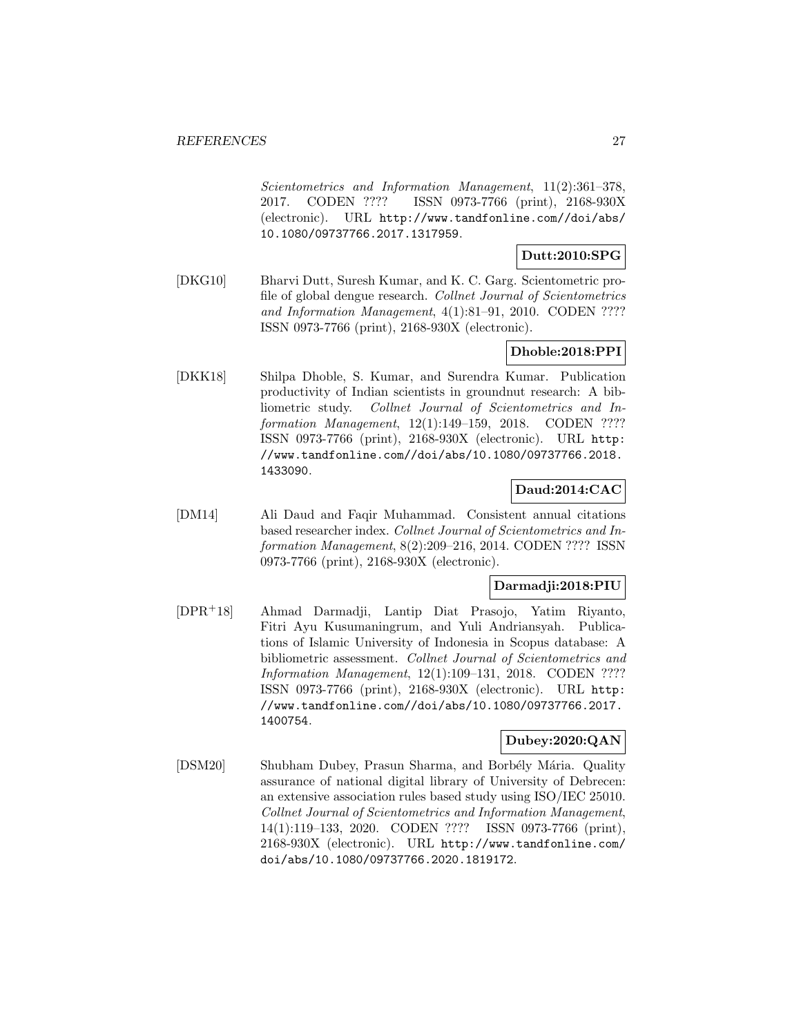*Scientometrics and Information Management*, 11(2):361–378, 2017. CODEN ???? ISSN 0973-7766 (print), 2168-930X (electronic). URL http://www.tandfonline.com//doi/abs/10.1080/09737766.2017.1317959.

**Dutt:2010:SPG**

[DKG10] Bharvi Dutt, Suresh Kumar, and K. C. Garg. Scientometric profile of global dengue research. *Collnet Journal of Scientometrics and Information Management*, 4(1):81–91, 2010. CODEN ???? ISSN 0973-7766 (print), 2168-930X (electronic).

**Dhoble:2018:PPI**

[DKK18] Shilpa Dhoble, S. Kumar, and Surendra Kumar. Publication productivity of Indian scientists in groundnut research: A bibliometric study. *Collnet Journal of Scientometrics and Information Management*, 12(1):149–159, 2018. CODEN ???? ISSN 0973-7766 (print), 2168-930X (electronic). URL http://www.tandfonline.com//doi/abs/10.1080/09737766.2018.1433090.

**Daud:2014:CAC**

[DM14] Ali Daud and Faqir Muhammad. Consistent annual citations based researcher index. *Collnet Journal of Scientometrics and Information Management*, 8(2):209–216, 2014. CODEN ???? ISSN 0973-7766 (print), 2168-930X (electronic).

**Darmadji:2018:PIU**

[DPR+18] Ahmad Darmadji, Lantip Diat Prasojo, Yatim Riyanto, Fitri Ayu Kusumaningrum, and Yuli Andriansyah. Publications of Islamic University of Indonesia in Scopus database: A bibliometric assessment. *Collnet Journal of Scientometrics and Information Management*, 12(1):109–131, 2018. CODEN ???? ISSN 0973-7766 (print), 2168-930X (electronic). URL http://www.tandfonline.com//doi/abs/10.1080/09737766.2017.1400754.

**Dubey:2020:QAN**

[DSM20] Shubham Dubey, Prasun Sharma, and Borbély Mária. Quality assurance of national digital library of University of Debrecen: an extensive association rules based study using ISO/IEC 25010. *Collnet Journal of Scientometrics and Information Management*, 14(1):119–133, 2020. CODEN ???? ISSN 0973-7766 (print), 2168-930X (electronic). URL http://www.tandfonline.com/doi/abs/10.1080/09737766.2020.1819172.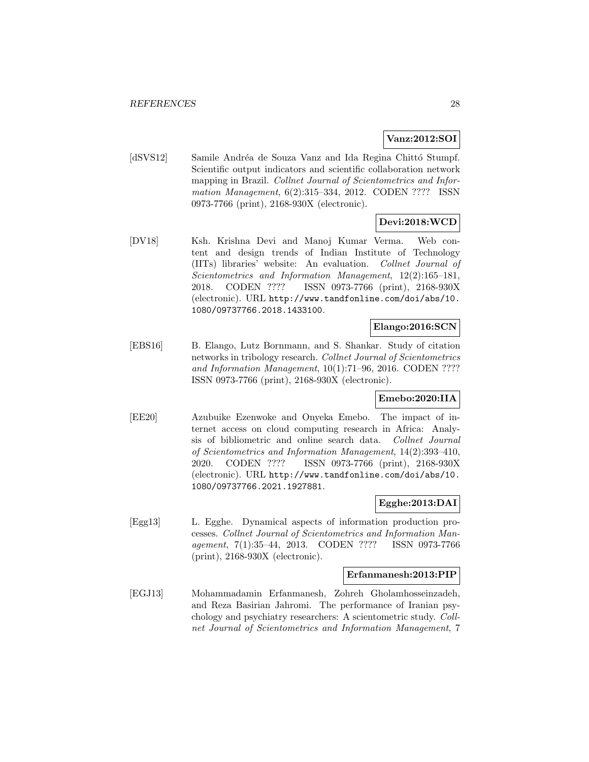**Vanz:2012:SOI**

[dSVS12] Samile Andréa de Souza Vanz and Ida Regina Chittó Stumpf. Scientific output indicators and scientific collaboration network mapping in Brazil. *Collnet Journal of Scientometrics and Information Management*, 6(2):315–334, 2012. CODEN ???? ISSN 0973-7766 (print), 2168-930X (electronic).

**Devi:2018:WCD**

[DV18] Ksh. Krishna Devi and Manoj Kumar Verma. Web content and design trends of Indian Institute of Technology (IITs) libraries' website: An evaluation. *Collnet Journal of Scientometrics and Information Management*, 12(2):165–181, 2018. CODEN ???? ISSN 0973-7766 (print), 2168-930X (electronic). URL http://www.tandfonline.com/doi/abs/10.1080/09737766.2018.1433100.

**Elango:2016:SCN**

[EBS16] B. Elango, Lutz Bornmann, and S. Shankar. Study of citation networks in tribology research. *Collnet Journal of Scientometrics and Information Management*, 10(1):71–96, 2016. CODEN ???? ISSN 0973-7766 (print), 2168-930X (electronic).

**Emebo:2020:IIA**

[EE20] Azubuike Ezenwoke and Onyeka Emebo. The impact of internet access on cloud computing research in Africa: Analysis of bibliometric and online search data. *Collnet Journal of Scientometrics and Information Management*, 14(2):393–410, 2020. CODEN ???? ISSN 0973-7766 (print), 2168-930X (electronic). URL http://www.tandfonline.com/doi/abs/10.1080/09737766.2021.1927881.

**Egghe:2013:DAI**

[Egg13] L. Egghe. Dynamical aspects of information production processes. *Collnet Journal of Scientometrics and Information Management*, 7(1):35–44, 2013. CODEN ???? ISSN 0973-7766 (print), 2168-930X (electronic).

**Erfanmanesh:2013:PIP**

[EGJ13] Mohammadamin Erfanmanesh, Zohreh Gholamhosseinzadeh, and Reza Basirian Jahromi. The performance of Iranian psychology and psychiatry researchers: A scientometric study. *Collnet Journal of Scientometrics and Information Management*, 7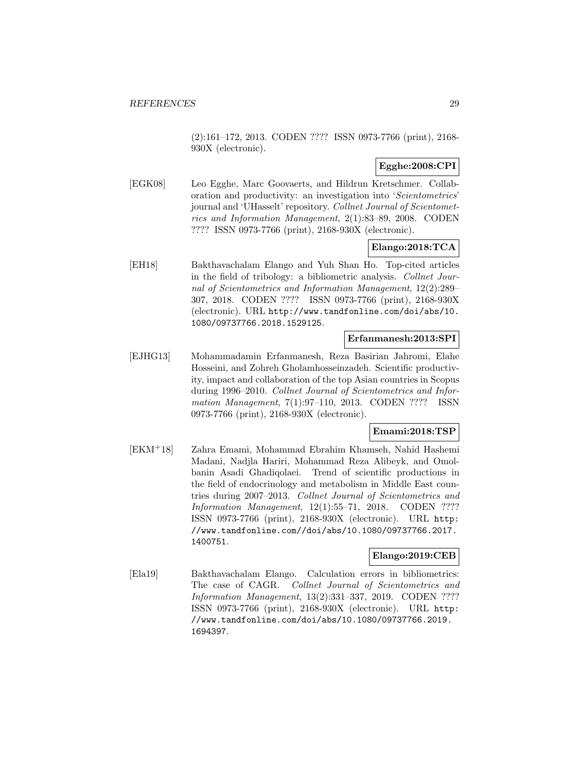(2):161–172, 2013. CODEN ???? ISSN 0973-7766 (print), 2168-930X (electronic).

**Egghe:2008:CPI**

[EGK08] Leo Egghe, Marc Goovaerts, and Hildrun Kretschmer. Collaboration and productivity: an investigation into '*Scientometrics*' journal and 'UHasselt' repository. *Collnet Journal of Scientometrics and Information Management*, 2(1):83–89, 2008. CODEN ???? ISSN 0973-7766 (print), 2168-930X (electronic).

**Elango:2018:TCA**

[EH18] Bakthavachalam Elango and Yuh Shan Ho. Top-cited articles in the field of tribology: a bibliometric analysis. *Collnet Journal of Scientometrics and Information Management*, 12(2):289–307, 2018. CODEN ???? ISSN 0973-7766 (print), 2168-930X (electronic). URL http://www.tandfonline.com/doi/abs/10.1080/09737766.2018.1529125.

**Erfanmanesh:2013:SPI**

[EJHG13] Mohammadamin Erfanmanesh, Reza Basirian Jahromi, Elahe Hosseini, and Zohreh Gholamhosseinzadeh. Scientific productivity, impact and collaboration of the top Asian countries in Scopus during 1996–2010. *Collnet Journal of Scientometrics and Information Management*, 7(1):97–110, 2013. CODEN ???? ISSN 0973-7766 (print), 2168-930X (electronic).

**Emami:2018:TSP**

[EKM+18] Zahra Emami, Mohammad Ebrahim Khamseh, Nahid Hashemi Madani, Nadjla Hariri, Mohammad Reza Alibeyk, and Omolbanin Asadi Ghadiqolaei. Trend of scientific productions in the field of endocrinology and metabolism in Middle East countries during 2007–2013. *Collnet Journal of Scientometrics and Information Management*, 12(1):55–71, 2018. CODEN ???? ISSN 0973-7766 (print), 2168-930X (electronic). URL http://www.tandfonline.com//doi/abs/10.1080/09737766.2017.1400751.

**Elango:2019:CEB**

[Ela19] Bakthavachalam Elango. Calculation errors in bibliometrics: The case of CAGR. *Collnet Journal of Scientometrics and Information Management*, 13(2):331–337, 2019. CODEN ???? ISSN 0973-7766 (print), 2168-930X (electronic). URL http://www.tandfonline.com/doi/abs/10.1080/09737766.2019.1694397.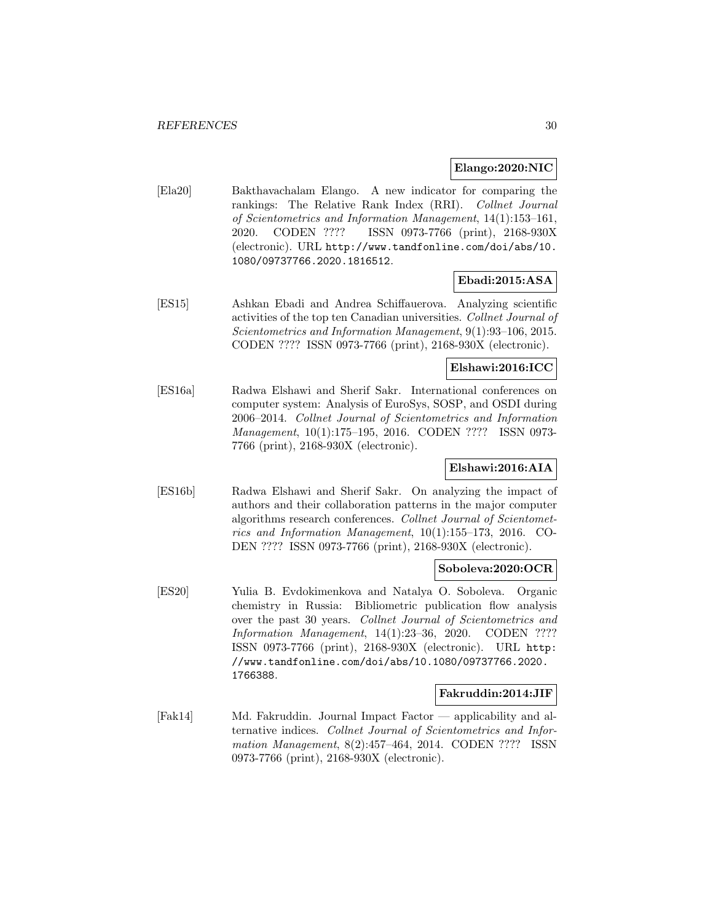**Elango:2020:NIC**

[Ela20] Bakthavachalam Elango. A new indicator for comparing the rankings: The Relative Rank Index (RRI). *Collnet Journal of Scientometrics and Information Management*, 14(1):153–161, 2020. CODEN ???? ISSN 0973-7766 (print), 2168-930X (electronic). URL http://www.tandfonline.com/doi/abs/10.1080/09737766.2020.1816512.

**Ebadi:2015:ASA**

[ES15] Ashkan Ebadi and Andrea Schiffauerova. Analyzing scientific activities of the top ten Canadian universities. *Collnet Journal of Scientometrics and Information Management*, 9(1):93–106, 2015. CODEN ???? ISSN 0973-7766 (print), 2168-930X (electronic).

**Elshawi:2016:ICC**

[ES16a] Radwa Elshawi and Sherif Sakr. International conferences on computer system: Analysis of EuroSys, SOSP, and OSDI during 2006–2014. *Collnet Journal of Scientometrics and Information Management*, 10(1):175–195, 2016. CODEN ???? ISSN 0973-7766 (print), 2168-930X (electronic).

**Elshawi:2016:AIA**

[ES16b] Radwa Elshawi and Sherif Sakr. On analyzing the impact of authors and their collaboration patterns in the major computer algorithms research conferences. *Collnet Journal of Scientometrics and Information Management*, 10(1):155–173, 2016. CODEN ???? ISSN 0973-7766 (print), 2168-930X (electronic).

**Soboleva:2020:OCR**

[ES20] Yulia B. Evdokimenkova and Natalya O. Soboleva. Organic chemistry in Russia: Bibliometric publication flow analysis over the past 30 years. *Collnet Journal of Scientometrics and Information Management*, 14(1):23–36, 2020. CODEN ???? ISSN 0973-7766 (print), 2168-930X (electronic). URL http://www.tandfonline.com/doi/abs/10.1080/09737766.2020.1766388.

**Fakruddin:2014:JIF**

[Fak14] Md. Fakruddin. Journal Impact Factor — applicability and alternative indices. *Collnet Journal of Scientometrics and Information Management*, 8(2):457–464, 2014. CODEN ???? ISSN 0973-7766 (print), 2168-930X (electronic).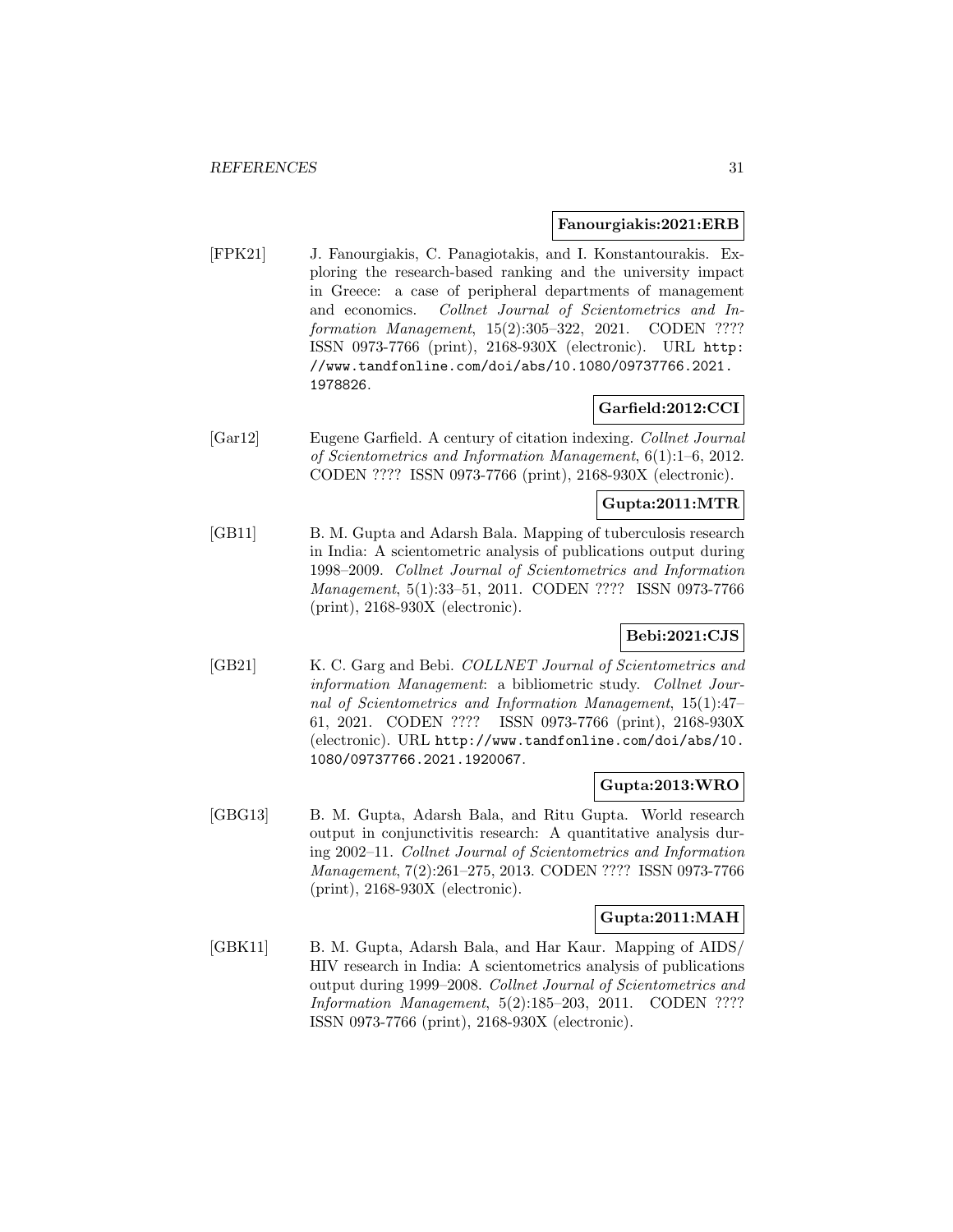**Fanourgiakis:2021:ERB**

[FPK21] J. Fanourgiakis, C. Panagiotakis, and I. Konstantourakis. Exploring the research-based ranking and the university impact in Greece: a case of peripheral departments of management and economics. *Collnet Journal of Scientometrics and Information Management*, 15(2):305–322, 2021. CODEN ???? ISSN 0973-7766 (print), 2168-930X (electronic). URL `http://www.tandfonline.com/doi/abs/10.1080/09737766.2021.1978826`.

**Garfield:2012:CCI**

[Gar12] Eugene Garfield. A century of citation indexing. *Collnet Journal of Scientometrics and Information Management*, 6(1):1–6, 2012. CODEN ???? ISSN 0973-7766 (print), 2168-930X (electronic).

**Gupta:2011:MTR**

[GB11] B. M. Gupta and Adarsh Bala. Mapping of tuberculosis research in India: A scientometric analysis of publications output during 1998–2009. *Collnet Journal of Scientometrics and Information Management*, 5(1):33–51, 2011. CODEN ???? ISSN 0973-7766 (print), 2168-930X (electronic).

**Bebi:2021:CJS**

[GB21] K. C. Garg and Bebi. *COLLNET Journal of Scientometrics and information Management*: a bibliometric study. *Collnet Journal of Scientometrics and Information Management*, 15(1):47–61, 2021. CODEN ???? ISSN 0973-7766 (print), 2168-930X (electronic). URL `http://www.tandfonline.com/doi/abs/10.1080/09737766.2021.1920067`.

**Gupta:2013:WRO**

[GBG13] B. M. Gupta, Adarsh Bala, and Ritu Gupta. World research output in conjunctivitis research: A quantitative analysis during 2002–11. *Collnet Journal of Scientometrics and Information Management*, 7(2):261–275, 2013. CODEN ???? ISSN 0973-7766 (print), 2168-930X (electronic).

**Gupta:2011:MAH**

[GBK11] B. M. Gupta, Adarsh Bala, and Har Kaur. Mapping of AIDS/HIV research in India: A scientometrics analysis of publications output during 1999–2008. *Collnet Journal of Scientometrics and Information Management*, 5(2):185–203, 2011. CODEN ???? ISSN 0973-7766 (print), 2168-930X (electronic).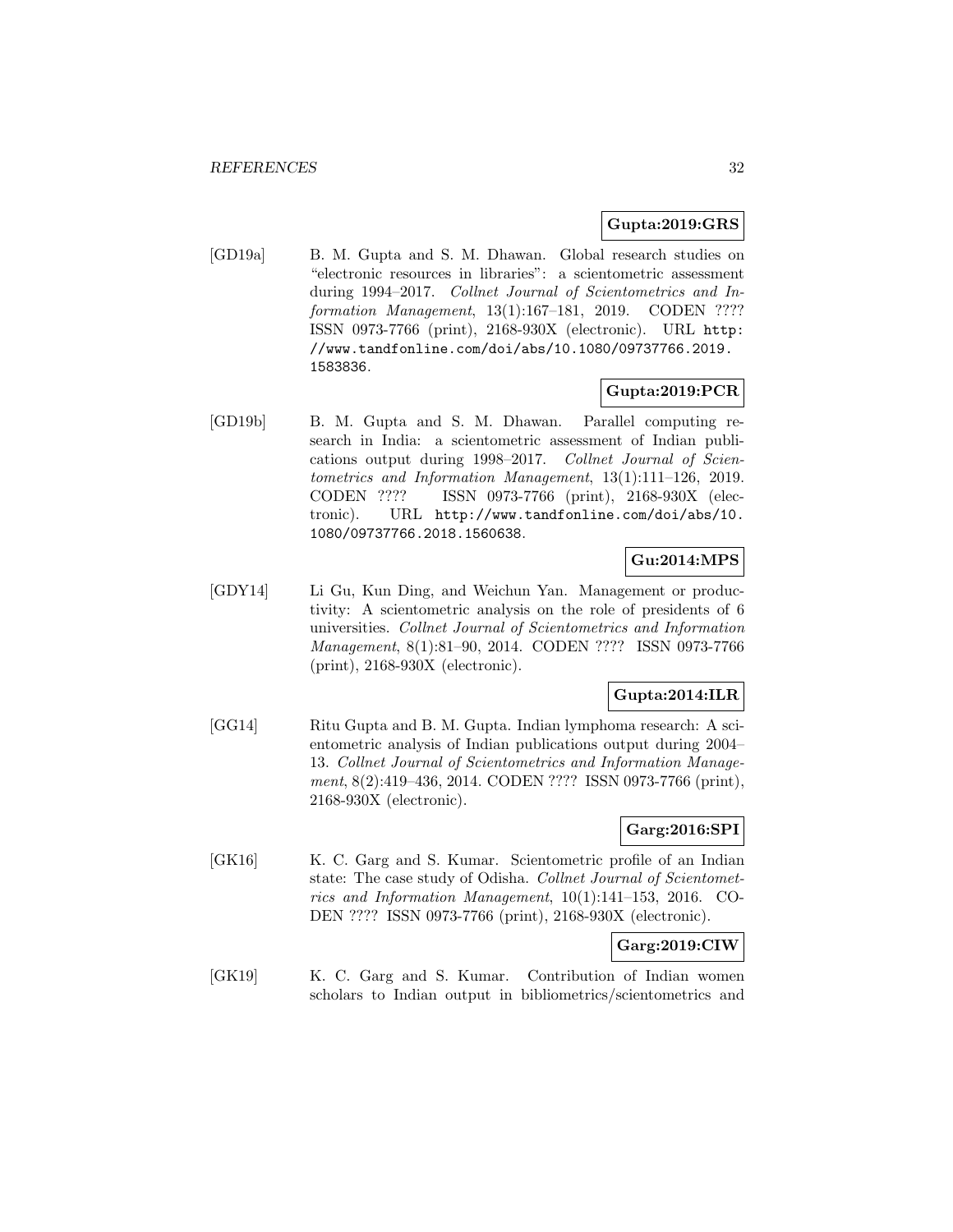**Gupta:2019:GRS**

[GD19a] B. M. Gupta and S. M. Dhawan. Global research studies on "electronic resources in libraries": a scientometric assessment during 1994–2017. *Collnet Journal of Scientometrics and Information Management*, 13(1):167–181, 2019. CODEN ???? ISSN 0973-7766 (print), 2168-930X (electronic). URL `http://www.tandfonline.com/doi/abs/10.1080/09737766.2019.1583836`.

**Gupta:2019:PCR**

[GD19b] B. M. Gupta and S. M. Dhawan. Parallel computing research in India: a scientometric assessment of Indian publications output during 1998–2017. *Collnet Journal of Scientometrics and Information Management*, 13(1):111–126, 2019. CODEN ???? ISSN 0973-7766 (print), 2168-930X (electronic). URL `http://www.tandfonline.com/doi/abs/10.1080/09737766.2018.1560638`.

**Gu:2014:MPS**

[GDY14] Li Gu, Kun Ding, and Weichun Yan. Management or productivity: A scientometric analysis on the role of presidents of 6 universities. *Collnet Journal of Scientometrics and Information Management*, 8(1):81–90, 2014. CODEN ???? ISSN 0973-7766 (print), 2168-930X (electronic).

**Gupta:2014:ILR**

[GG14] Ritu Gupta and B. M. Gupta. Indian lymphoma research: A scientometric analysis of Indian publications output during 2004–13. *Collnet Journal of Scientometrics and Information Management*, 8(2):419–436, 2014. CODEN ???? ISSN 0973-7766 (print), 2168-930X (electronic).

**Garg:2016:SPI**

[GK16] K. C. Garg and S. Kumar. Scientometric profile of an Indian state: The case study of Odisha. *Collnet Journal of Scientometrics and Information Management*, 10(1):141–153, 2016. CODEN ???? ISSN 0973-7766 (print), 2168-930X (electronic).

**Garg:2019:CIW**

[GK19] K. C. Garg and S. Kumar. Contribution of Indian women scholars to Indian output in bibliometrics/scientometrics and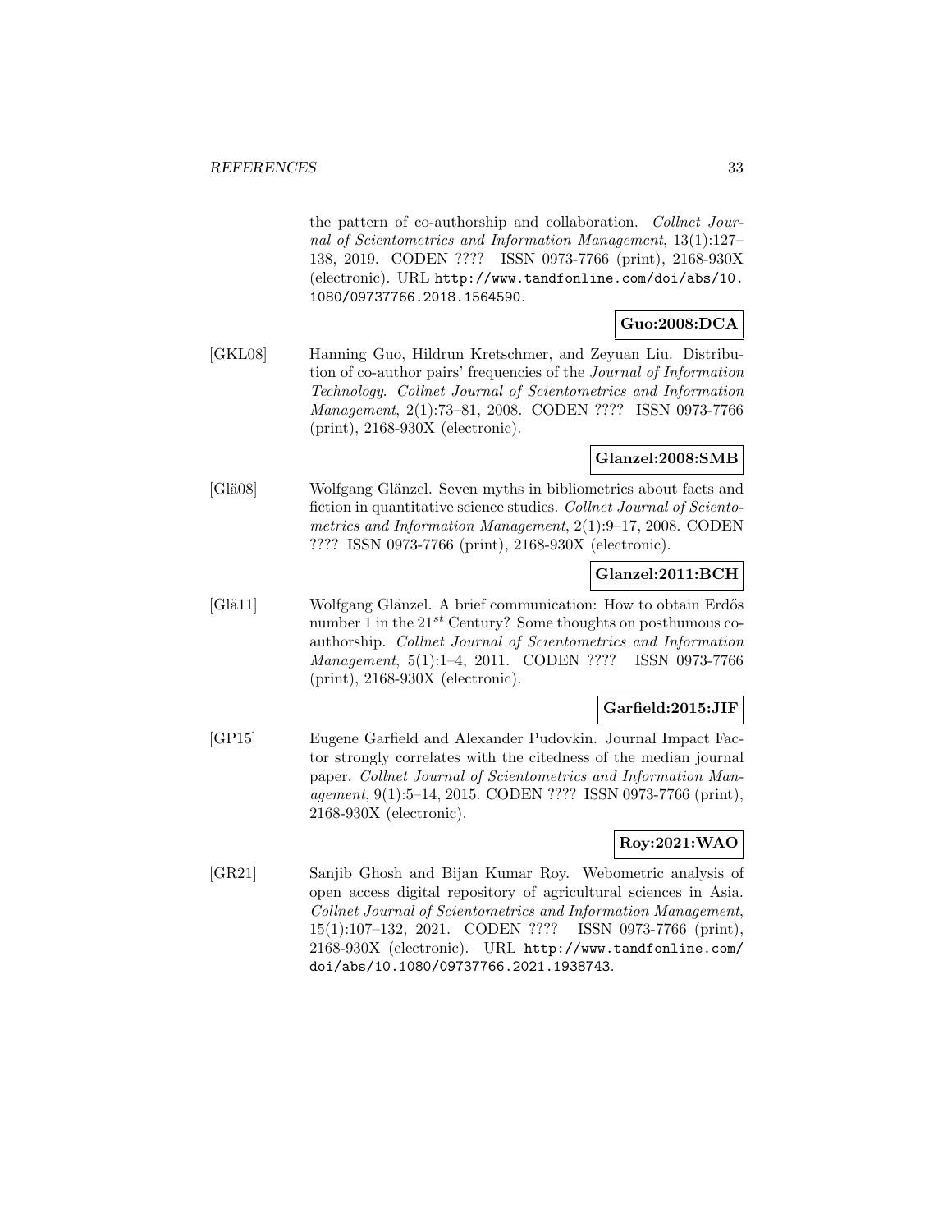the pattern of co-authorship and collaboration. *Collnet Journal of Scientometrics and Information Management*, 13(1):127–138, 2019. CODEN ???? ISSN 0973-7766 (print), 2168-930X (electronic). URL http://www.tandfonline.com/doi/abs/10.1080/09737766.2018.1564590.

**Guo:2008:DCA**

[GKL08] Hanning Guo, Hildrun Kretschmer, and Zeyuan Liu. Distribution of co-author pairs' frequencies of the *Journal of Information Technology*. *Collnet Journal of Scientometrics and Information Management*, 2(1):73–81, 2008. CODEN ???? ISSN 0973-7766 (print), 2168-930X (electronic).

**Glanzel:2008:SMB**

[Glä08] Wolfgang Glänzel. Seven myths in bibliometrics about facts and fiction in quantitative science studies. *Collnet Journal of Scientometrics and Information Management*, 2(1):9–17, 2008. CODEN ???? ISSN 0973-7766 (print), 2168-930X (electronic).

**Glanzel:2011:BCH**

[Glä11] Wolfgang Glänzel. A brief communication: How to obtain Erdős number 1 in the $21^{st}$ Century? Some thoughts on posthumous coauthorship. *Collnet Journal of Scientometrics and Information Management*, 5(1):1–4, 2011. CODEN ???? ISSN 0973-7766 (print), 2168-930X (electronic).

**Garfield:2015:JIF**

[GP15] Eugene Garfield and Alexander Pudovkin. Journal Impact Factor strongly correlates with the citedness of the median journal paper. *Collnet Journal of Scientometrics and Information Management*, 9(1):5–14, 2015. CODEN ???? ISSN 0973-7766 (print), 2168-930X (electronic).

**Roy:2021:WAO**

[GR21] Sanjib Ghosh and Bijan Kumar Roy. Webometric analysis of open access digital repository of agricultural sciences in Asia. *Collnet Journal of Scientometrics and Information Management*, 15(1):107–132, 2021. CODEN ???? ISSN 0973-7766 (print), 2168-930X (electronic). URL http://www.tandfonline.com/doi/abs/10.1080/09737766.2021.1938743.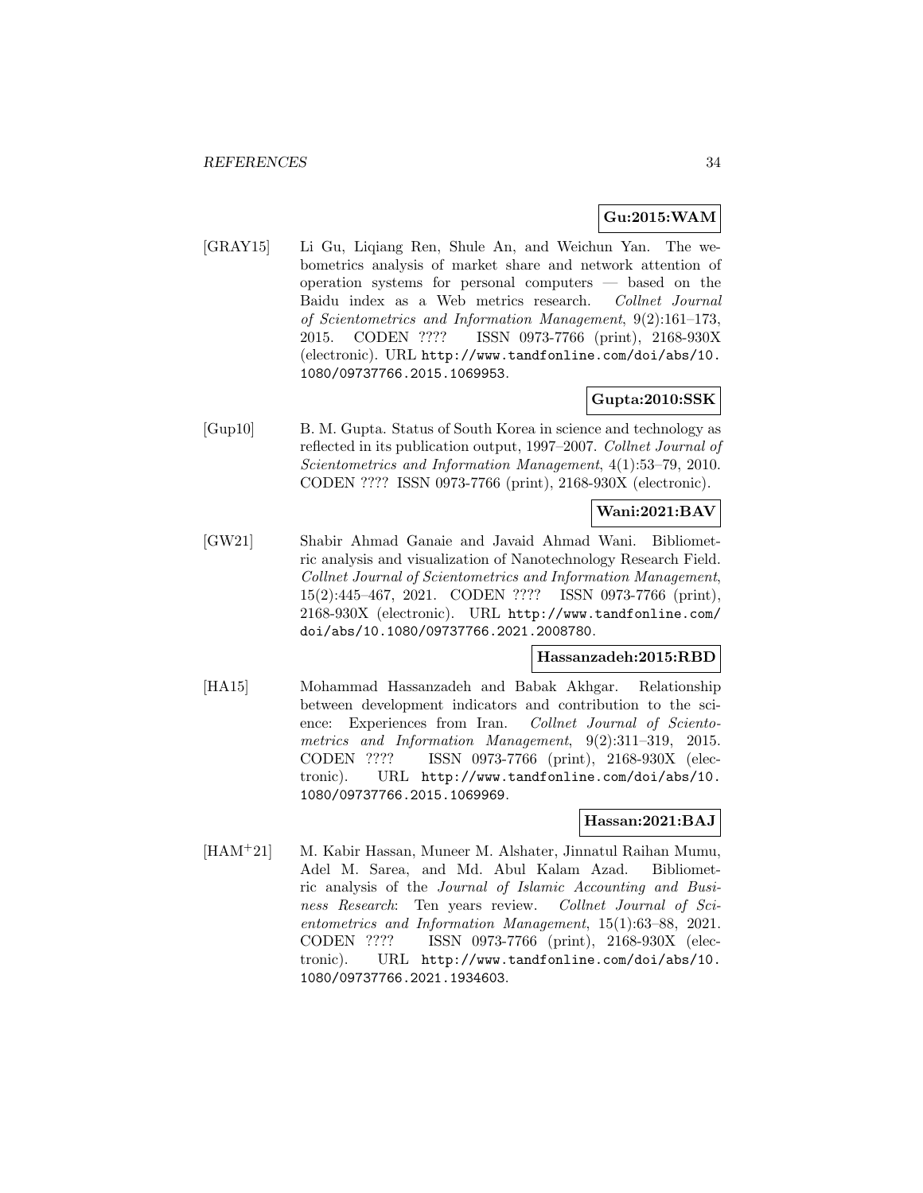**Gu:2015:WAM**

[GRAY15] Li Gu, Liqiang Ren, Shule An, and Weichun Yan. The webometrics analysis of market share and network attention of operation systems for personal computers — based on the Baidu index as a Web metrics research. *Collnet Journal of Scientometrics and Information Management*, 9(2):161–173, 2015. CODEN ???? ISSN 0973-7766 (print), 2168-930X (electronic). URL http://www.tandfonline.com/doi/abs/10.1080/09737766.2015.1069953.

**Gupta:2010:SSK**

[Gup10] B. M. Gupta. Status of South Korea in science and technology as reflected in its publication output, 1997–2007. *Collnet Journal of Scientometrics and Information Management*, 4(1):53–79, 2010. CODEN ???? ISSN 0973-7766 (print), 2168-930X (electronic).

**Wani:2021:BAV**

[GW21] Shabir Ahmad Ganaie and Javaid Ahmad Wani. Bibliometric analysis and visualization of Nanotechnology Research Field. *Collnet Journal of Scientometrics and Information Management*, 15(2):445–467, 2021. CODEN ???? ISSN 0973-7766 (print), 2168-930X (electronic). URL http://www.tandfonline.com/doi/abs/10.1080/09737766.2021.2008780.

**Hassanzadeh:2015:RBD**

[HA15] Mohammad Hassanzadeh and Babak Akhgar. Relationship between development indicators and contribution to the science: Experiences from Iran. *Collnet Journal of Scientometrics and Information Management*, 9(2):311–319, 2015. CODEN ???? ISSN 0973-7766 (print), 2168-930X (electronic). URL http://www.tandfonline.com/doi/abs/10.1080/09737766.2015.1069969.

**Hassan:2021:BAJ**

[HAM+21] M. Kabir Hassan, Muneer M. Alshater, Jinnatul Raihan Mumu, Adel M. Sarea, and Md. Abul Kalam Azad. Bibliometric analysis of the *Journal of Islamic Accounting and Business Research*: Ten years review. *Collnet Journal of Scientometrics and Information Management*, 15(1):63–88, 2021. CODEN ???? ISSN 0973-7766 (print), 2168-930X (electronic). URL http://www.tandfonline.com/doi/abs/10.1080/09737766.2021.1934603.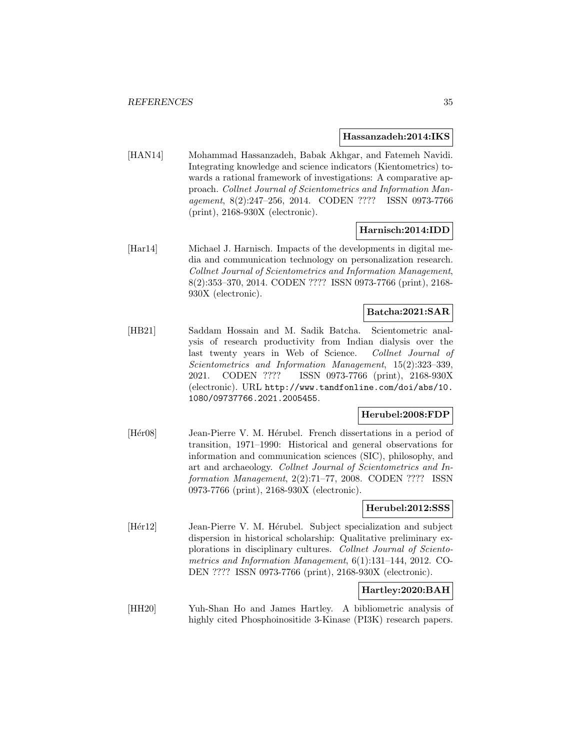**Hassanzadeh:2014:IKS**

[HAN14] Mohammad Hassanzadeh, Babak Akhgar, and Fatemeh Navidi. Integrating knowledge and science indicators (Kientometrics) towards a rational framework of investigations: A comparative approach. *Collnet Journal of Scientometrics and Information Management*, 8(2):247–256, 2014. CODEN ???? ISSN 0973-7766 (print), 2168-930X (electronic).

**Harnisch:2014:IDD**

[Har14] Michael J. Harnisch. Impacts of the developments in digital media and communication technology on personalization research. *Collnet Journal of Scientometrics and Information Management*, 8(2):353–370, 2014. CODEN ???? ISSN 0973-7766 (print), 2168-930X (electronic).

**Batcha:2021:SAR**

[HB21] Saddam Hossain and M. Sadik Batcha. Scientometric analysis of research productivity from Indian dialysis over the last twenty years in Web of Science. *Collnet Journal of Scientometrics and Information Management*, 15(2):323–339, 2021. CODEN ???? ISSN 0973-7766 (print), 2168-930X (electronic). URL `http://www.tandfonline.com/doi/abs/10.1080/09737766.2021.2005455`.

**Herubel:2008:FDP**

[Hér08] Jean-Pierre V. M. Hérubel. French dissertations in a period of transition, 1971–1990: Historical and general observations for information and communication sciences (SIC), philosophy, and art and archaeology. *Collnet Journal of Scientometrics and Information Management*, 2(2):71–77, 2008. CODEN ???? ISSN 0973-7766 (print), 2168-930X (electronic).

**Herubel:2012:SSS**

[Hér12] Jean-Pierre V. M. Hérubel. Subject specialization and subject dispersion in historical scholarship: Qualitative preliminary explorations in disciplinary cultures. *Collnet Journal of Scientometrics and Information Management*, 6(1):131–144, 2012. CODEN ???? ISSN 0973-7766 (print), 2168-930X (electronic).

**Hartley:2020:BAH**

[HH20] Yuh-Shan Ho and James Hartley. A bibliometric analysis of highly cited Phosphoinositide 3-Kinase (PI3K) research papers.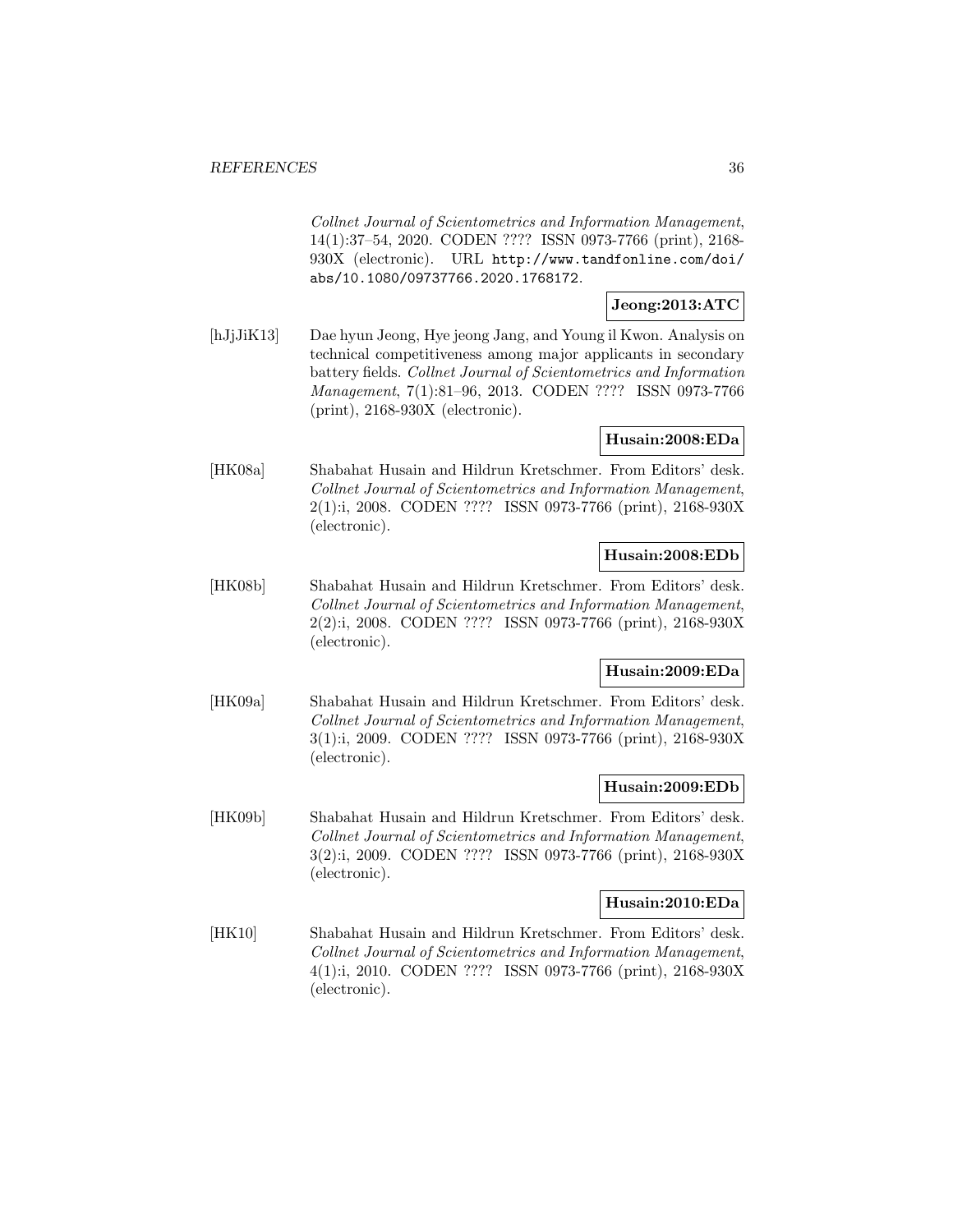*Collnet Journal of Scientometrics and Information Management*, 14(1):37–54, 2020. CODEN ???? ISSN 0973-7766 (print), 2168-930X (electronic). URL http://www.tandfonline.com/doi/abs/10.1080/09737766.2020.1768172.

**Jeong:2013:ATC**

[hJjJiK13] Dae hyun Jeong, Hye jeong Jang, and Young il Kwon. Analysis on technical competitiveness among major applicants in secondary battery fields. *Collnet Journal of Scientometrics and Information Management*, 7(1):81–96, 2013. CODEN ???? ISSN 0973-7766 (print), 2168-930X (electronic).

**Husain:2008:EDa**

[HK08a] Shabahat Husain and Hildrun Kretschmer. From Editors' desk. *Collnet Journal of Scientometrics and Information Management*, 2(1):i, 2008. CODEN ???? ISSN 0973-7766 (print), 2168-930X (electronic).

**Husain:2008:EDb**

[HK08b] Shabahat Husain and Hildrun Kretschmer. From Editors' desk. *Collnet Journal of Scientometrics and Information Management*, 2(2):i, 2008. CODEN ???? ISSN 0973-7766 (print), 2168-930X (electronic).

**Husain:2009:EDa**

[HK09a] Shabahat Husain and Hildrun Kretschmer. From Editors' desk. *Collnet Journal of Scientometrics and Information Management*, 3(1):i, 2009. CODEN ???? ISSN 0973-7766 (print), 2168-930X (electronic).

**Husain:2009:EDb**

[HK09b] Shabahat Husain and Hildrun Kretschmer. From Editors' desk. *Collnet Journal of Scientometrics and Information Management*, 3(2):i, 2009. CODEN ???? ISSN 0973-7766 (print), 2168-930X (electronic).

**Husain:2010:EDa**

[HK10] Shabahat Husain and Hildrun Kretschmer. From Editors' desk. *Collnet Journal of Scientometrics and Information Management*, 4(1):i, 2010. CODEN ???? ISSN 0973-7766 (print), 2168-930X (electronic).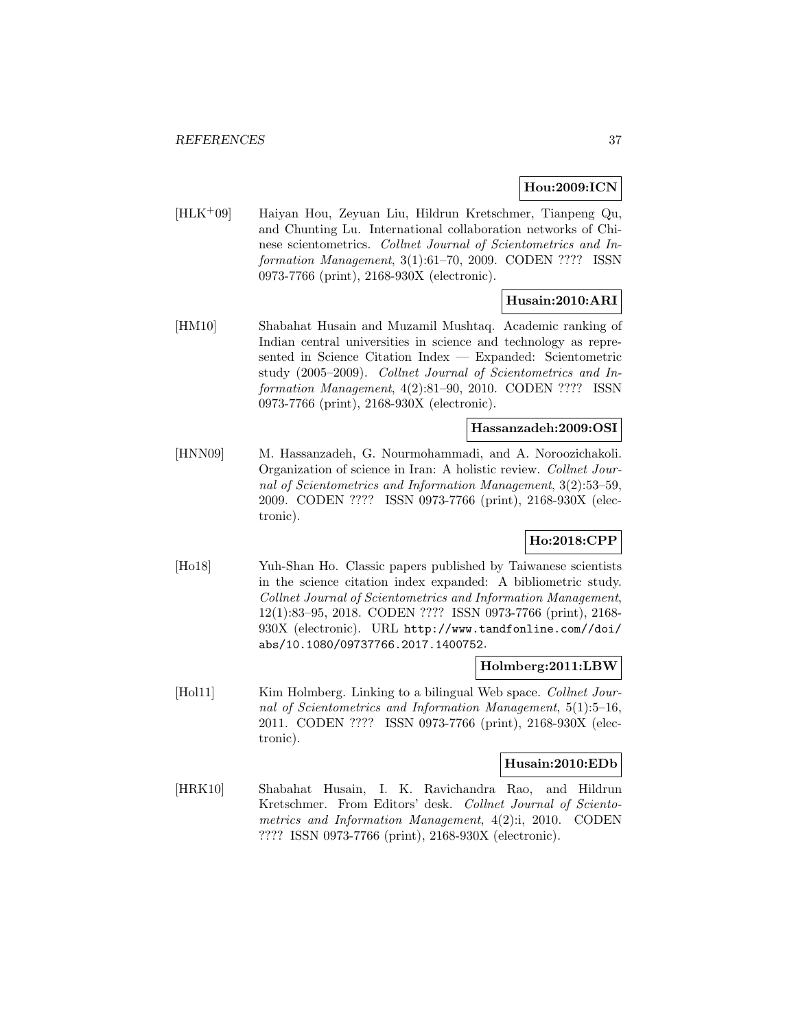**Hou:2009:ICN**

[HLK+09] Haiyan Hou, Zeyuan Liu, Hildrun Kretschmer, Tianpeng Qu, and Chunting Lu. International collaboration networks of Chinese scientometrics. *Collnet Journal of Scientometrics and Information Management*, 3(1):61–70, 2009. CODEN ???? ISSN 0973-7766 (print), 2168-930X (electronic).

**Husain:2010:ARI**

[HM10] Shabahat Husain and Muzamil Mushtaq. Academic ranking of Indian central universities in science and technology as represented in Science Citation Index — Expanded: Scientometric study (2005–2009). *Collnet Journal of Scientometrics and Information Management*, 4(2):81–90, 2010. CODEN ???? ISSN 0973-7766 (print), 2168-930X (electronic).

**Hassanzadeh:2009:OSI**

[HNN09] M. Hassanzadeh, G. Nourmohammadi, and A. Noroozichakoli. Organization of science in Iran: A holistic review. *Collnet Journal of Scientometrics and Information Management*, 3(2):53–59, 2009. CODEN ???? ISSN 0973-7766 (print), 2168-930X (electronic).

**Ho:2018:CPP**

[Ho18] Yuh-Shan Ho. Classic papers published by Taiwanese scientists in the science citation index expanded: A bibliometric study. *Collnet Journal of Scientometrics and Information Management*, 12(1):83–95, 2018. CODEN ???? ISSN 0973-7766 (print), 2168-930X (electronic). URL `http://www.tandfonline.com//doi/abs/10.1080/09737766.2017.1400752`.

**Holmberg:2011:LBW**

[Hol11] Kim Holmberg. Linking to a bilingual Web space. *Collnet Journal of Scientometrics and Information Management*, 5(1):5–16, 2011. CODEN ???? ISSN 0973-7766 (print), 2168-930X (electronic).

**Husain:2010:EDb**

[HRK10] Shabahat Husain, I. K. Ravichandra Rao, and Hildrun Kretschmer. From Editors' desk. *Collnet Journal of Scientometrics and Information Management*, 4(2):i, 2010. CODEN ???? ISSN 0973-7766 (print), 2168-930X (electronic).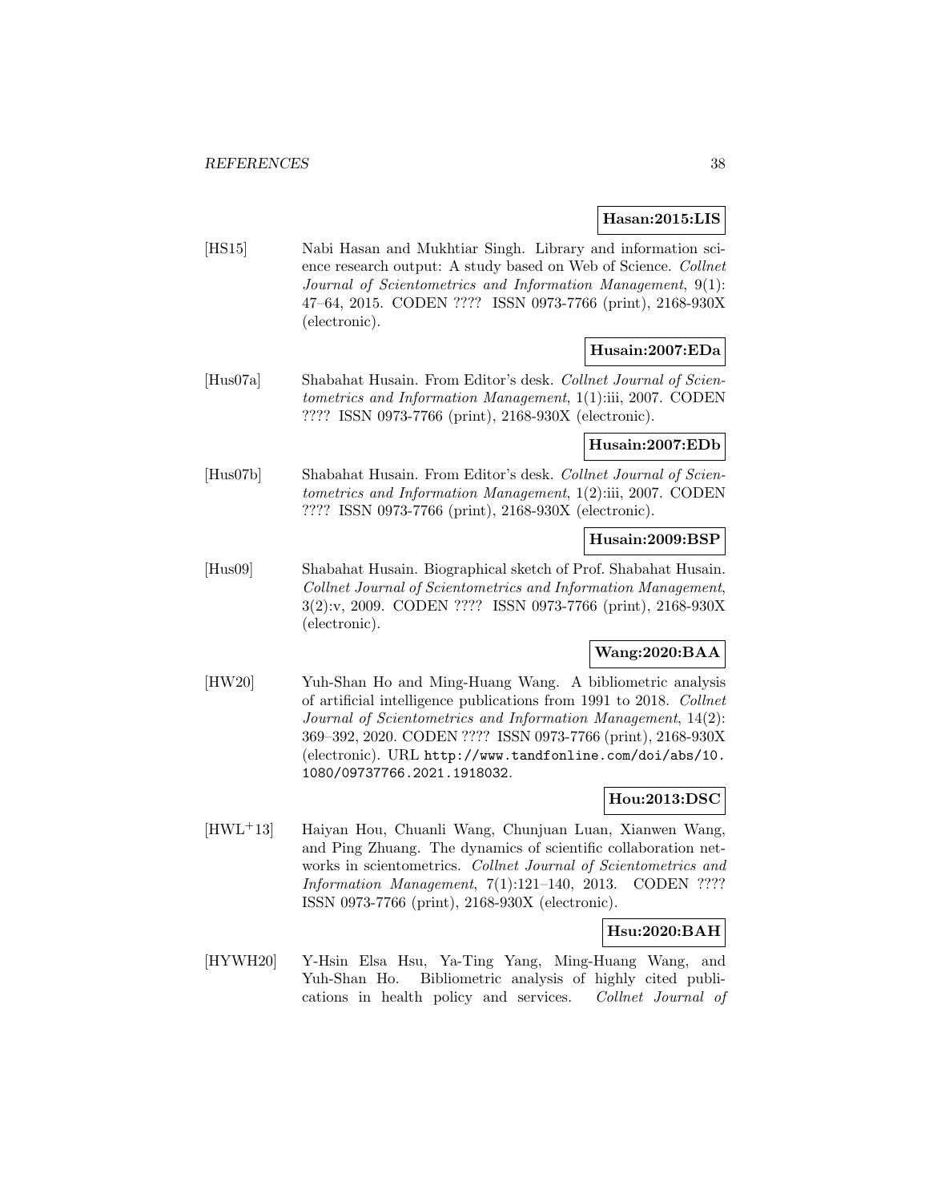**Hasan:2015:LIS**

[HS15] Nabi Hasan and Mukhtiar Singh. Library and information science research output: A study based on Web of Science. *Collnet Journal of Scientometrics and Information Management*, 9(1): 47–64, 2015. CODEN ???? ISSN 0973-7766 (print), 2168-930X (electronic).

**Husain:2007:EDa**

[Hus07a] Shabahat Husain. From Editor's desk. *Collnet Journal of Scientometrics and Information Management*, 1(1):iii, 2007. CODEN ???? ISSN 0973-7766 (print), 2168-930X (electronic).

**Husain:2007:EDb**

[Hus07b] Shabahat Husain. From Editor's desk. *Collnet Journal of Scientometrics and Information Management*, 1(2):iii, 2007. CODEN ???? ISSN 0973-7766 (print), 2168-930X (electronic).

**Husain:2009:BSP**

[Hus09] Shabahat Husain. Biographical sketch of Prof. Shabahat Husain. *Collnet Journal of Scientometrics and Information Management*, 3(2):v, 2009. CODEN ???? ISSN 0973-7766 (print), 2168-930X (electronic).

**Wang:2020:BAA**

[HW20] Yuh-Shan Ho and Ming-Huang Wang. A bibliometric analysis of artificial intelligence publications from 1991 to 2018. *Collnet Journal of Scientometrics and Information Management*, 14(2): 369–392, 2020. CODEN ???? ISSN 0973-7766 (print), 2168-930X (electronic). URL http://www.tandfonline.com/doi/abs/10.1080/09737766.2021.1918032.

**Hou:2013:DSC**

[HWL+13] Haiyan Hou, Chuanli Wang, Chunjuan Luan, Xianwen Wang, and Ping Zhuang. The dynamics of scientific collaboration networks in scientometrics. *Collnet Journal of Scientometrics and Information Management*, 7(1):121–140, 2013. CODEN ???? ISSN 0973-7766 (print), 2168-930X (electronic).

**Hsu:2020:BAH**

[HYWH20] Y-Hsin Elsa Hsu, Ya-Ting Yang, Ming-Huang Wang, and Yuh-Shan Ho. Bibliometric analysis of highly cited publications in health policy and services. *Collnet Journal of*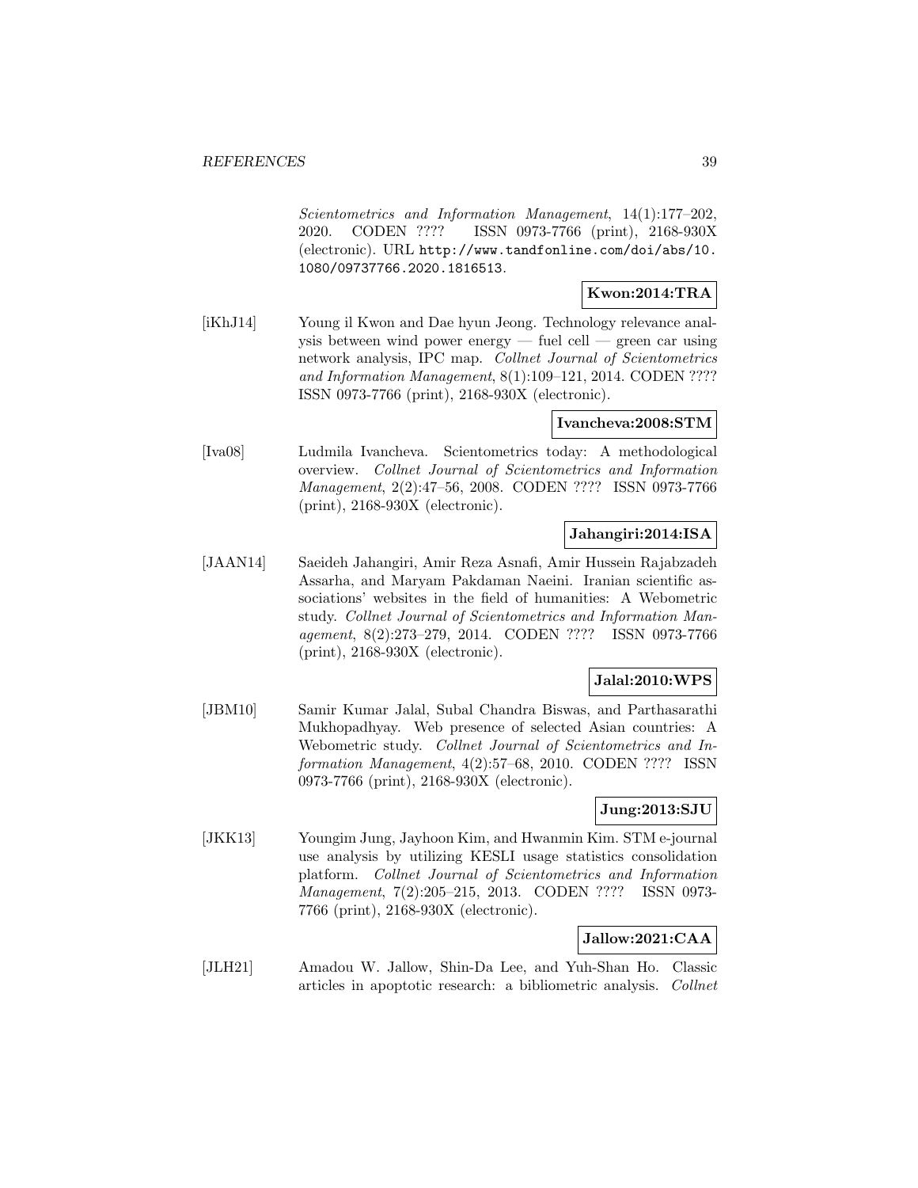*Scientometrics and Information Management*, 14(1):177–202, 2020. CODEN ???? ISSN 0973-7766 (print), 2168-930X (electronic). URL `http://www.tandfonline.com/doi/abs/10.1080/09737766.2020.1816513`.

**Kwon:2014:TRA**

[iKhJ14] Young il Kwon and Dae hyun Jeong. Technology relevance analysis between wind power energy — fuel cell — green car using network analysis, IPC map. *Collnet Journal of Scientometrics and Information Management*, 8(1):109–121, 2014. CODEN ???? ISSN 0973-7766 (print), 2168-930X (electronic).

**Ivancheva:2008:STM**

[Iva08] Ludmila Ivancheva. Scientometrics today: A methodological overview. *Collnet Journal of Scientometrics and Information Management*, 2(2):47–56, 2008. CODEN ???? ISSN 0973-7766 (print), 2168-930X (electronic).

**Jahangiri:2014:ISA**

[JAAN14] Saeideh Jahangiri, Amir Reza Asnafi, Amir Hussein Rajabzadeh Assarha, and Maryam Pakdaman Naeini. Iranian scientific associations' websites in the field of humanities: A Webometric study. *Collnet Journal of Scientometrics and Information Management*, 8(2):273–279, 2014. CODEN ???? ISSN 0973-7766 (print), 2168-930X (electronic).

**Jalal:2010:WPS**

[JBM10] Samir Kumar Jalal, Subal Chandra Biswas, and Parthasarathi Mukhopadhyay. Web presence of selected Asian countries: A Webometric study. *Collnet Journal of Scientometrics and Information Management*, 4(2):57–68, 2010. CODEN ???? ISSN 0973-7766 (print), 2168-930X (electronic).

**Jung:2013:SJU**

[JKK13] Youngim Jung, Jayhoon Kim, and Hwanmin Kim. STM e-journal use analysis by utilizing KESLI usage statistics consolidation platform. *Collnet Journal of Scientometrics and Information Management*, 7(2):205–215, 2013. CODEN ???? ISSN 0973-7766 (print), 2168-930X (electronic).

**Jallow:2021:CAA**

[JLH21] Amadou W. Jallow, Shin-Da Lee, and Yuh-Shan Ho. Classic articles in apoptotic research: a bibliometric analysis. *Collnet*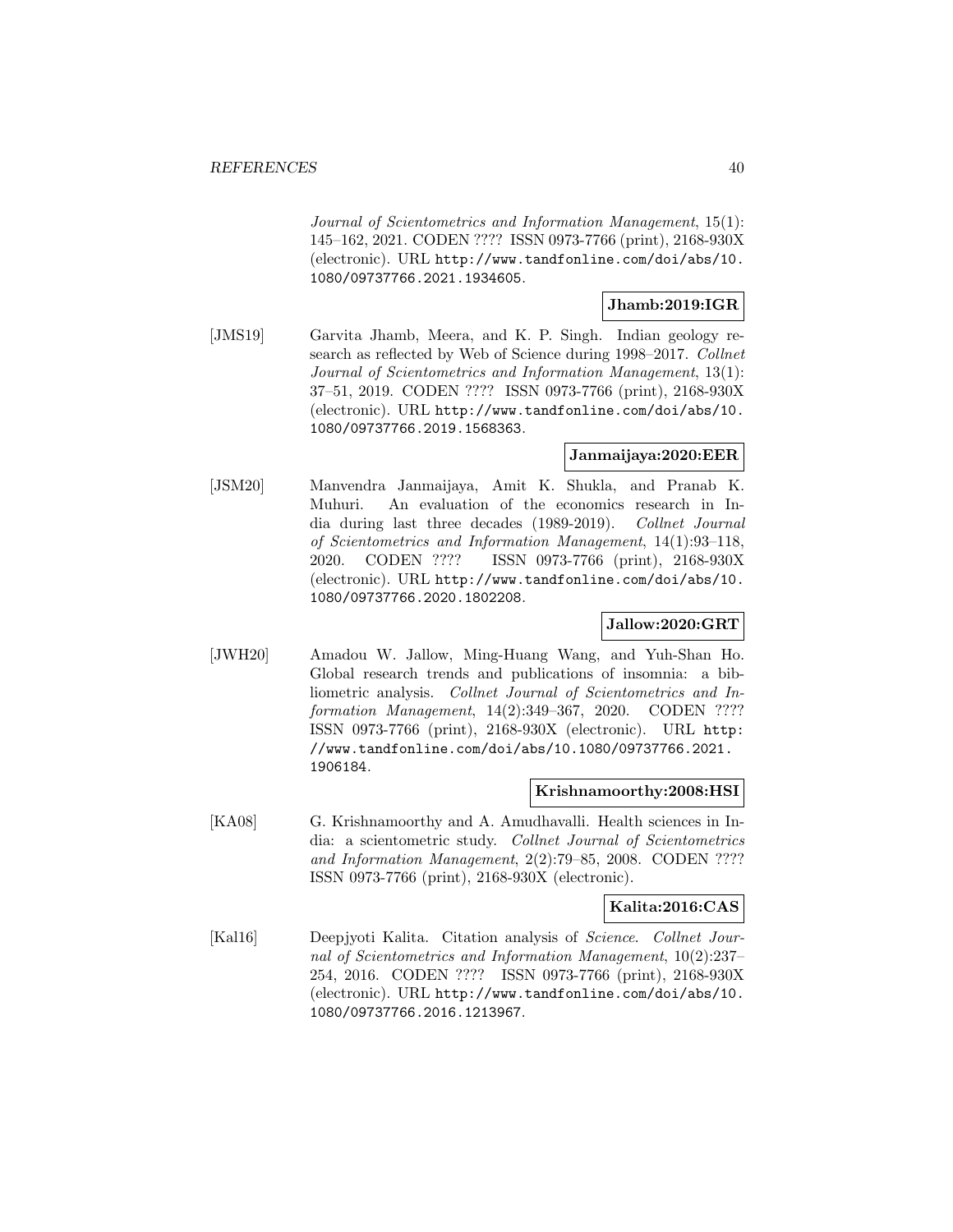*Journal of Scientometrics and Information Management*, 15(1): 145–162, 2021. CODEN ???? ISSN 0973-7766 (print), 2168-930X (electronic). URL http://www.tandfonline.com/doi/abs/10.1080/09737766.2021.1934605.

**Jhamb:2019:IGR**

[JMS19] Garvita Jhamb, Meera, and K. P. Singh. Indian geology research as reflected by Web of Science during 1998–2017. *Collnet Journal of Scientometrics and Information Management*, 13(1): 37–51, 2019. CODEN ???? ISSN 0973-7766 (print), 2168-930X (electronic). URL http://www.tandfonline.com/doi/abs/10.1080/09737766.2019.1568363.

**Janmaijaya:2020:EER**

[JSM20] Manvendra Janmaijaya, Amit K. Shukla, and Pranab K. Muhuri. An evaluation of the economics research in India during last three decades (1989-2019). *Collnet Journal of Scientometrics and Information Management*, 14(1):93–118, 2020. CODEN ???? ISSN 0973-7766 (print), 2168-930X (electronic). URL http://www.tandfonline.com/doi/abs/10.1080/09737766.2020.1802208.

**Jallow:2020:GRT**

[JWH20] Amadou W. Jallow, Ming-Huang Wang, and Yuh-Shan Ho. Global research trends and publications of insomnia: a bibliometric analysis. *Collnet Journal of Scientometrics and Information Management*, 14(2):349–367, 2020. CODEN ???? ISSN 0973-7766 (print), 2168-930X (electronic). URL http://www.tandfonline.com/doi/abs/10.1080/09737766.2021.1906184.

**Krishnamoorthy:2008:HSI**

[KA08] G. Krishnamoorthy and A. Amudhavalli. Health sciences in India: a scientometric study. *Collnet Journal of Scientometrics and Information Management*, 2(2):79–85, 2008. CODEN ???? ISSN 0973-7766 (print), 2168-930X (electronic).

**Kalita:2016:CAS**

[Kal16] Deepjyoti Kalita. Citation analysis of *Science*. *Collnet Journal of Scientometrics and Information Management*, 10(2):237–254, 2016. CODEN ???? ISSN 0973-7766 (print), 2168-930X (electronic). URL http://www.tandfonline.com/doi/abs/10.1080/09737766.2016.1213967.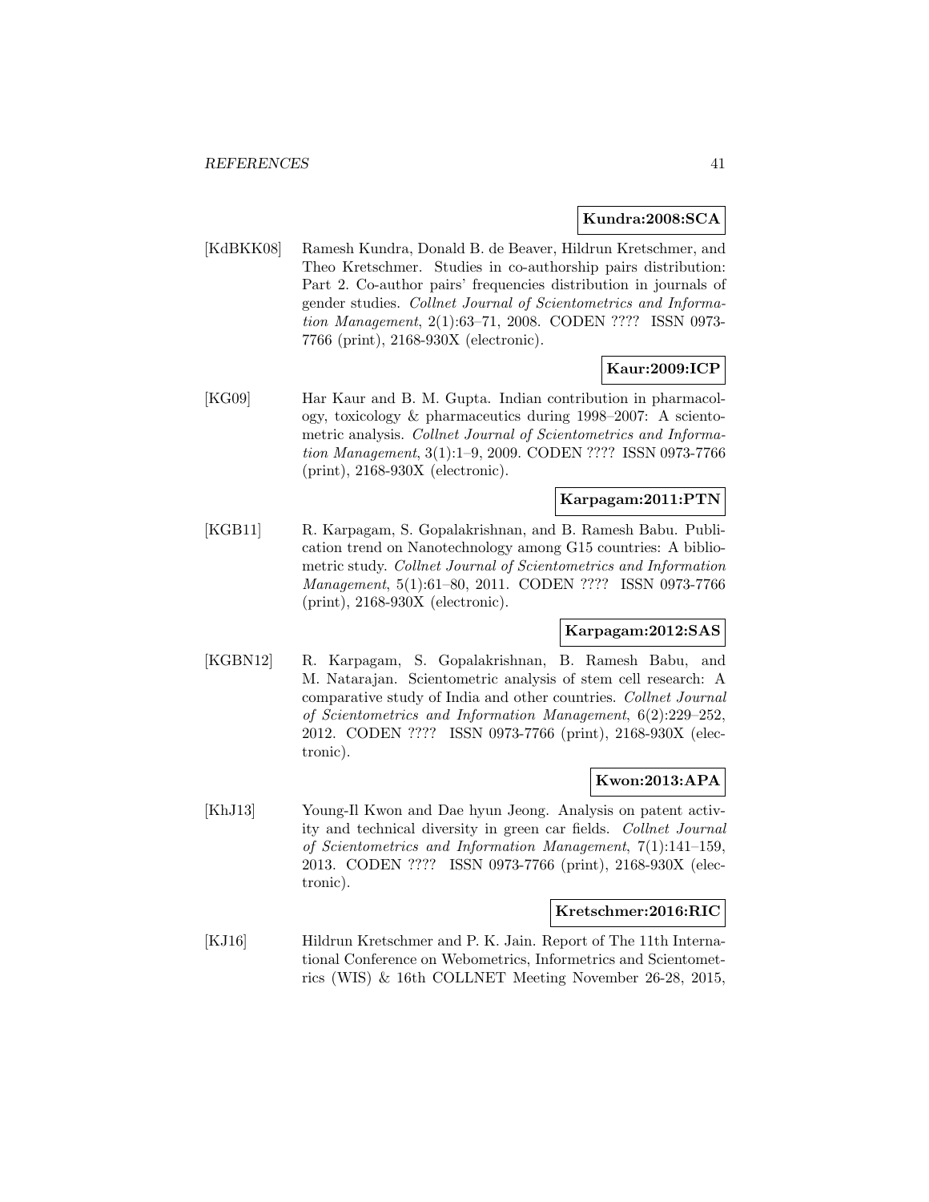**Kundra:2008:SCA**

[KdBKK08] Ramesh Kundra, Donald B. de Beaver, Hildrun Kretschmer, and Theo Kretschmer. Studies in co-authorship pairs distribution: Part 2. Co-author pairs' frequencies distribution in journals of gender studies. *Collnet Journal of Scientometrics and Information Management*, 2(1):63–71, 2008. CODEN ???? ISSN 0973-7766 (print), 2168-930X (electronic).

**Kaur:2009:ICP**

[KG09] Har Kaur and B. M. Gupta. Indian contribution in pharmacology, toxicology & pharmaceutics during 1998–2007: A scientometric analysis. *Collnet Journal of Scientometrics and Information Management*, 3(1):1–9, 2009. CODEN ???? ISSN 0973-7766 (print), 2168-930X (electronic).

**Karpagam:2011:PTN**

[KGB11] R. Karpagam, S. Gopalakrishnan, and B. Ramesh Babu. Publication trend on Nanotechnology among G15 countries: A bibliometric study. *Collnet Journal of Scientometrics and Information Management*, 5(1):61–80, 2011. CODEN ???? ISSN 0973-7766 (print), 2168-930X (electronic).

**Karpagam:2012:SAS**

[KGBN12] R. Karpagam, S. Gopalakrishnan, B. Ramesh Babu, and M. Natarajan. Scientometric analysis of stem cell research: A comparative study of India and other countries. *Collnet Journal of Scientometrics and Information Management*, 6(2):229–252, 2012. CODEN ???? ISSN 0973-7766 (print), 2168-930X (electronic).

**Kwon:2013:APA**

[KhJ13] Young-Il Kwon and Dae hyun Jeong. Analysis on patent activity and technical diversity in green car fields. *Collnet Journal of Scientometrics and Information Management*, 7(1):141–159, 2013. CODEN ???? ISSN 0973-7766 (print), 2168-930X (electronic).

**Kretschmer:2016:RIC**

[KJ16] Hildrun Kretschmer and P. K. Jain. Report of The 11th International Conference on Webometrics, Informetrics and Scientometrics (WIS) & 16th COLLNET Meeting November 26-28, 2015,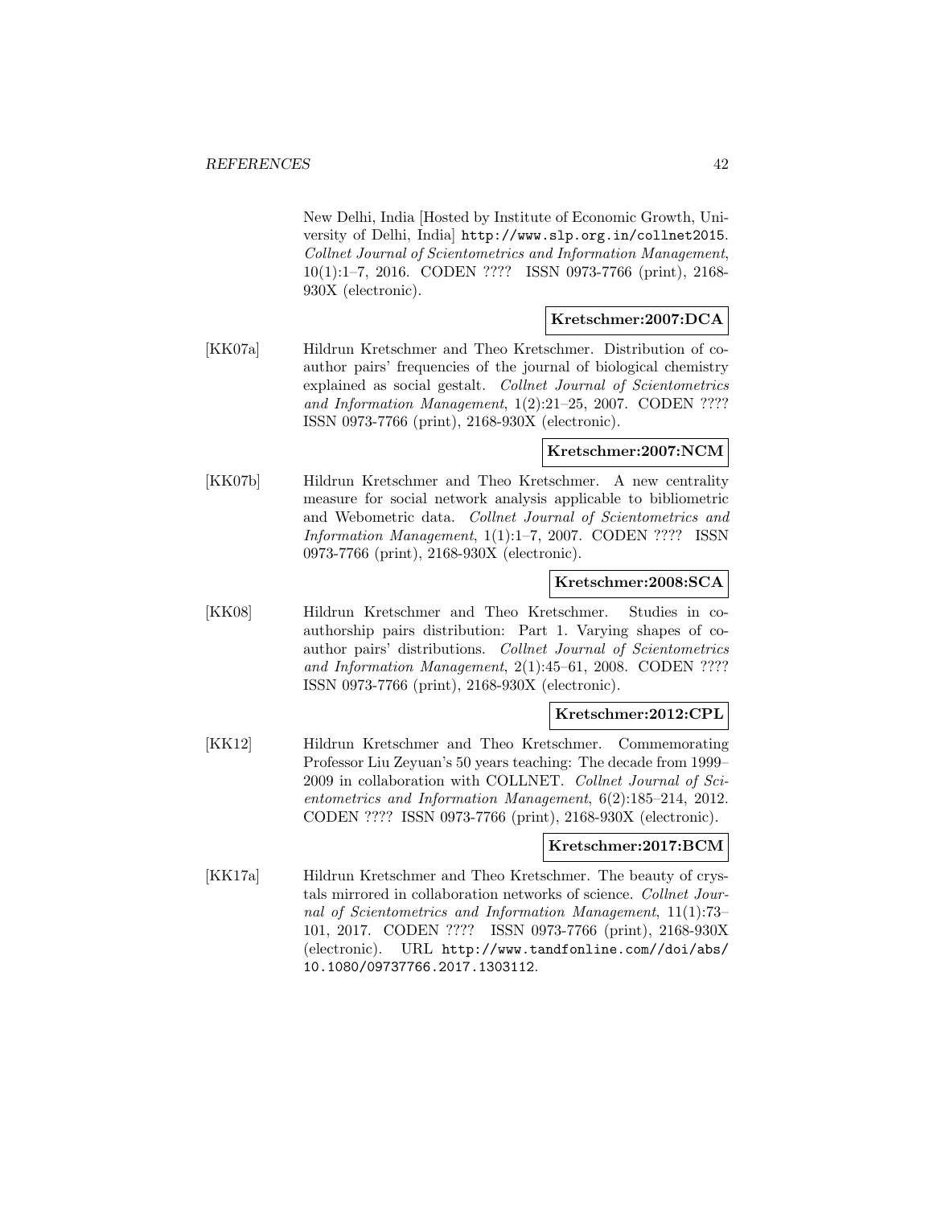New Delhi, India [Hosted by Institute of Economic Growth, University of Delhi, India] http://www.slp.org.in/collnet2015. *Collnet Journal of Scientometrics and Information Management*, 10(1):1–7, 2016. CODEN ???? ISSN 0973-7766 (print), 2168-930X (electronic).

**Kretschmer:2007:DCA**

[KK07a] Hildrun Kretschmer and Theo Kretschmer. Distribution of co-author pairs' frequencies of the journal of biological chemistry explained as social gestalt. *Collnet Journal of Scientometrics and Information Management*, 1(2):21–25, 2007. CODEN ???? ISSN 0973-7766 (print), 2168-930X (electronic).

**Kretschmer:2007:NCM**

[KK07b] Hildrun Kretschmer and Theo Kretschmer. A new centrality measure for social network analysis applicable to bibliometric and Webometric data. *Collnet Journal of Scientometrics and Information Management*, 1(1):1–7, 2007. CODEN ???? ISSN 0973-7766 (print), 2168-930X (electronic).

**Kretschmer:2008:SCA**

[KK08] Hildrun Kretschmer and Theo Kretschmer. Studies in co-authorship pairs distribution: Part 1. Varying shapes of co-author pairs' distributions. *Collnet Journal of Scientometrics and Information Management*, 2(1):45–61, 2008. CODEN ???? ISSN 0973-7766 (print), 2168-930X (electronic).

**Kretschmer:2012:CPL**

[KK12] Hildrun Kretschmer and Theo Kretschmer. Commemorating Professor Liu Zeyuan's 50 years teaching: The decade from 1999–2009 in collaboration with COLLNET. *Collnet Journal of Scientometrics and Information Management*, 6(2):185–214, 2012. CODEN ???? ISSN 0973-7766 (print), 2168-930X (electronic).

**Kretschmer:2017:BCM**

[KK17a] Hildrun Kretschmer and Theo Kretschmer. The beauty of crystals mirrored in collaboration networks of science. *Collnet Journal of Scientometrics and Information Management*, 11(1):73–101, 2017. CODEN ???? ISSN 0973-7766 (print), 2168-930X (electronic). URL http://www.tandfonline.com//doi/abs/10.1080/09737766.2017.1303112.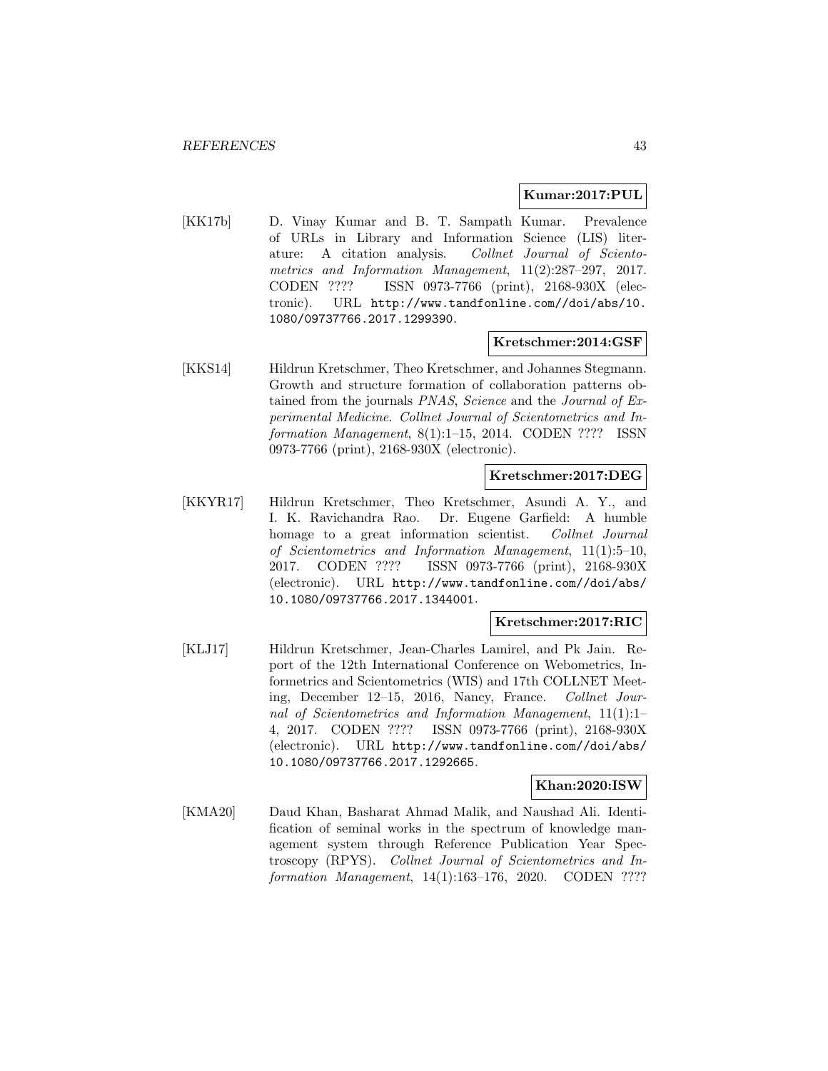**Kumar:2017:PUL**

[KK17b] D. Vinay Kumar and B. T. Sampath Kumar. Prevalence of URLs in Library and Information Science (LIS) literature: A citation analysis. *Collnet Journal of Scientometrics and Information Management*, 11(2):287–297, 2017. CODEN ???? ISSN 0973-7766 (print), 2168-930X (electronic). URL http://www.tandfonline.com//doi/abs/10.1080/09737766.2017.1299390.

**Kretschmer:2014:GSF**

[KKS14] Hildrun Kretschmer, Theo Kretschmer, and Johannes Stegmann. Growth and structure formation of collaboration patterns obtained from the journals *PNAS*, *Science* and the *Journal of Experimental Medicine*. *Collnet Journal of Scientometrics and Information Management*, 8(1):1–15, 2014. CODEN ???? ISSN 0973-7766 (print), 2168-930X (electronic).

**Kretschmer:2017:DEG**

[KKYR17] Hildrun Kretschmer, Theo Kretschmer, Asundi A. Y., and I. K. Ravichandra Rao. Dr. Eugene Garfield: A humble homage to a great information scientist. *Collnet Journal of Scientometrics and Information Management*, 11(1):5–10, 2017. CODEN ???? ISSN 0973-7766 (print), 2168-930X (electronic). URL http://www.tandfonline.com//doi/abs/10.1080/09737766.2017.1344001.

**Kretschmer:2017:RIC**

[KLJ17] Hildrun Kretschmer, Jean-Charles Lamirel, and Pk Jain. Report of the 12th International Conference on Webometrics, Informetrics and Scientometrics (WIS) and 17th COLLNET Meeting, December 12–15, 2016, Nancy, France. *Collnet Journal of Scientometrics and Information Management*, 11(1):1–4, 2017. CODEN ???? ISSN 0973-7766 (print), 2168-930X (electronic). URL http://www.tandfonline.com//doi/abs/10.1080/09737766.2017.1292665.

**Khan:2020:ISW**

[KMA20] Daud Khan, Basharat Ahmad Malik, and Naushad Ali. Identification of seminal works in the spectrum of knowledge management system through Reference Publication Year Spectroscopy (RPYS). *Collnet Journal of Scientometrics and Information Management*, 14(1):163–176, 2020. CODEN ????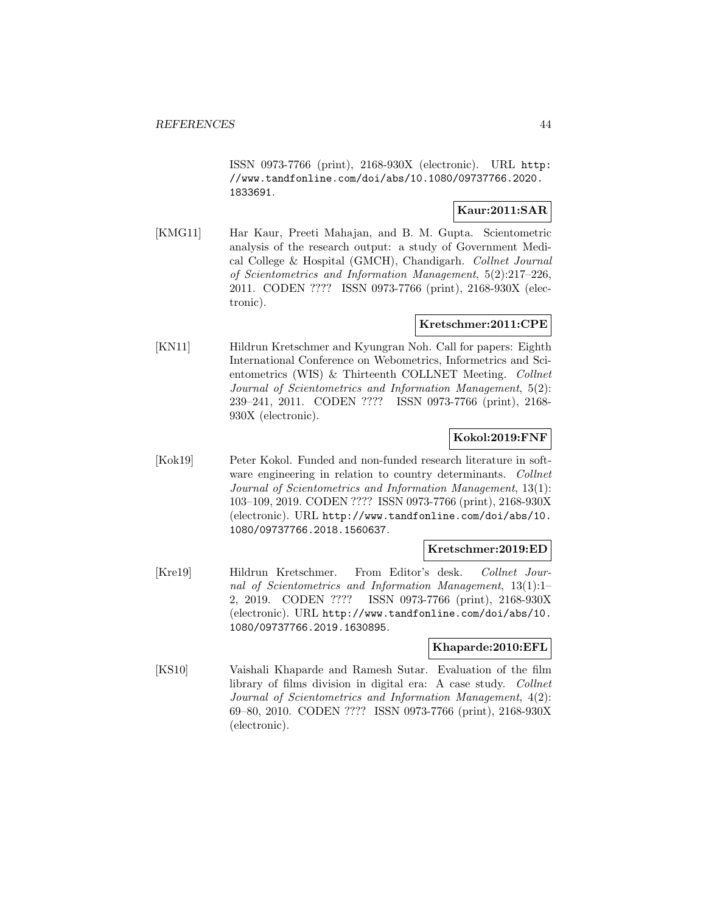ISSN 0973-7766 (print), 2168-930X (electronic). URL http://www.tandfonline.com/doi/abs/10.1080/09737766.2020.1833691.

**Kaur:2011:SAR**

[KMG11] Har Kaur, Preeti Mahajan, and B. M. Gupta. Scientometric analysis of the research output: a study of Government Medical College & Hospital (GMCH), Chandigarh. *Collnet Journal of Scientometrics and Information Management*, 5(2):217–226, 2011. CODEN ???? ISSN 0973-7766 (print), 2168-930X (electronic).

**Kretschmer:2011:CPE**

[KN11] Hildrun Kretschmer and Kyungran Noh. Call for papers: Eighth International Conference on Webometrics, Informetrics and Scientometrics (WIS) & Thirteenth COLLNET Meeting. *Collnet Journal of Scientometrics and Information Management*, 5(2): 239–241, 2011. CODEN ???? ISSN 0973-7766 (print), 2168-930X (electronic).

**Kokol:2019:FNF**

[Kok19] Peter Kokol. Funded and non-funded research literature in software engineering in relation to country determinants. *Collnet Journal of Scientometrics and Information Management*, 13(1): 103–109, 2019. CODEN ???? ISSN 0973-7766 (print), 2168-930X (electronic). URL http://www.tandfonline.com/doi/abs/10.1080/09737766.2018.1560637.

**Kretschmer:2019:ED**

[Kre19] Hildrun Kretschmer. From Editor's desk. *Collnet Journal of Scientometrics and Information Management*, 13(1):1–2, 2019. CODEN ???? ISSN 0973-7766 (print), 2168-930X (electronic). URL http://www.tandfonline.com/doi/abs/10.1080/09737766.2019.1630895.

**Khaparde:2010:EFL**

[KS10] Vaishali Khaparde and Ramesh Sutar. Evaluation of the film library of films division in digital era: A case study. *Collnet Journal of Scientometrics and Information Management*, 4(2): 69–80, 2010. CODEN ???? ISSN 0973-7766 (print), 2168-930X (electronic).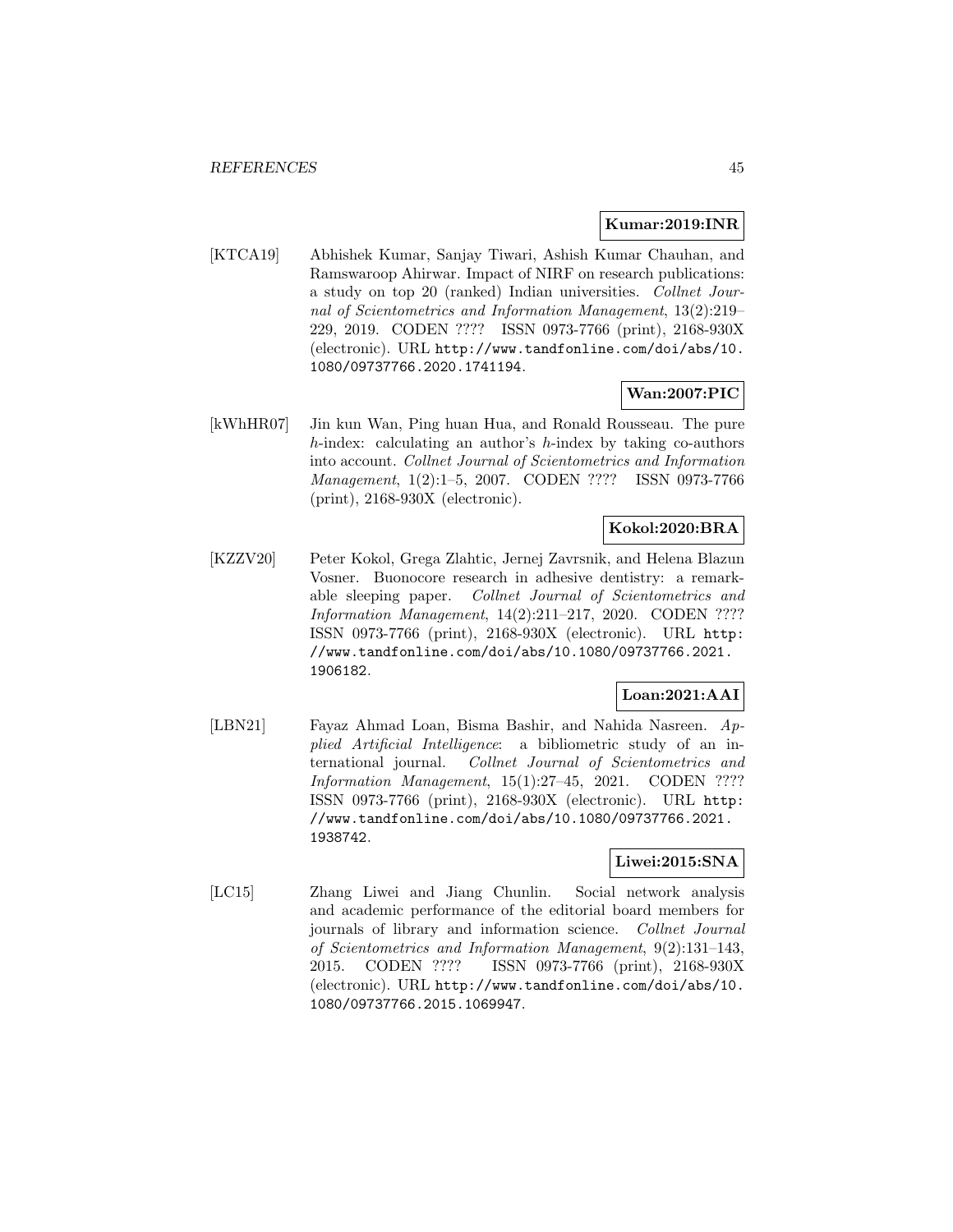**Kumar:2019:INR**

[KTCA19] Abhishek Kumar, Sanjay Tiwari, Ashish Kumar Chauhan, and Ramswaroop Ahirwar. Impact of NIRF on research publications: a study on top 20 (ranked) Indian universities. *Collnet Journal of Scientometrics and Information Management*, 13(2):219–229, 2019. CODEN ???? ISSN 0973-7766 (print), 2168-930X (electronic). URL `http://www.tandfonline.com/doi/abs/10.1080/09737766.2020.1741194`.

**Wan:2007:PIC**

[kWhHR07] Jin kun Wan, Ping huan Hua, and Ronald Rousseau. The pure $h$-index: calculating an author's $h$-index by taking co-authors into account. *Collnet Journal of Scientometrics and Information Management*, 1(2):1–5, 2007. CODEN ???? ISSN 0973-7766 (print), 2168-930X (electronic).

**Kokol:2020:BRA**

[KZZV20] Peter Kokol, Grega Zlahtic, Jernej Zavrsnik, and Helena Blazun Vosner. Buonocore research in adhesive dentistry: a remarkable sleeping paper. *Collnet Journal of Scientometrics and Information Management*, 14(2):211–217, 2020. CODEN ???? ISSN 0973-7766 (print), 2168-930X (electronic). URL `http://www.tandfonline.com/doi/abs/10.1080/09737766.2021.1906182`.

**Loan:2021:AAI**

[LBN21] Fayaz Ahmad Loan, Bisma Bashir, and Nahida Nasreen. *Applied Artificial Intelligence*: a bibliometric study of an international journal. *Collnet Journal of Scientometrics and Information Management*, 15(1):27–45, 2021. CODEN ???? ISSN 0973-7766 (print), 2168-930X (electronic). URL `http://www.tandfonline.com/doi/abs/10.1080/09737766.2021.1938742`.

**Liwei:2015:SNA**

[LC15] Zhang Liwei and Jiang Chunlin. Social network analysis and academic performance of the editorial board members for journals of library and information science. *Collnet Journal of Scientometrics and Information Management*, 9(2):131–143, 2015. CODEN ???? ISSN 0973-7766 (print), 2168-930X (electronic). URL `http://www.tandfonline.com/doi/abs/10.1080/09737766.2015.1069947`.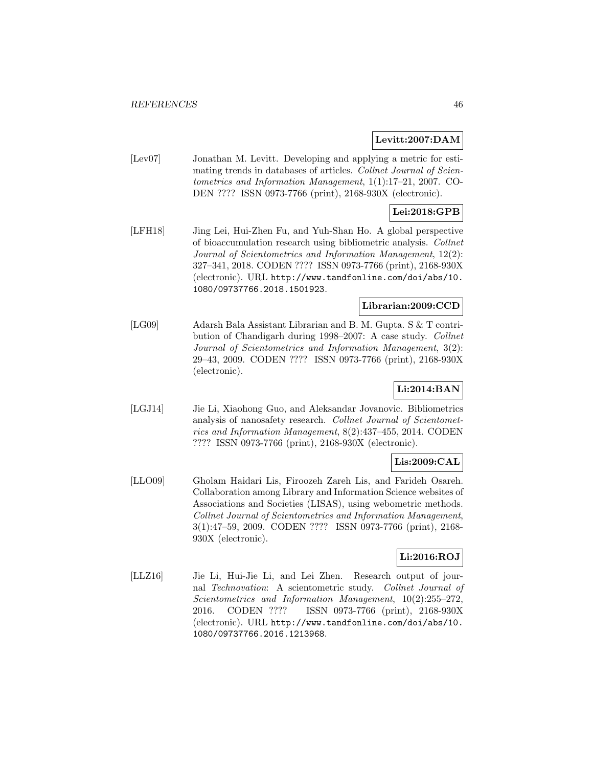**Levitt:2007:DAM**

[Lev07] Jonathan M. Levitt. Developing and applying a metric for estimating trends in databases of articles. *Collnet Journal of Scientometrics and Information Management*, 1(1):17–21, 2007. CODEN ???? ISSN 0973-7766 (print), 2168-930X (electronic).

**Lei:2018:GPB**

[LFH18] Jing Lei, Hui-Zhen Fu, and Yuh-Shan Ho. A global perspective of bioaccumulation research using bibliometric analysis. *Collnet Journal of Scientometrics and Information Management*, 12(2): 327–341, 2018. CODEN ???? ISSN 0973-7766 (print), 2168-930X (electronic). URL `http://www.tandfonline.com/doi/abs/10.1080/09737766.2018.1501923`.

**Librarian:2009:CCD**

[LG09] Adarsh Bala Assistant Librarian and B. M. Gupta. S & T contribution of Chandigarh during 1998–2007: A case study. *Collnet Journal of Scientometrics and Information Management*, 3(2): 29–43, 2009. CODEN ???? ISSN 0973-7766 (print), 2168-930X (electronic).

**Li:2014:BAN**

[LGJ14] Jie Li, Xiaohong Guo, and Aleksandar Jovanovic. Bibliometrics analysis of nanosafety research. *Collnet Journal of Scientometrics and Information Management*, 8(2):437–455, 2014. CODEN ???? ISSN 0973-7766 (print), 2168-930X (electronic).

**Lis:2009:CAL**

[LLO09] Gholam Haidari Lis, Firoozeh Zareh Lis, and Farideh Osareh. Collaboration among Library and Information Science websites of Associations and Societies (LISAS), using webometric methods. *Collnet Journal of Scientometrics and Information Management*, 3(1):47–59, 2009. CODEN ???? ISSN 0973-7766 (print), 2168-930X (electronic).

**Li:2016:ROJ**

[LLZ16] Jie Li, Hui-Jie Li, and Lei Zhen. Research output of journal *Technovation*: A scientometric study. *Collnet Journal of Scientometrics and Information Management*, 10(2):255–272, 2016. CODEN ???? ISSN 0973-7766 (print), 2168-930X (electronic). URL `http://www.tandfonline.com/doi/abs/10.1080/09737766.2016.1213968`.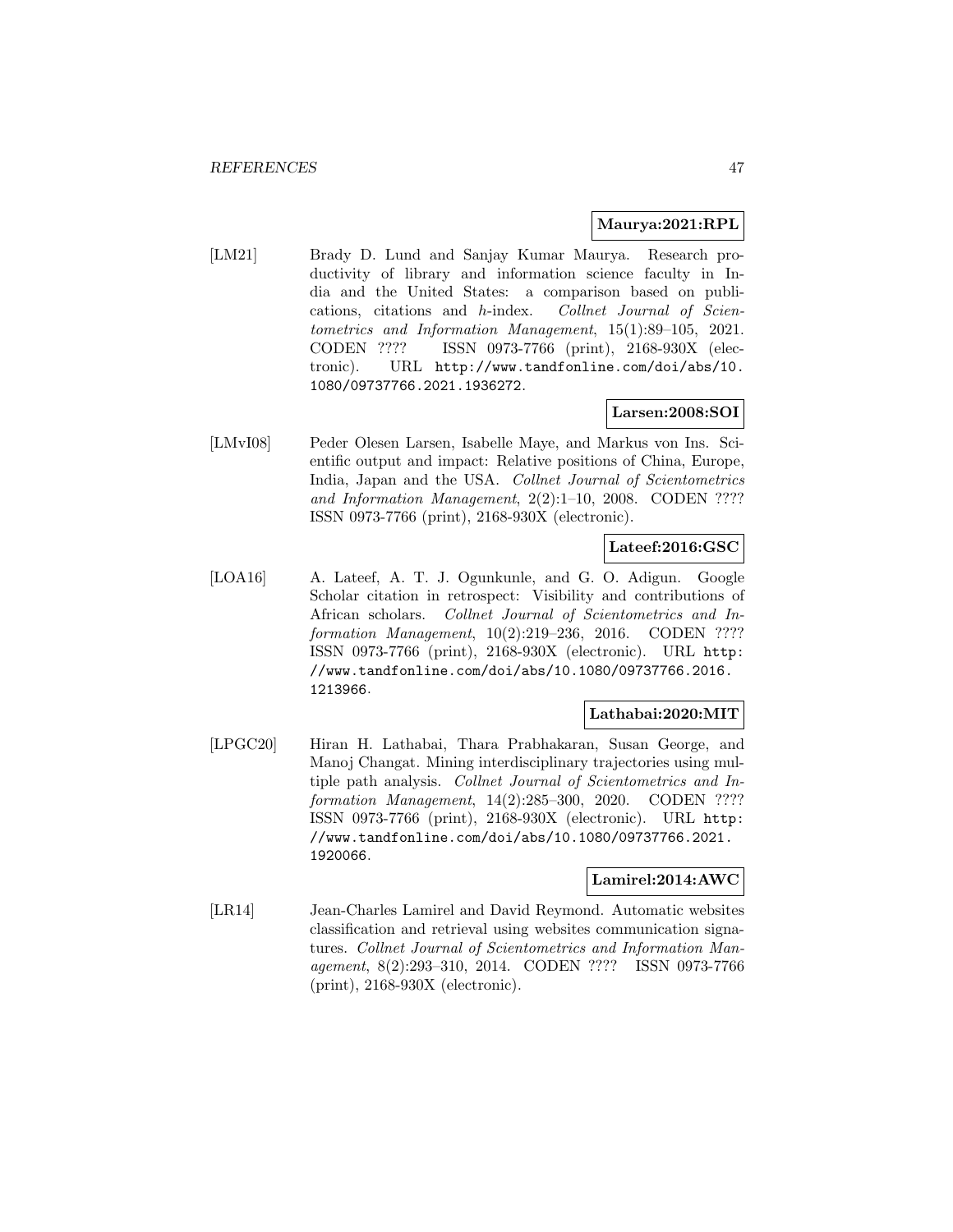**Maurya:2021:RPL**

[LM21] Brady D. Lund and Sanjay Kumar Maurya. Research productivity of library and information science faculty in India and the United States: a comparison based on publications, citations and $h$-index. *Collnet Journal of Scientometrics and Information Management*, 15(1):89–105, 2021. CODEN ???? ISSN 0973-7766 (print), 2168-930X (electronic). URL http://www.tandfonline.com/doi/abs/10.1080/09737766.2021.1936272.

**Larsen:2008:SOI**

[LMvI08] Peder Olesen Larsen, Isabelle Maye, and Markus von Ins. Scientific output and impact: Relative positions of China, Europe, India, Japan and the USA. *Collnet Journal of Scientometrics and Information Management*, 2(2):1–10, 2008. CODEN ???? ISSN 0973-7766 (print), 2168-930X (electronic).

**Lateef:2016:GSC**

[LOA16] A. Lateef, A. T. J. Ogunkunle, and G. O. Adigun. Google Scholar citation in retrospect: Visibility and contributions of African scholars. *Collnet Journal of Scientometrics and Information Management*, 10(2):219–236, 2016. CODEN ???? ISSN 0973-7766 (print), 2168-930X (electronic). URL http://www.tandfonline.com/doi/abs/10.1080/09737766.2016.1213966.

**Lathabai:2020:MIT**

[LPGC20] Hiran H. Lathabai, Thara Prabhakaran, Susan George, and Manoj Changat. Mining interdisciplinary trajectories using multiple path analysis. *Collnet Journal of Scientometrics and Information Management*, 14(2):285–300, 2020. CODEN ???? ISSN 0973-7766 (print), 2168-930X (electronic). URL http://www.tandfonline.com/doi/abs/10.1080/09737766.2021.1920066.

**Lamirel:2014:AWC**

[LR14] Jean-Charles Lamirel and David Reymond. Automatic websites classification and retrieval using websites communication signatures. *Collnet Journal of Scientometrics and Information Management*, 8(2):293–310, 2014. CODEN ???? ISSN 0973-7766 (print), 2168-930X (electronic).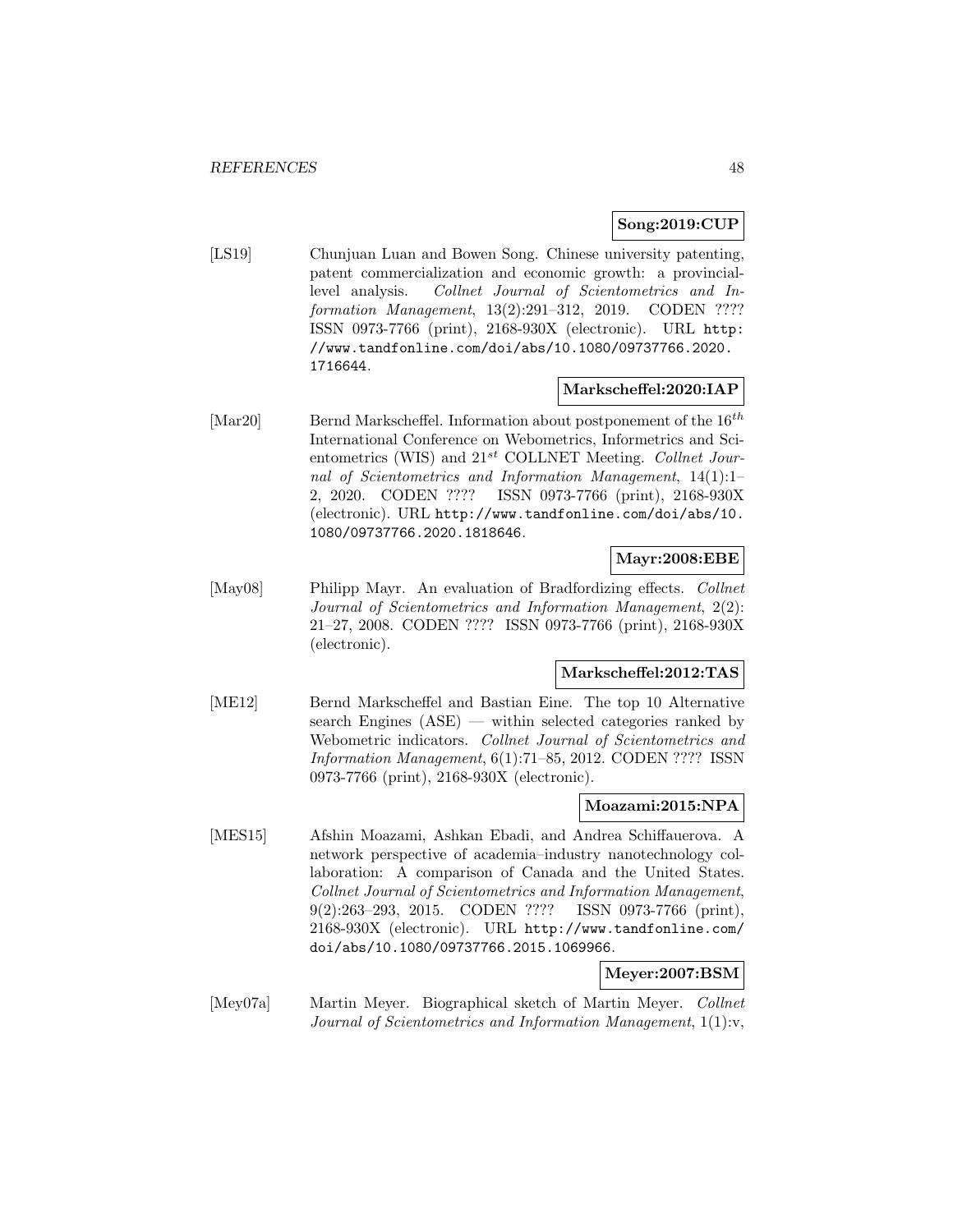**Song:2019:CUP**

[LS19] Chunjuan Luan and Bowen Song. Chinese university patenting, patent commercialization and economic growth: a provincial-level analysis. *Collnet Journal of Scientometrics and Information Management*, 13(2):291–312, 2019. CODEN ???? ISSN 0973-7766 (print), 2168-930X (electronic). URL `http://www.tandfonline.com/doi/abs/10.1080/09737766.2020.1716644`.

**Markscheffel:2020:IAP**

[Mar20] Bernd Markscheffel. Information about postponement of the $16^{th}$ International Conference on Webometrics, Informetrics and Scientometrics (WIS) and $21^{st}$ COLLNET Meeting. *Collnet Journal of Scientometrics and Information Management*, 14(1):1–2, 2020. CODEN ???? ISSN 0973-7766 (print), 2168-930X (electronic). URL `http://www.tandfonline.com/doi/abs/10.1080/09737766.2020.1818646`.

**Mayr:2008:EBE**

[May08] Philipp Mayr. An evaluation of Bradfordizing effects. *Collnet Journal of Scientometrics and Information Management*, 2(2):21–27, 2008. CODEN ???? ISSN 0973-7766 (print), 2168-930X (electronic).

**Markscheffel:2012:TAS**

[ME12] Bernd Markscheffel and Bastian Eine. The top 10 Alternative search Engines (ASE) — within selected categories ranked by Webometric indicators. *Collnet Journal of Scientometrics and Information Management*, 6(1):71–85, 2012. CODEN ???? ISSN 0973-7766 (print), 2168-930X (electronic).

**Moazami:2015:NPA**

[MES15] Afshin Moazami, Ashkan Ebadi, and Andrea Schiffauerova. A network perspective of academia–industry nanotechnology collaboration: A comparison of Canada and the United States. *Collnet Journal of Scientometrics and Information Management*, 9(2):263–293, 2015. CODEN ???? ISSN 0973-7766 (print), 2168-930X (electronic). URL `http://www.tandfonline.com/doi/abs/10.1080/09737766.2015.1069966`.

**Meyer:2007:BSM**

[Mey07a] Martin Meyer. Biographical sketch of Martin Meyer. *Collnet Journal of Scientometrics and Information Management*, 1(1):v,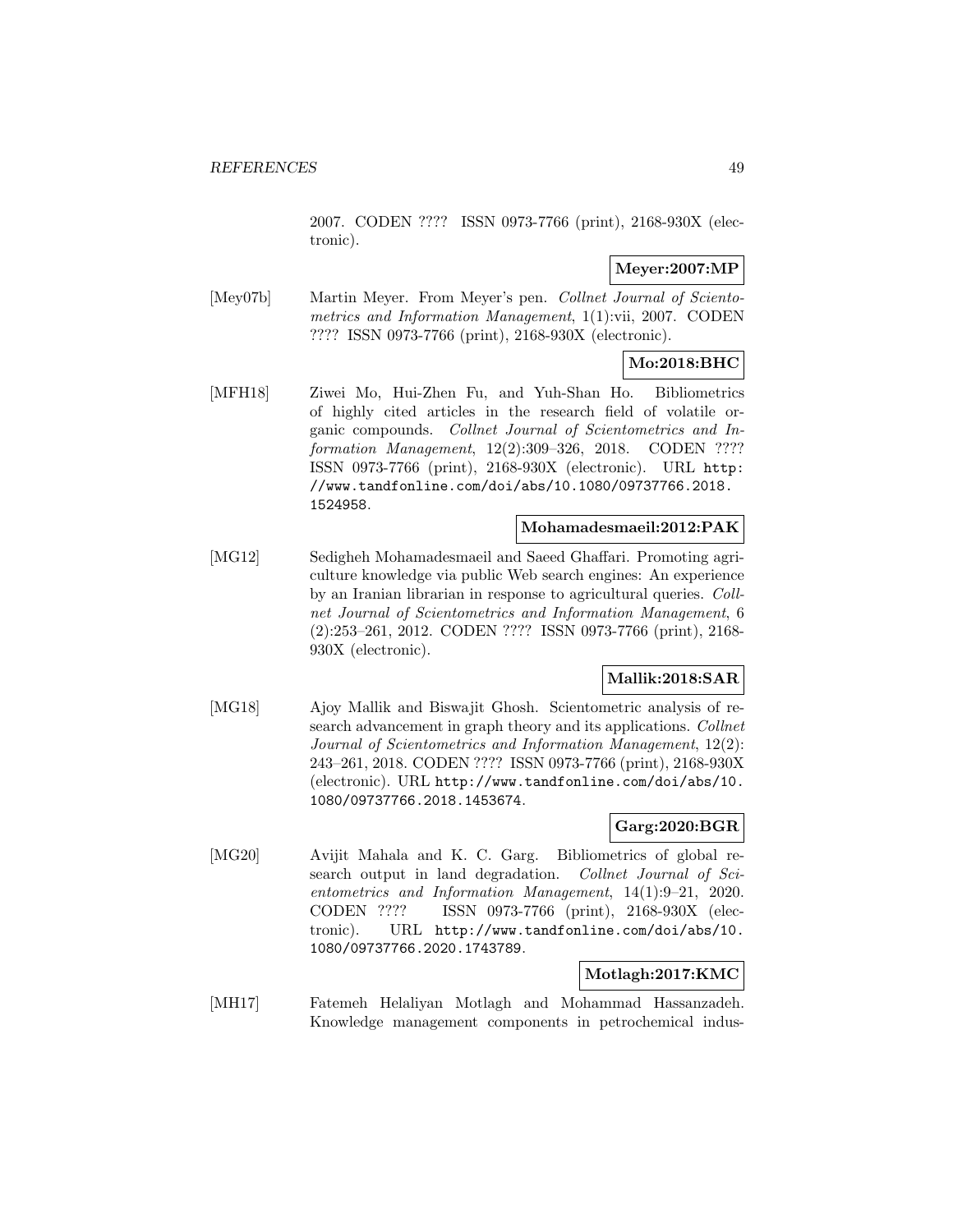2007. CODEN ???? ISSN 0973-7766 (print), 2168-930X (electronic).

**Meyer:2007:MP**

[Mey07b] Martin Meyer. From Meyer's pen. *Collnet Journal of Scientometrics and Information Management*, 1(1):vii, 2007. CODEN ???? ISSN 0973-7766 (print), 2168-930X (electronic).

**Mo:2018:BHC**

[MFH18] Ziwei Mo, Hui-Zhen Fu, and Yuh-Shan Ho. Bibliometrics of highly cited articles in the research field of volatile organic compounds. *Collnet Journal of Scientometrics and Information Management*, 12(2):309–326, 2018. CODEN ???? ISSN 0973-7766 (print), 2168-930X (electronic). URL `http://www.tandfonline.com/doi/abs/10.1080/09737766.2018.1524958`.

**Mohamadesmaeil:2012:PAK**

[MG12] Sedigheh Mohamadesmaeil and Saeed Ghaffari. Promoting agriculture knowledge via public Web search engines: An experience by an Iranian librarian in response to agricultural queries. *Collnet Journal of Scientometrics and Information Management*, 6 (2):253–261, 2012. CODEN ???? ISSN 0973-7766 (print), 2168-930X (electronic).

**Mallik:2018:SAR**

[MG18] Ajoy Mallik and Biswajit Ghosh. Scientometric analysis of research advancement in graph theory and its applications. *Collnet Journal of Scientometrics and Information Management*, 12(2): 243–261, 2018. CODEN ???? ISSN 0973-7766 (print), 2168-930X (electronic). URL `http://www.tandfonline.com/doi/abs/10.1080/09737766.2018.1453674`.

**Garg:2020:BGR**

[MG20] Avijit Mahala and K. C. Garg. Bibliometrics of global research output in land degradation. *Collnet Journal of Scientometrics and Information Management*, 14(1):9–21, 2020. CODEN ???? ISSN 0973-7766 (print), 2168-930X (electronic). URL `http://www.tandfonline.com/doi/abs/10.1080/09737766.2020.1743789`.

**Motlagh:2017:KMC**

[MH17] Fatemeh Helaliyan Motlagh and Mohammad Hassanzadeh. Knowledge management components in petrochemical indus-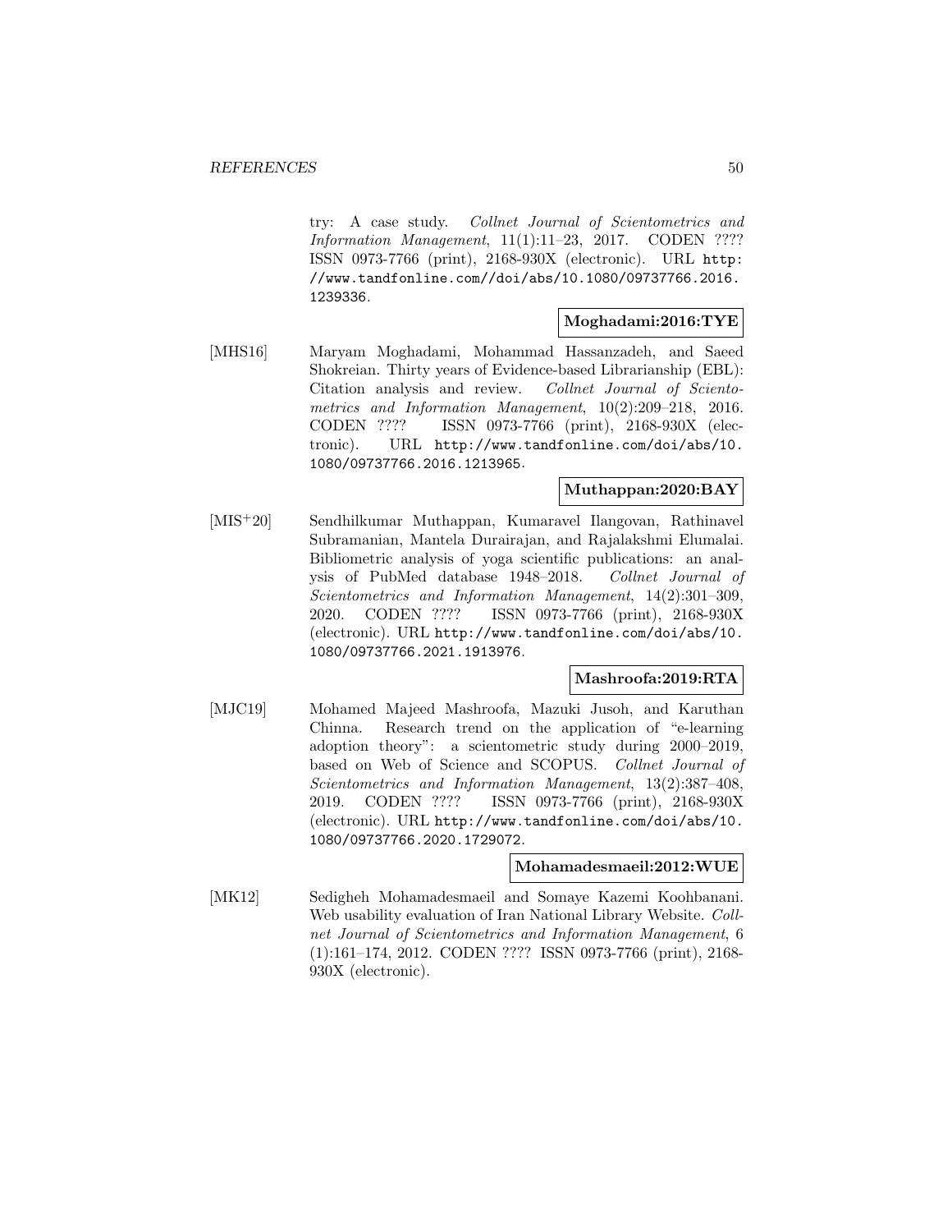try: A case study. *Collnet Journal of Scientometrics and Information Management*, 11(1):11–23, 2017. CODEN ???? ISSN 0973-7766 (print), 2168-930X (electronic). URL http://www.tandfonline.com//doi/abs/10.1080/09737766.2016.1239336.

**Moghadami:2016:TYE**

[MHS16] Maryam Moghadami, Mohammad Hassanzadeh, and Saeed Shokreian. Thirty years of Evidence-based Librarianship (EBL): Citation analysis and review. *Collnet Journal of Scientometrics and Information Management*, 10(2):209–218, 2016. CODEN ???? ISSN 0973-7766 (print), 2168-930X (electronic). URL http://www.tandfonline.com/doi/abs/10.1080/09737766.2016.1213965.

**Muthappan:2020:BAY**

[MIS+20] Sendhilkumar Muthappan, Kumaravel Ilangovan, Rathinavel Subramanian, Mantela Durairajan, and Rajalakshmi Elumalai. Bibliometric analysis of yoga scientific publications: an analysis of PubMed database 1948–2018. *Collnet Journal of Scientometrics and Information Management*, 14(2):301–309, 2020. CODEN ???? ISSN 0973-7766 (print), 2168-930X (electronic). URL http://www.tandfonline.com/doi/abs/10.1080/09737766.2021.1913976.

**Mashroofa:2019:RTA**

[MJC19] Mohamed Majeed Mashroofa, Mazuki Jusoh, and Karuthan Chinna. Research trend on the application of "e-learning adoption theory": a scientometric study during 2000–2019, based on Web of Science and SCOPUS. *Collnet Journal of Scientometrics and Information Management*, 13(2):387–408, 2019. CODEN ???? ISSN 0973-7766 (print), 2168-930X (electronic). URL http://www.tandfonline.com/doi/abs/10.1080/09737766.2020.1729072.

**Mohamadesmaeil:2012:WUE**

[MK12] Sedigheh Mohamadesmaeil and Somaye Kazemi Koohbanani. Web usability evaluation of Iran National Library Website. *Collnet Journal of Scientometrics and Information Management*, 6 (1):161–174, 2012. CODEN ???? ISSN 0973-7766 (print), 2168-930X (electronic).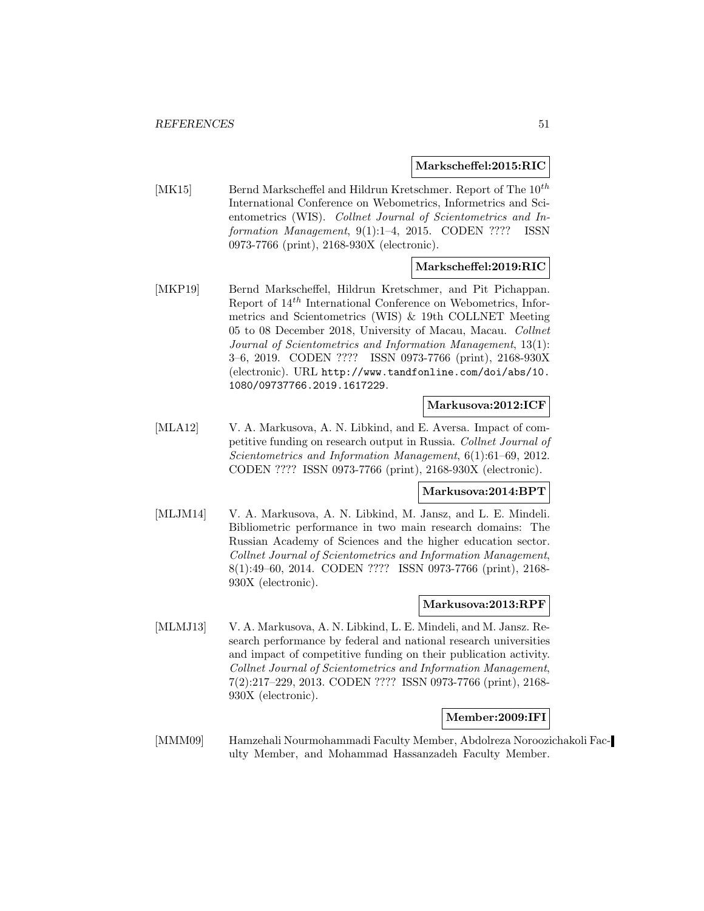**Markscheffel:2015:RIC**

[MK15] Bernd Markscheffel and Hildrun Kretschmer. Report of The $10^{th}$ International Conference on Webometrics, Informetrics and Scientometrics (WIS). *Collnet Journal of Scientometrics and Information Management*, 9(1):1–4, 2015. CODEN ???? ISSN 0973-7766 (print), 2168-930X (electronic).

**Markscheffel:2019:RIC**

[MKP19] Bernd Markscheffel, Hildrun Kretschmer, and Pit Pichappan. Report of $14^{th}$ International Conference on Webometrics, Informetrics and Scientometrics (WIS) & 19th COLLNET Meeting 05 to 08 December 2018, University of Macau, Macau. *Collnet Journal of Scientometrics and Information Management*, 13(1): 3–6, 2019. CODEN ???? ISSN 0973-7766 (print), 2168-930X (electronic). URL http://www.tandfonline.com/doi/abs/10.1080/09737766.2019.1617229.

**Markusova:2012:ICF**

[MLA12] V. A. Markusova, A. N. Libkind, and E. Aversa. Impact of competitive funding on research output in Russia. *Collnet Journal of Scientometrics and Information Management*, 6(1):61–69, 2012. CODEN ???? ISSN 0973-7766 (print), 2168-930X (electronic).

**Markusova:2014:BPT**

[MLJM14] V. A. Markusova, A. N. Libkind, M. Jansz, and L. E. Mindeli. Bibliometric performance in two main research domains: The Russian Academy of Sciences and the higher education sector. *Collnet Journal of Scientometrics and Information Management*, 8(1):49–60, 2014. CODEN ???? ISSN 0973-7766 (print), 2168-930X (electronic).

**Markusova:2013:RPF**

[MLMJ13] V. A. Markusova, A. N. Libkind, L. E. Mindeli, and M. Jansz. Research performance by federal and national research universities and impact of competitive funding on their publication activity. *Collnet Journal of Scientometrics and Information Management*, 7(2):217–229, 2013. CODEN ???? ISSN 0973-7766 (print), 2168-930X (electronic).

**Member:2009:IFI**

[MMM09] Hamzehali Nourmohammadi Faculty Member, Abdolreza Noroozichakoli Faculty Member, and Mohammad Hassanzadeh Faculty Member.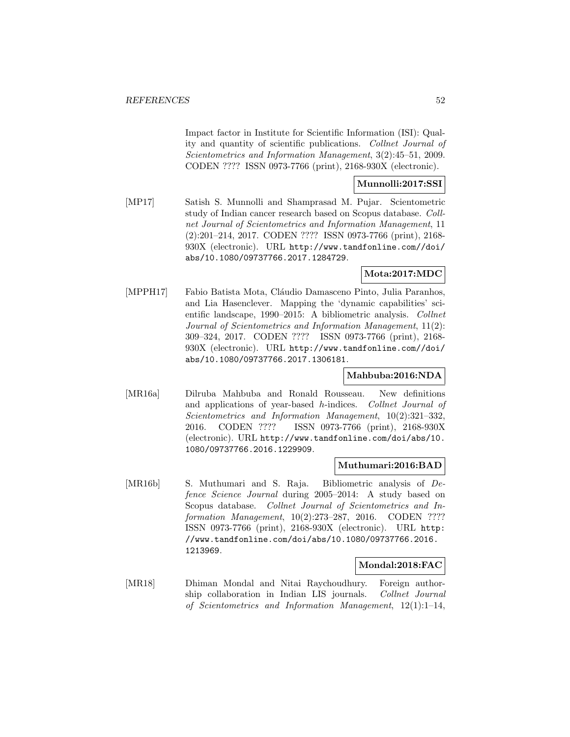Impact factor in Institute for Scientific Information (ISI): Quality and quantity of scientific publications. *Collnet Journal of Scientometrics and Information Management*, 3(2):45–51, 2009. CODEN ???? ISSN 0973-7766 (print), 2168-930X (electronic).

**Munnolli:2017:SSI**

[MP17] Satish S. Munnolli and Shamprasad M. Pujar. Scientometric study of Indian cancer research based on Scopus database. *Collnet Journal of Scientometrics and Information Management*, 11 (2):201–214, 2017. CODEN ???? ISSN 0973-7766 (print), 2168-930X (electronic). URL http://www.tandfonline.com//doi/abs/10.1080/09737766.2017.1284729.

**Mota:2017:MDC**

[MPPH17] Fabio Batista Mota, Cláudio Damasceno Pinto, Julia Paranhos, and Lia Hasenclever. Mapping the 'dynamic capabilities' scientific landscape, 1990–2015: A bibliometric analysis. *Collnet Journal of Scientometrics and Information Management*, 11(2): 309–324, 2017. CODEN ???? ISSN 0973-7766 (print), 2168-930X (electronic). URL http://www.tandfonline.com//doi/abs/10.1080/09737766.2017.1306181.

**Mahbuba:2016:NDA**

[MR16a] Dilruba Mahbuba and Ronald Rousseau. New definitions and applications of year-based *h*-indices. *Collnet Journal of Scientometrics and Information Management*, 10(2):321–332, 2016. CODEN ???? ISSN 0973-7766 (print), 2168-930X (electronic). URL http://www.tandfonline.com/doi/abs/10.1080/09737766.2016.1229909.

**Muthumari:2016:BAD**

[MR16b] S. Muthumari and S. Raja. Bibliometric analysis of *Defence Science Journal* during 2005–2014: A study based on Scopus database. *Collnet Journal of Scientometrics and Information Management*, 10(2):273–287, 2016. CODEN ???? ISSN 0973-7766 (print), 2168-930X (electronic). URL http://www.tandfonline.com/doi/abs/10.1080/09737766.2016.1213969.

**Mondal:2018:FAC**

[MR18] Dhiman Mondal and Nitai Raychoudhury. Foreign authorship collaboration in Indian LIS journals. *Collnet Journal of Scientometrics and Information Management*, 12(1):1–14,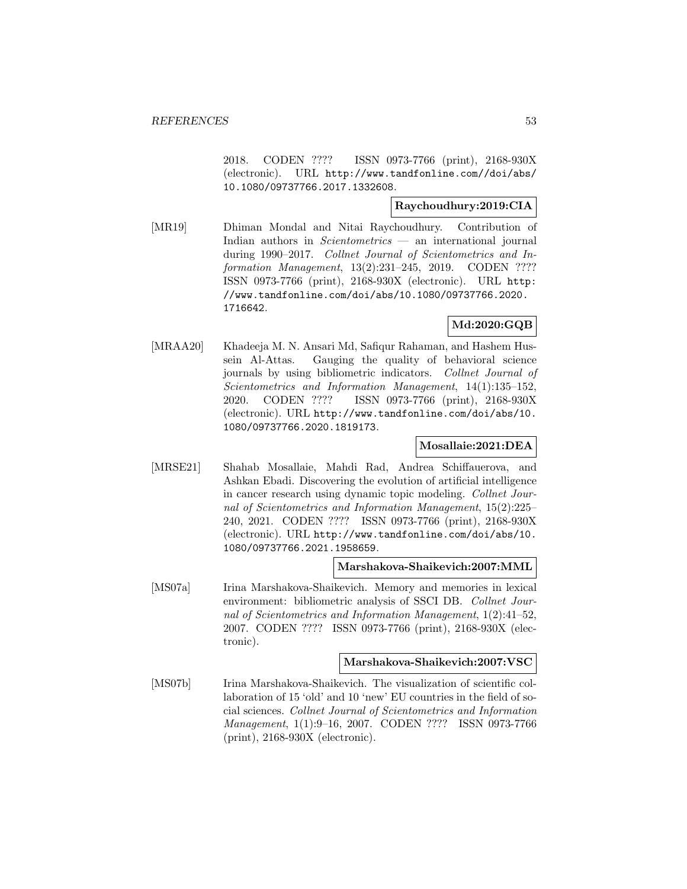2018. CODEN ???? ISSN 0973-7766 (print), 2168-930X (electronic). URL http://www.tandfonline.com//doi/abs/10.1080/09737766.2017.1332608.

**Raychoudhury:2019:CIA**

[MR19] Dhiman Mondal and Nitai Raychoudhury. Contribution of Indian authors in *Scientometrics* — an international journal during 1990–2017. *Collnet Journal of Scientometrics and Information Management*, 13(2):231–245, 2019. CODEN ???? ISSN 0973-7766 (print), 2168-930X (electronic). URL http://www.tandfonline.com/doi/abs/10.1080/09737766.2020.1716642.

**Md:2020:GQB**

[MRAA20] Khadeeja M. N. Ansari Md, Safiqur Rahaman, and Hashem Hussein Al-Attas. Gauging the quality of behavioral science journals by using bibliometric indicators. *Collnet Journal of Scientometrics and Information Management*, 14(1):135–152, 2020. CODEN ???? ISSN 0973-7766 (print), 2168-930X (electronic). URL http://www.tandfonline.com/doi/abs/10.1080/09737766.2020.1819173.

**Mosallaie:2021:DEA**

[MRSE21] Shahab Mosallaie, Mahdi Rad, Andrea Schiffauerova, and Ashkan Ebadi. Discovering the evolution of artificial intelligence in cancer research using dynamic topic modeling. *Collnet Journal of Scientometrics and Information Management*, 15(2):225–240, 2021. CODEN ???? ISSN 0973-7766 (print), 2168-930X (electronic). URL http://www.tandfonline.com/doi/abs/10.1080/09737766.2021.1958659.

**Marshakova-Shaikevich:2007:MML**

[MS07a] Irina Marshakova-Shaikevich. Memory and memories in lexical environment: bibliometric analysis of SSCI DB. *Collnet Journal of Scientometrics and Information Management*, 1(2):41–52, 2007. CODEN ???? ISSN 0973-7766 (print), 2168-930X (electronic).

**Marshakova-Shaikevich:2007:VSC**

[MS07b] Irina Marshakova-Shaikevich. The visualization of scientific collaboration of 15 'old' and 10 'new' EU countries in the field of social sciences. *Collnet Journal of Scientometrics and Information Management*, 1(1):9–16, 2007. CODEN ???? ISSN 0973-7766 (print), 2168-930X (electronic).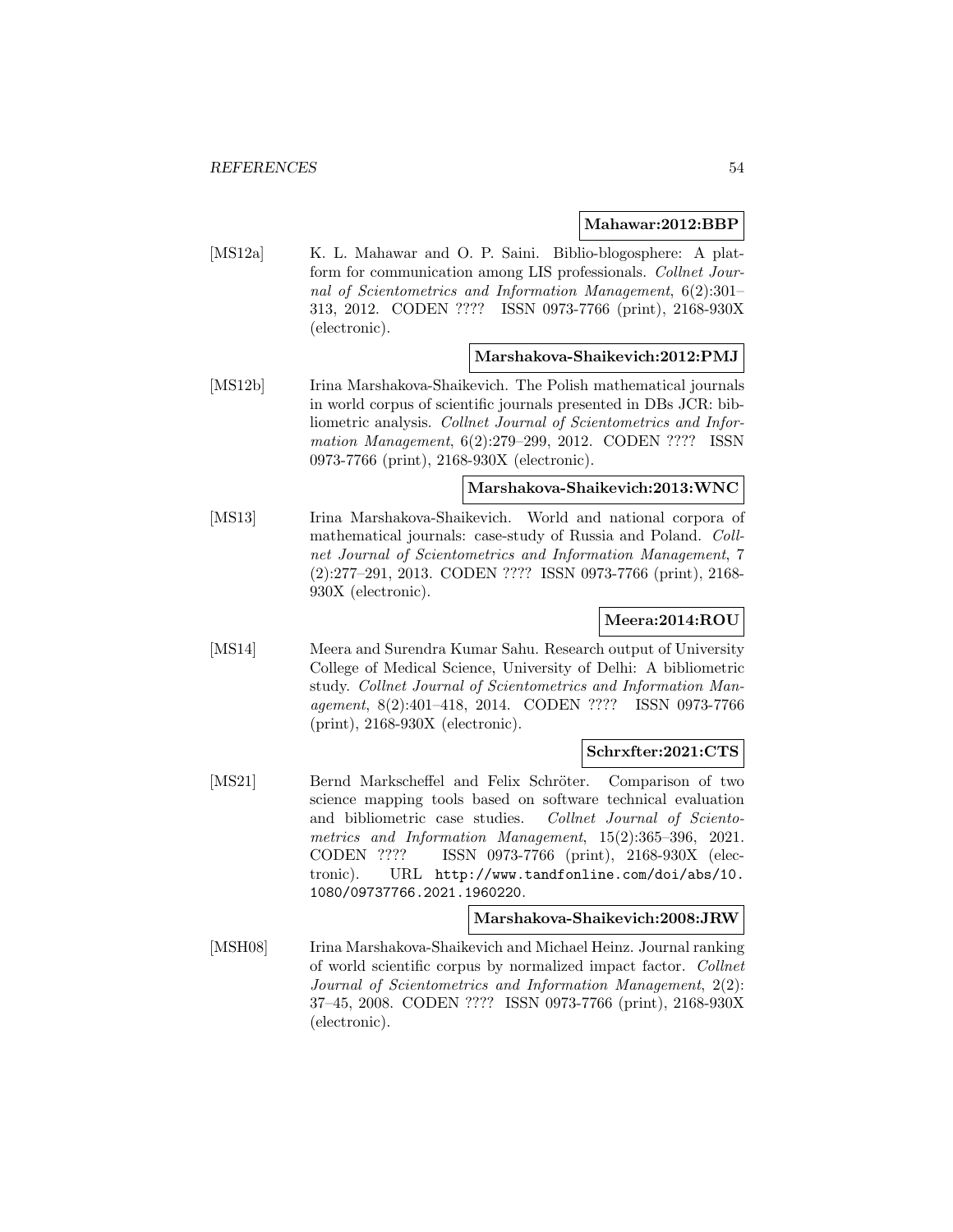**Mahawar:2012:BBP**

[MS12a] K. L. Mahawar and O. P. Saini. Biblio-blogosphere: A platform for communication among LIS professionals. *Collnet Journal of Scientometrics and Information Management*, 6(2):301–313, 2012. CODEN ???? ISSN 0973-7766 (print), 2168-930X (electronic).

**Marshakova-Shaikevich:2012:PMJ**

[MS12b] Irina Marshakova-Shaikevich. The Polish mathematical journals in world corpus of scientific journals presented in DBs JCR: bibliometric analysis. *Collnet Journal of Scientometrics and Information Management*, 6(2):279–299, 2012. CODEN ???? ISSN 0973-7766 (print), 2168-930X (electronic).

**Marshakova-Shaikevich:2013:WNC**

[MS13] Irina Marshakova-Shaikevich. World and national corpora of mathematical journals: case-study of Russia and Poland. *Collnet Journal of Scientometrics and Information Management*, 7 (2):277–291, 2013. CODEN ???? ISSN 0973-7766 (print), 2168-930X (electronic).

**Meera:2014:ROU**

[MS14] Meera and Surendra Kumar Sahu. Research output of University College of Medical Science, University of Delhi: A bibliometric study. *Collnet Journal of Scientometrics and Information Management*, 8(2):401–418, 2014. CODEN ???? ISSN 0973-7766 (print), 2168-930X (electronic).

**Schrxfter:2021:CTS**

[MS21] Bernd Markscheffel and Felix Schröter. Comparison of two science mapping tools based on software technical evaluation and bibliometric case studies. *Collnet Journal of Scientometrics and Information Management*, 15(2):365–396, 2021. CODEN ???? ISSN 0973-7766 (print), 2168-930X (electronic). URL http://www.tandfonline.com/doi/abs/10.1080/09737766.2021.1960220.

**Marshakova-Shaikevich:2008:JRW**

[MSH08] Irina Marshakova-Shaikevich and Michael Heinz. Journal ranking of world scientific corpus by normalized impact factor. *Collnet Journal of Scientometrics and Information Management*, 2(2): 37–45, 2008. CODEN ???? ISSN 0973-7766 (print), 2168-930X (electronic).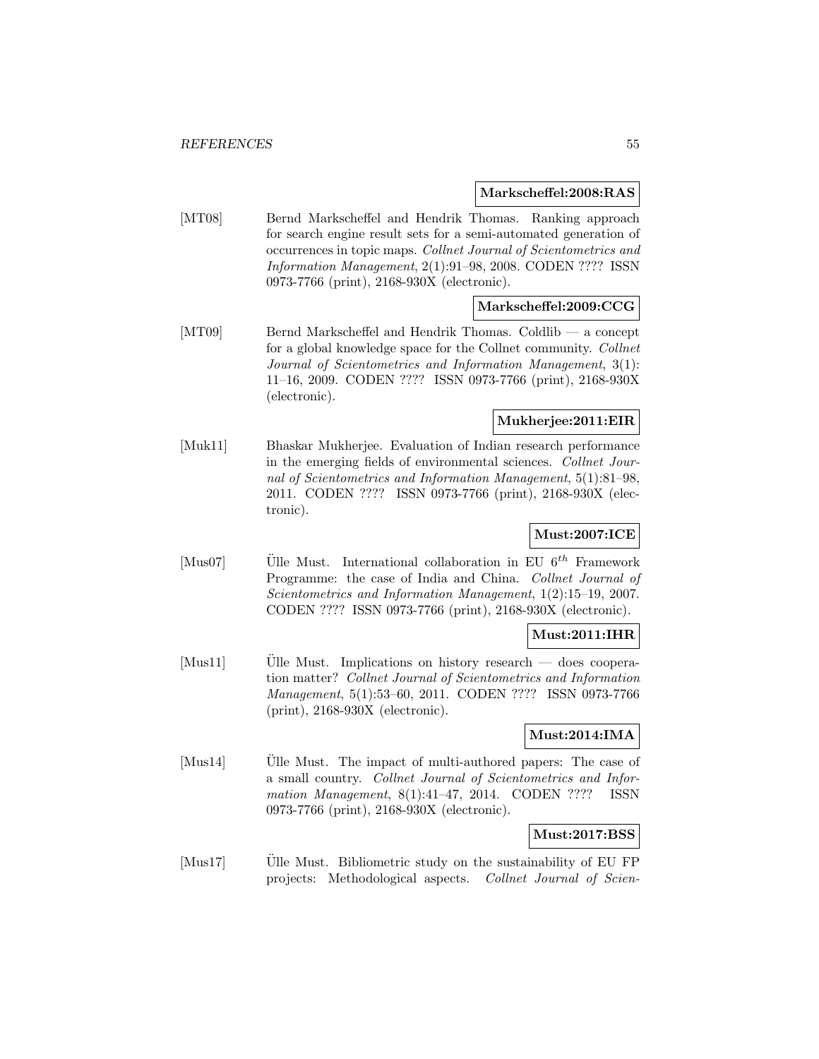**Markscheffel:2008:RAS**

[MT08] Bernd Markscheffel and Hendrik Thomas. Ranking approach for search engine result sets for a semi-automated generation of occurrences in topic maps. *Collnet Journal of Scientometrics and Information Management*, 2(1):91–98, 2008. CODEN ???? ISSN 0973-7766 (print), 2168-930X (electronic).

**Markscheffel:2009:CCG**

[MT09] Bernd Markscheffel and Hendrik Thomas. Coldlib — a concept for a global knowledge space for the Collnet community. *Collnet Journal of Scientometrics and Information Management*, 3(1): 11–16, 2009. CODEN ???? ISSN 0973-7766 (print), 2168-930X (electronic).

**Mukherjee:2011:EIR**

[Muk11] Bhaskar Mukherjee. Evaluation of Indian research performance in the emerging fields of environmental sciences. *Collnet Journal of Scientometrics and Information Management*, 5(1):81–98, 2011. CODEN ???? ISSN 0973-7766 (print), 2168-930X (electronic).

**Must:2007:ICE**

[Mus07] Ülle Must. International collaboration in EU $6^{th}$ Framework Programme: the case of India and China. *Collnet Journal of Scientometrics and Information Management*, 1(2):15–19, 2007. CODEN ???? ISSN 0973-7766 (print), 2168-930X (electronic).

**Must:2011:IHR**

[Mus11] Ülle Must. Implications on history research — does cooperation matter? *Collnet Journal of Scientometrics and Information Management*, 5(1):53–60, 2011. CODEN ???? ISSN 0973-7766 (print), 2168-930X (electronic).

**Must:2014:IMA**

[Mus14] Ülle Must. The impact of multi-authored papers: The case of a small country. *Collnet Journal of Scientometrics and Information Management*, 8(1):41–47, 2014. CODEN ???? ISSN 0973-7766 (print), 2168-930X (electronic).

**Must:2017:BSS**

[Mus17] Ülle Must. Bibliometric study on the sustainability of EU FP projects: Methodological aspects. *Collnet Journal of Scien-*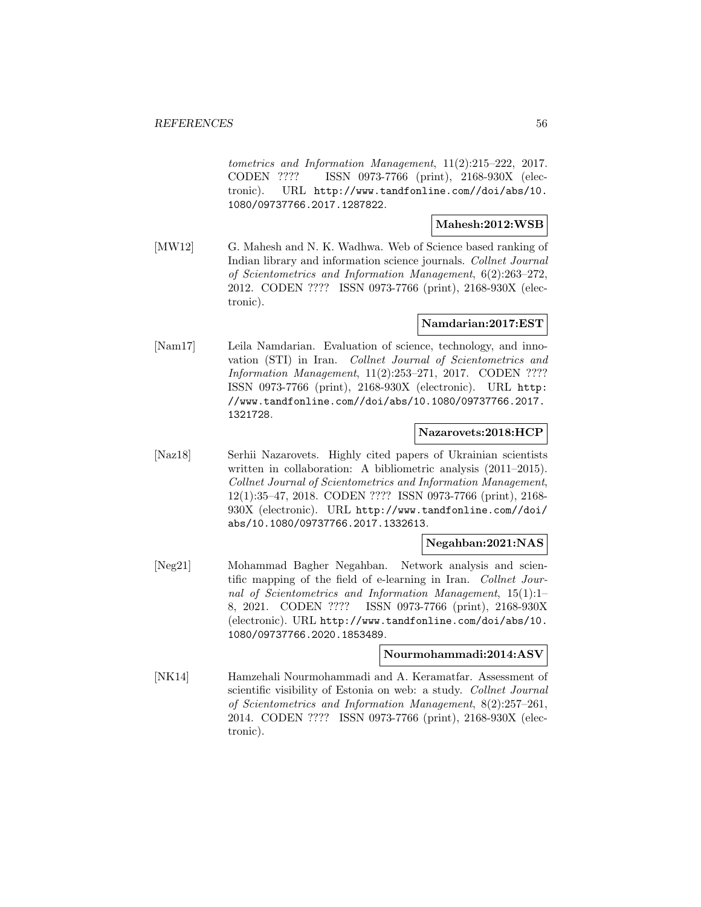*tometrics and Information Management*, 11(2):215–222, 2017. CODEN ???? ISSN 0973-7766 (print), 2168-930X (electronic). URL http://www.tandfonline.com//doi/abs/10.1080/09737766.2017.1287822.

**Mahesh:2012:WSB**

[MW12] G. Mahesh and N. K. Wadhwa. Web of Science based ranking of Indian library and information science journals. *Collnet Journal of Scientometrics and Information Management*, 6(2):263–272, 2012. CODEN ???? ISSN 0973-7766 (print), 2168-930X (electronic).

**Namdarian:2017:EST**

[Nam17] Leila Namdarian. Evaluation of science, technology, and innovation (STI) in Iran. *Collnet Journal of Scientometrics and Information Management*, 11(2):253–271, 2017. CODEN ???? ISSN 0973-7766 (print), 2168-930X (electronic). URL http://www.tandfonline.com//doi/abs/10.1080/09737766.2017.1321728.

**Nazarovets:2018:HCP**

[Naz18] Serhii Nazarovets. Highly cited papers of Ukrainian scientists written in collaboration: A bibliometric analysis (2011–2015). *Collnet Journal of Scientometrics and Information Management*, 12(1):35–47, 2018. CODEN ???? ISSN 0973-7766 (print), 2168-930X (electronic). URL http://www.tandfonline.com//doi/abs/10.1080/09737766.2017.1332613.

**Negahban:2021:NAS**

[Neg21] Mohammad Bagher Negahban. Network analysis and scientific mapping of the field of e-learning in Iran. *Collnet Journal of Scientometrics and Information Management*, 15(1):1–8, 2021. CODEN ???? ISSN 0973-7766 (print), 2168-930X (electronic). URL http://www.tandfonline.com/doi/abs/10.1080/09737766.2020.1853489.

**Nourmohammadi:2014:ASV**

[NK14] Hamzehali Nourmohammadi and A. Keramatfar. Assessment of scientific visibility of Estonia on web: a study. *Collnet Journal of Scientometrics and Information Management*, 8(2):257–261, 2014. CODEN ???? ISSN 0973-7766 (print), 2168-930X (electronic).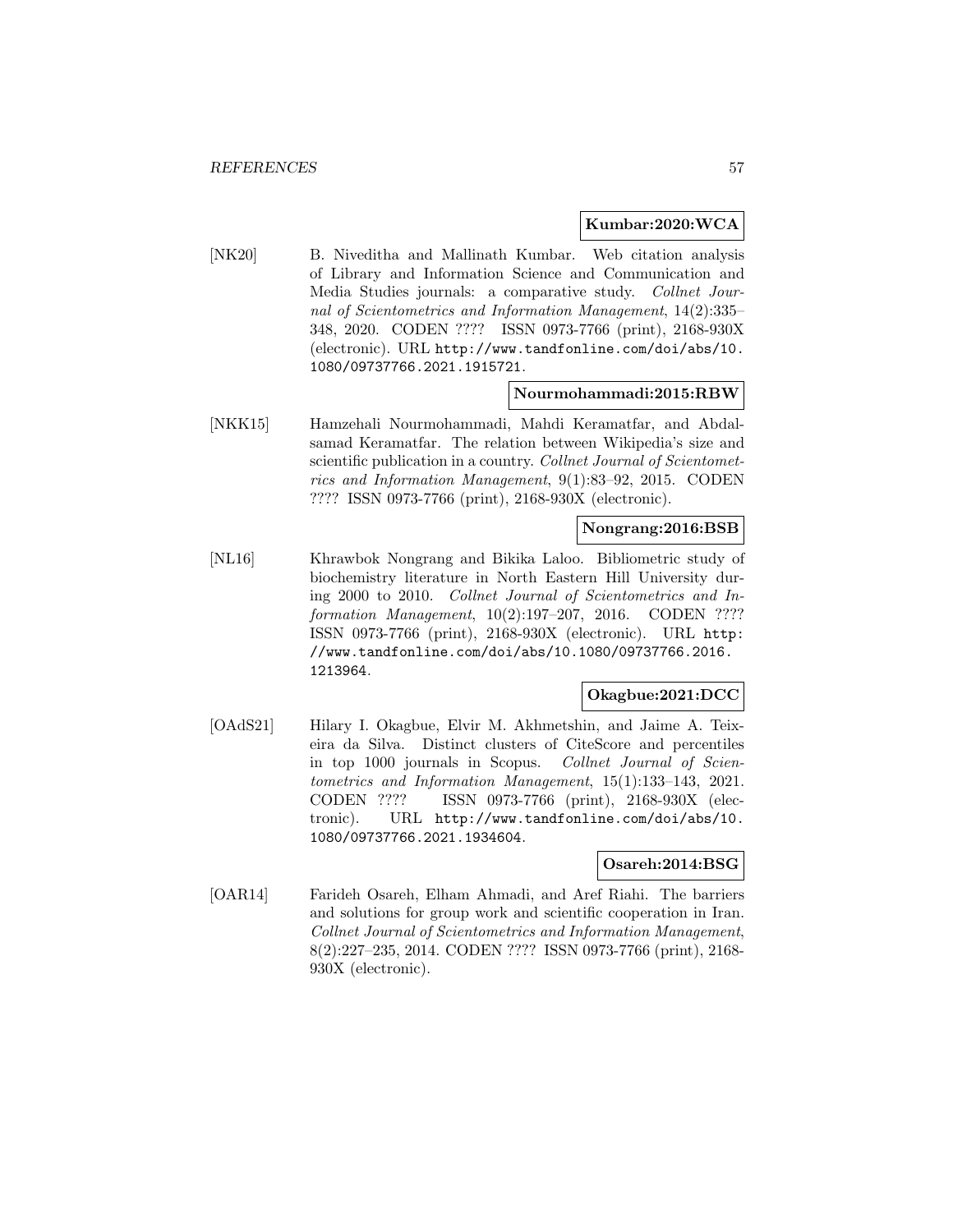**Kumbar:2020:WCA**

[NK20] B. Niveditha and Mallinath Kumbar. Web citation analysis of Library and Information Science and Communication and Media Studies journals: a comparative study. *Collnet Journal of Scientometrics and Information Management*, 14(2):335–348, 2020. CODEN ???? ISSN 0973-7766 (print), 2168-930X (electronic). URL http://www.tandfonline.com/doi/abs/10.1080/09737766.2021.1915721.

**Nourmohammadi:2015:RBW**

[NKK15] Hamzehali Nourmohammadi, Mahdi Keramatfar, and Abdalsamad Keramatfar. The relation between Wikipedia's size and scientific publication in a country. *Collnet Journal of Scientometrics and Information Management*, 9(1):83–92, 2015. CODEN ???? ISSN 0973-7766 (print), 2168-930X (electronic).

**Nongrang:2016:BSB**

[NL16] Khrawbok Nongrang and Bikika Laloo. Bibliometric study of biochemistry literature in North Eastern Hill University during 2000 to 2010. *Collnet Journal of Scientometrics and Information Management*, 10(2):197–207, 2016. CODEN ???? ISSN 0973-7766 (print), 2168-930X (electronic). URL http://www.tandfonline.com/doi/abs/10.1080/09737766.2016.1213964.

**Okagbue:2021:DCC**

[OAdS21] Hilary I. Okagbue, Elvir M. Akhmetshin, and Jaime A. Teixeira da Silva. Distinct clusters of CiteScore and percentiles in top 1000 journals in Scopus. *Collnet Journal of Scientometrics and Information Management*, 15(1):133–143, 2021. CODEN ???? ISSN 0973-7766 (print), 2168-930X (electronic). URL http://www.tandfonline.com/doi/abs/10.1080/09737766.2021.1934604.

**Osareh:2014:BSG**

[OAR14] Farideh Osareh, Elham Ahmadi, and Aref Riahi. The barriers and solutions for group work and scientific cooperation in Iran. *Collnet Journal of Scientometrics and Information Management*, 8(2):227–235, 2014. CODEN ???? ISSN 0973-7766 (print), 2168-930X (electronic).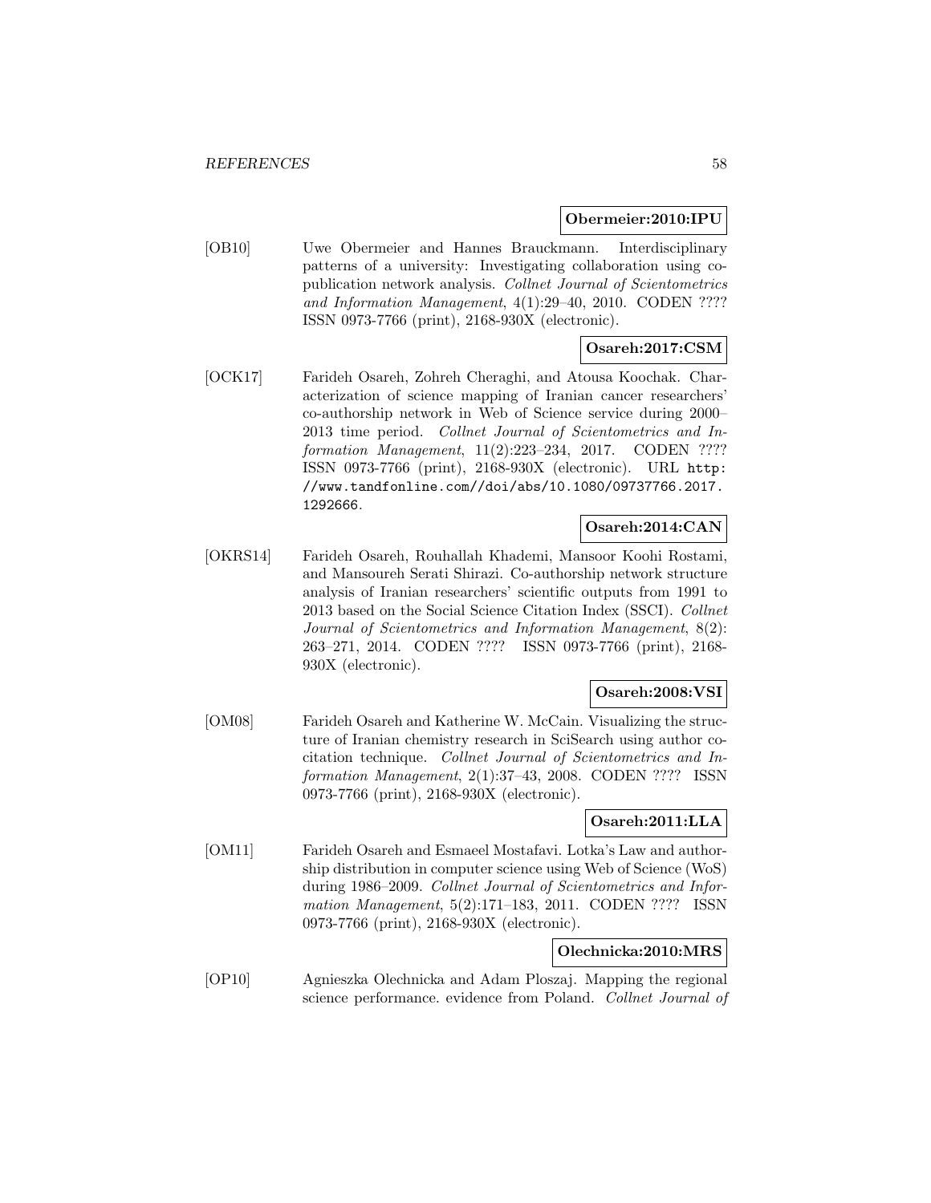**Obermeier:2010:IPU**

[OB10] Uwe Obermeier and Hannes Brauckmann. Interdisciplinary patterns of a university: Investigating collaboration using co-publication network analysis. *Collnet Journal of Scientometrics and Information Management*, 4(1):29–40, 2010. CODEN ???? ISSN 0973-7766 (print), 2168-930X (electronic).

**Osareh:2017:CSM**

[OCK17] Farideh Osareh, Zohreh Cheraghi, and Atousa Koochak. Characterization of science mapping of Iranian cancer researchers' co-authorship network in Web of Science service during 2000–2013 time period. *Collnet Journal of Scientometrics and Information Management*, 11(2):223–234, 2017. CODEN ???? ISSN 0973-7766 (print), 2168-930X (electronic). URL `http://www.tandfonline.com//doi/abs/10.1080/09737766.2017.1292666`.

**Osareh:2014:CAN**

[OKRS14] Farideh Osareh, Rouhallah Khademi, Mansoor Koohi Rostami, and Mansoureh Serati Shirazi. Co-authorship network structure analysis of Iranian researchers' scientific outputs from 1991 to 2013 based on the Social Science Citation Index (SSCI). *Collnet Journal of Scientometrics and Information Management*, 8(2): 263–271, 2014. CODEN ???? ISSN 0973-7766 (print), 2168-930X (electronic).

**Osareh:2008:VSI**

[OM08] Farideh Osareh and Katherine W. McCain. Visualizing the structure of Iranian chemistry research in SciSearch using author co-citation technique. *Collnet Journal of Scientometrics and Information Management*, 2(1):37–43, 2008. CODEN ???? ISSN 0973-7766 (print), 2168-930X (electronic).

**Osareh:2011:LLA**

[OM11] Farideh Osareh and Esmaeel Mostafavi. Lotka's Law and authorship distribution in computer science using Web of Science (WoS) during 1986–2009. *Collnet Journal of Scientometrics and Information Management*, 5(2):171–183, 2011. CODEN ???? ISSN 0973-7766 (print), 2168-930X (electronic).

**Olechnicka:2010:MRS**

[OP10] Agnieszka Olechnicka and Adam Ploszaj. Mapping the regional science performance. evidence from Poland. *Collnet Journal of*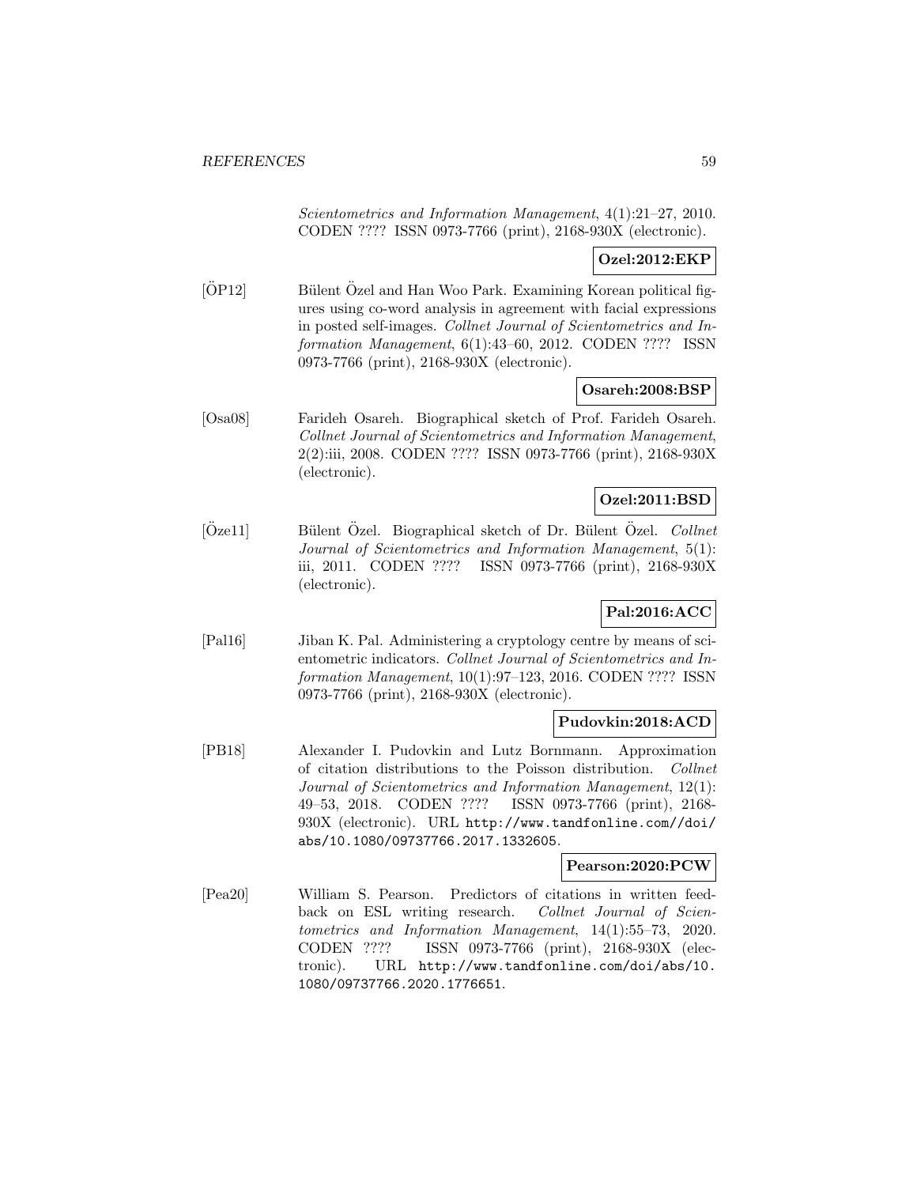*Scientometrics and Information Management*, 4(1):21–27, 2010. CODEN ???? ISSN 0973-7766 (print), 2168-930X (electronic).

**Ozel:2012:EKP**

[ÖP12] Bülent Özel and Han Woo Park. Examining Korean political figures using co-word analysis in agreement with facial expressions in posted self-images. *Collnet Journal of Scientometrics and Information Management*, 6(1):43–60, 2012. CODEN ???? ISSN 0973-7766 (print), 2168-930X (electronic).

**Osareh:2008:BSP**

[Osa08] Farideh Osareh. Biographical sketch of Prof. Farideh Osareh. *Collnet Journal of Scientometrics and Information Management*, 2(2):iii, 2008. CODEN ???? ISSN 0973-7766 (print), 2168-930X (electronic).

**Ozel:2011:BSD**

[Öze11] Bülent Özel. Biographical sketch of Dr. Bülent Özel. *Collnet Journal of Scientometrics and Information Management*, 5(1): iii, 2011. CODEN ???? ISSN 0973-7766 (print), 2168-930X (electronic).

**Pal:2016:ACC**

[Pal16] Jiban K. Pal. Administering a cryptology centre by means of scientometric indicators. *Collnet Journal of Scientometrics and Information Management*, 10(1):97–123, 2016. CODEN ???? ISSN 0973-7766 (print), 2168-930X (electronic).

**Pudovkin:2018:ACD**

[PB18] Alexander I. Pudovkin and Lutz Bornmann. Approximation of citation distributions to the Poisson distribution. *Collnet Journal of Scientometrics and Information Management*, 12(1): 49–53, 2018. CODEN ???? ISSN 0973-7766 (print), 2168-930X (electronic). URL http://www.tandfonline.com//doi/abs/10.1080/09737766.2017.1332605.

**Pearson:2020:PCW**

[Pea20] William S. Pearson. Predictors of citations in written feedback on ESL writing research. *Collnet Journal of Scientometrics and Information Management*, 14(1):55–73, 2020. CODEN ???? ISSN 0973-7766 (print), 2168-930X (electronic). URL http://www.tandfonline.com/doi/abs/10.1080/09737766.2020.1776651.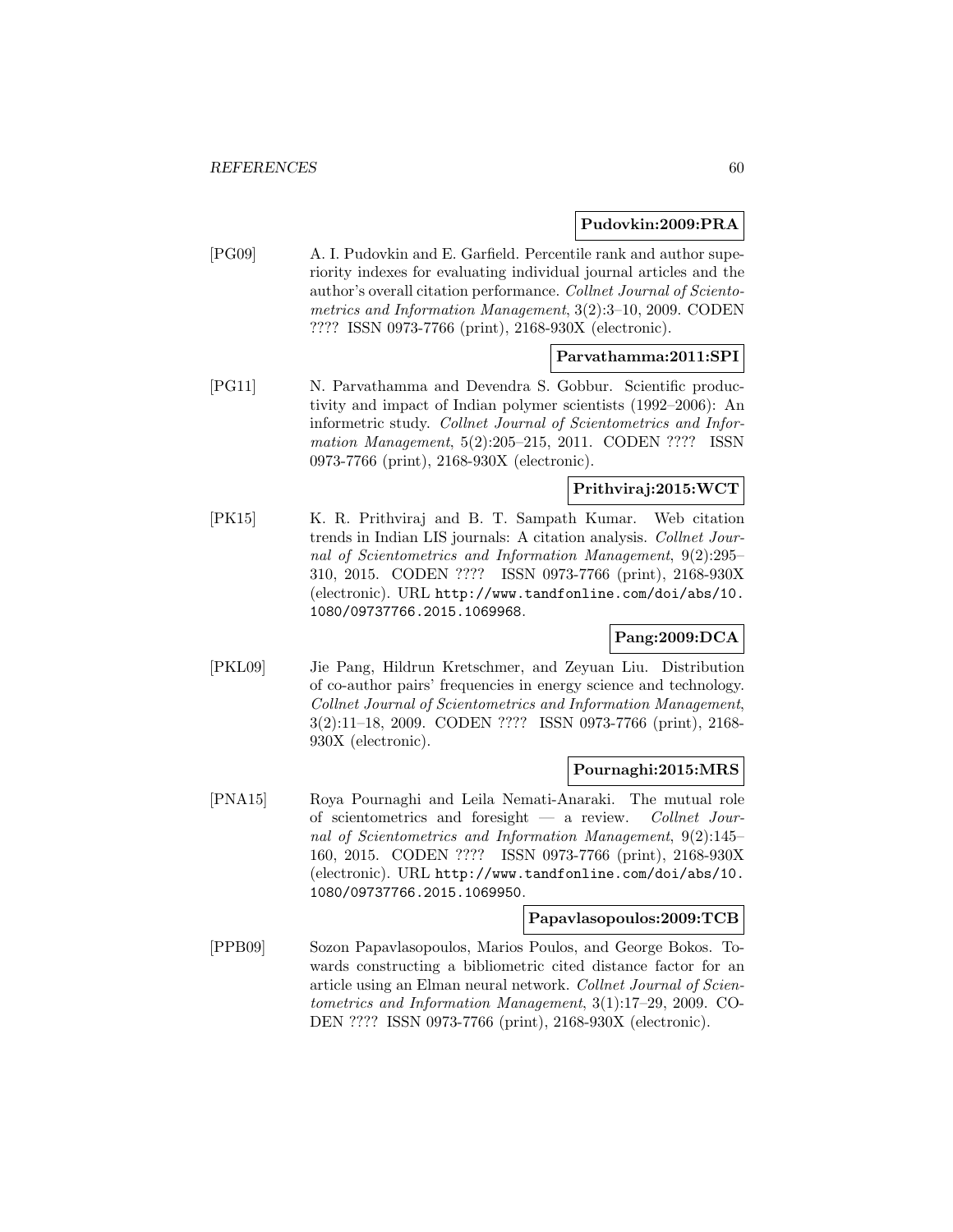**Pudovkin:2009:PRA**

[PG09] A. I. Pudovkin and E. Garfield. Percentile rank and author superiority indexes for evaluating individual journal articles and the author's overall citation performance. *Collnet Journal of Scientometrics and Information Management*, 3(2):3–10, 2009. CODEN ???? ISSN 0973-7766 (print), 2168-930X (electronic).

**Parvathamma:2011:SPI**

[PG11] N. Parvathamma and Devendra S. Gobbur. Scientific productivity and impact of Indian polymer scientists (1992–2006): An informetric study. *Collnet Journal of Scientometrics and Information Management*, 5(2):205–215, 2011. CODEN ???? ISSN 0973-7766 (print), 2168-930X (electronic).

**Prithviraj:2015:WCT**

[PK15] K. R. Prithviraj and B. T. Sampath Kumar. Web citation trends in Indian LIS journals: A citation analysis. *Collnet Journal of Scientometrics and Information Management*, 9(2):295–310, 2015. CODEN ???? ISSN 0973-7766 (print), 2168-930X (electronic). URL `http://www.tandfonline.com/doi/abs/10.1080/09737766.2015.1069968`.

**Pang:2009:DCA**

[PKL09] Jie Pang, Hildrun Kretschmer, and Zeyuan Liu. Distribution of co-author pairs' frequencies in energy science and technology. *Collnet Journal of Scientometrics and Information Management*, 3(2):11–18, 2009. CODEN ???? ISSN 0973-7766 (print), 2168-930X (electronic).

**Pournaghi:2015:MRS**

[PNA15] Roya Pournaghi and Leila Nemati-Anaraki. The mutual role of scientometrics and foresight — a review. *Collnet Journal of Scientometrics and Information Management*, 9(2):145–160, 2015. CODEN ???? ISSN 0973-7766 (print), 2168-930X (electronic). URL `http://www.tandfonline.com/doi/abs/10.1080/09737766.2015.1069950`.

**Papavlasopoulos:2009:TCB**

[PPB09] Sozon Papavlasopoulos, Marios Poulos, and George Bokos. Towards constructing a bibliometric cited distance factor for an article using an Elman neural network. *Collnet Journal of Scientometrics and Information Management*, 3(1):17–29, 2009. CODEN ???? ISSN 0973-7766 (print), 2168-930X (electronic).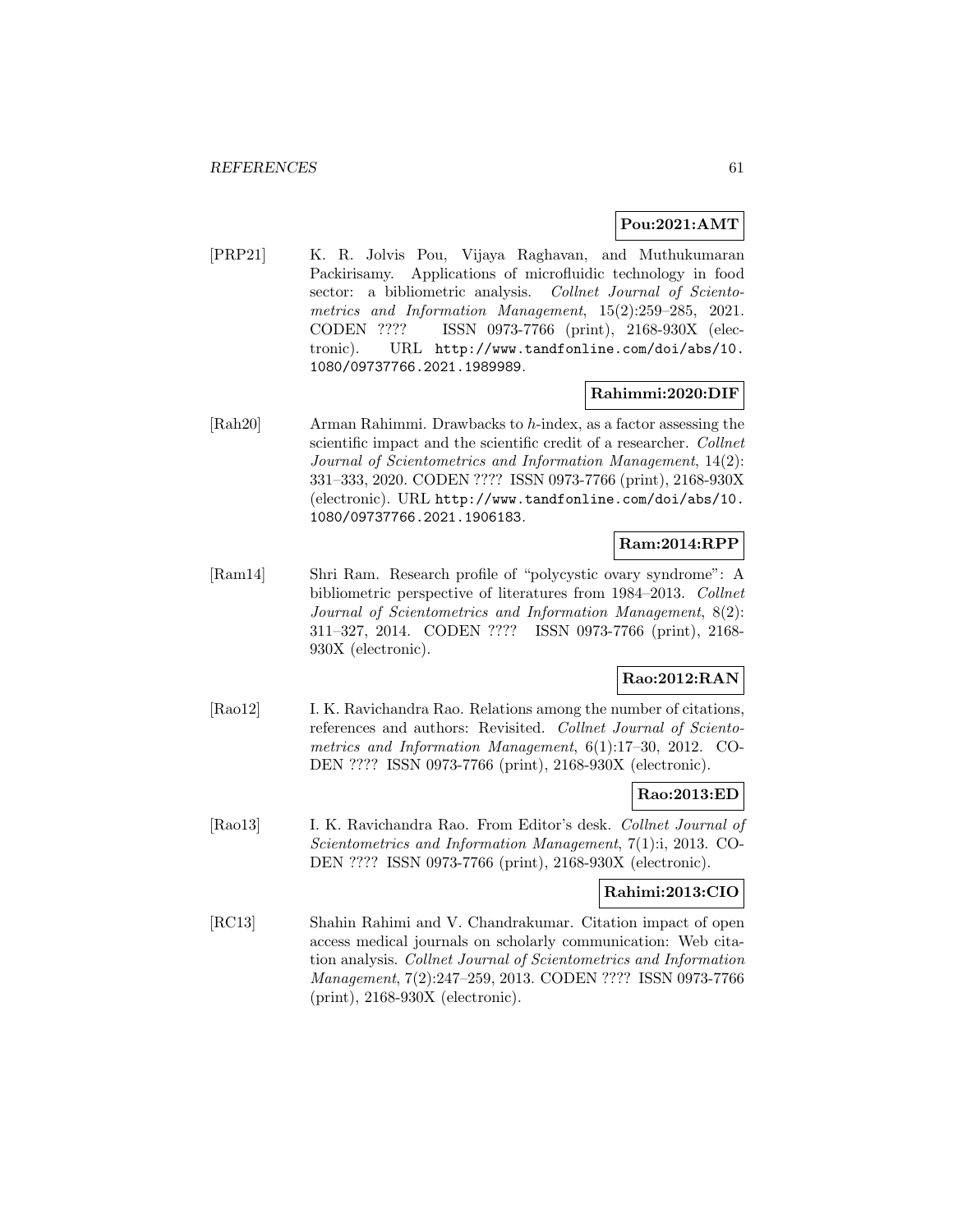**Pou:2021:AMT**

[PRP21] K. R. Jolvis Pou, Vijaya Raghavan, and Muthukumaran Packirisamy. Applications of microfluidic technology in food sector: a bibliometric analysis. *Collnet Journal of Scientometrics and Information Management*, 15(2):259–285, 2021. CODEN ???? ISSN 0973-7766 (print), 2168-930X (electronic). URL `http://www.tandfonline.com/doi/abs/10.1080/09737766.2021.1989989`.

**Rahimmi:2020:DIF**

[Rah20] Arman Rahimmi. Drawbacks to $h$-index, as a factor assessing the scientific impact and the scientific credit of a researcher. *Collnet Journal of Scientometrics and Information Management*, 14(2): 331–333, 2020. CODEN ???? ISSN 0973-7766 (print), 2168-930X (electronic). URL `http://www.tandfonline.com/doi/abs/10.1080/09737766.2021.1906183`.

**Ram:2014:RPP**

[Ram14] Shri Ram. Research profile of "polycystic ovary syndrome": A bibliometric perspective of literatures from 1984–2013. *Collnet Journal of Scientometrics and Information Management*, 8(2): 311–327, 2014. CODEN ???? ISSN 0973-7766 (print), 2168-930X (electronic).

**Rao:2012:RAN**

[Rao12] I. K. Ravichandra Rao. Relations among the number of citations, references and authors: Revisited. *Collnet Journal of Scientometrics and Information Management*, 6(1):17–30, 2012. CODEN ???? ISSN 0973-7766 (print), 2168-930X (electronic).

**Rao:2013:ED**

[Rao13] I. K. Ravichandra Rao. From Editor's desk. *Collnet Journal of Scientometrics and Information Management*, 7(1):i, 2013. CODEN ???? ISSN 0973-7766 (print), 2168-930X (electronic).

**Rahimi:2013:CIO**

[RC13] Shahin Rahimi and V. Chandrakumar. Citation impact of open access medical journals on scholarly communication: Web citation analysis. *Collnet Journal of Scientometrics and Information Management*, 7(2):247–259, 2013. CODEN ???? ISSN 0973-7766 (print), 2168-930X (electronic).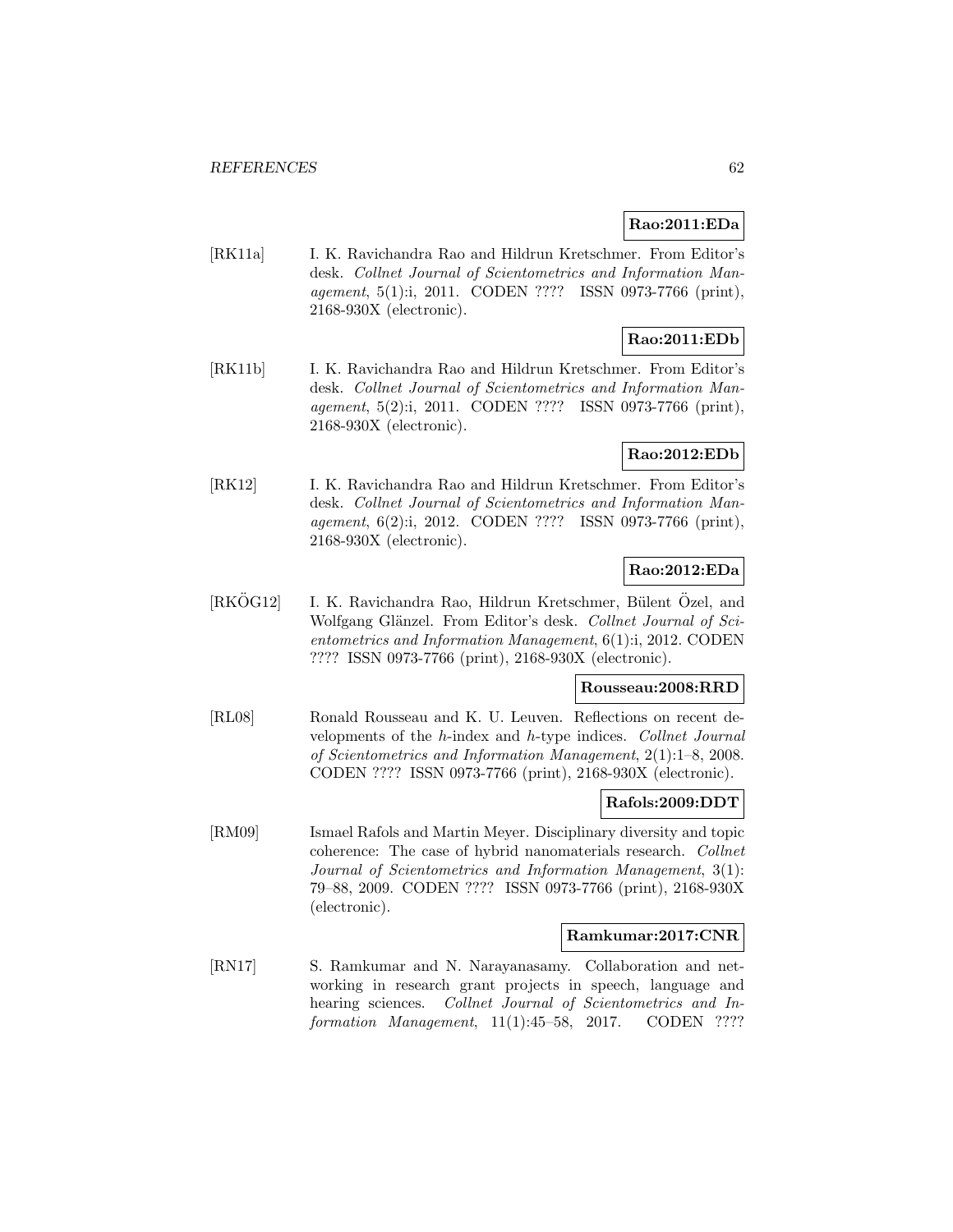**Rao:2011:EDa**

[RK11a] I. K. Ravichandra Rao and Hildrun Kretschmer. From Editor's desk. *Collnet Journal of Scientometrics and Information Management*, 5(1):i, 2011. CODEN ???? ISSN 0973-7766 (print), 2168-930X (electronic).

**Rao:2011:EDb**

[RK11b] I. K. Ravichandra Rao and Hildrun Kretschmer. From Editor's desk. *Collnet Journal of Scientometrics and Information Management*, 5(2):i, 2011. CODEN ???? ISSN 0973-7766 (print), 2168-930X (electronic).

**Rao:2012:EDb**

[RK12] I. K. Ravichandra Rao and Hildrun Kretschmer. From Editor's desk. *Collnet Journal of Scientometrics and Information Management*, 6(2):i, 2012. CODEN ???? ISSN 0973-7766 (print), 2168-930X (electronic).

**Rao:2012:EDa**

[RKÖG12] I. K. Ravichandra Rao, Hildrun Kretschmer, Bülent Özel, and Wolfgang Glänzel. From Editor's desk. *Collnet Journal of Scientometrics and Information Management*, 6(1):i, 2012. CODEN ???? ISSN 0973-7766 (print), 2168-930X (electronic).

**Rousseau:2008:RRD**

[RL08] Ronald Rousseau and K. U. Leuven. Reflections on recent developments of the *h*-index and *h*-type indices. *Collnet Journal of Scientometrics and Information Management*, 2(1):1–8, 2008. CODEN ???? ISSN 0973-7766 (print), 2168-930X (electronic).

**Rafols:2009:DDT**

[RM09] Ismael Rafols and Martin Meyer. Disciplinary diversity and topic coherence: The case of hybrid nanomaterials research. *Collnet Journal of Scientometrics and Information Management*, 3(1): 79–88, 2009. CODEN ???? ISSN 0973-7766 (print), 2168-930X (electronic).

**Ramkumar:2017:CNR**

[RN17] S. Ramkumar and N. Narayanasamy. Collaboration and networking in research grant projects in speech, language and hearing sciences. *Collnet Journal of Scientometrics and Information Management*, 11(1):45–58, 2017. CODEN ????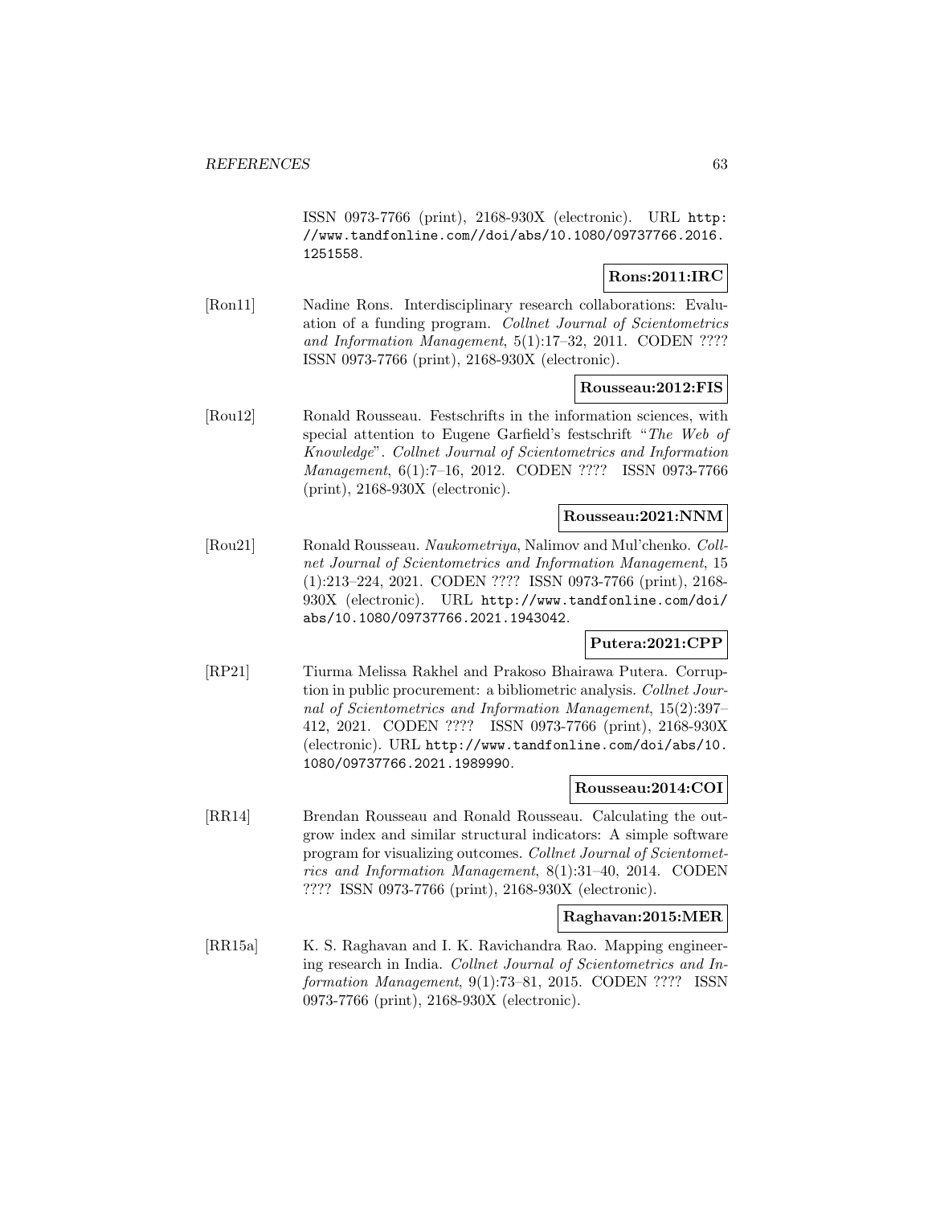ISSN 0973-7766 (print), 2168-930X (electronic). URL http://www.tandfonline.com//doi/abs/10.1080/09737766.2016.1251558.

**Rons:2011:IRC**

[Ron11] Nadine Rons. Interdisciplinary research collaborations: Evaluation of a funding program. *Collnet Journal of Scientometrics and Information Management*, 5(1):17–32, 2011. CODEN ???? ISSN 0973-7766 (print), 2168-930X (electronic).

**Rousseau:2012:FIS**

[Rou12] Ronald Rousseau. Festschrifts in the information sciences, with special attention to Eugene Garfield's festschrift "*The Web of Knowledge*". *Collnet Journal of Scientometrics and Information Management*, 6(1):7–16, 2012. CODEN ???? ISSN 0973-7766 (print), 2168-930X (electronic).

**Rousseau:2021:NNM**

[Rou21] Ronald Rousseau. *Naukometriya*, Nalimov and Mul'chenko. *Collnet Journal of Scientometrics and Information Management*, 15 (1):213–224, 2021. CODEN ???? ISSN 0973-7766 (print), 2168-930X (electronic). URL http://www.tandfonline.com/doi/abs/10.1080/09737766.2021.1943042.

**Putera:2021:CPP**

[RP21] Tiurma Melissa Rakhel and Prakoso Bhairawa Putera. Corruption in public procurement: a bibliometric analysis. *Collnet Journal of Scientometrics and Information Management*, 15(2):397–412, 2021. CODEN ???? ISSN 0973-7766 (print), 2168-930X (electronic). URL http://www.tandfonline.com/doi/abs/10.1080/09737766.2021.1989990.

**Rousseau:2014:COI**

[RR14] Brendan Rousseau and Ronald Rousseau. Calculating the outgrow index and similar structural indicators: A simple software program for visualizing outcomes. *Collnet Journal of Scientometrics and Information Management*, 8(1):31–40, 2014. CODEN ???? ISSN 0973-7766 (print), 2168-930X (electronic).

**Raghavan:2015:MER**

[RR15a] K. S. Raghavan and I. K. Ravichandra Rao. Mapping engineering research in India. *Collnet Journal of Scientometrics and Information Management*, 9(1):73–81, 2015. CODEN ???? ISSN 0973-7766 (print), 2168-930X (electronic).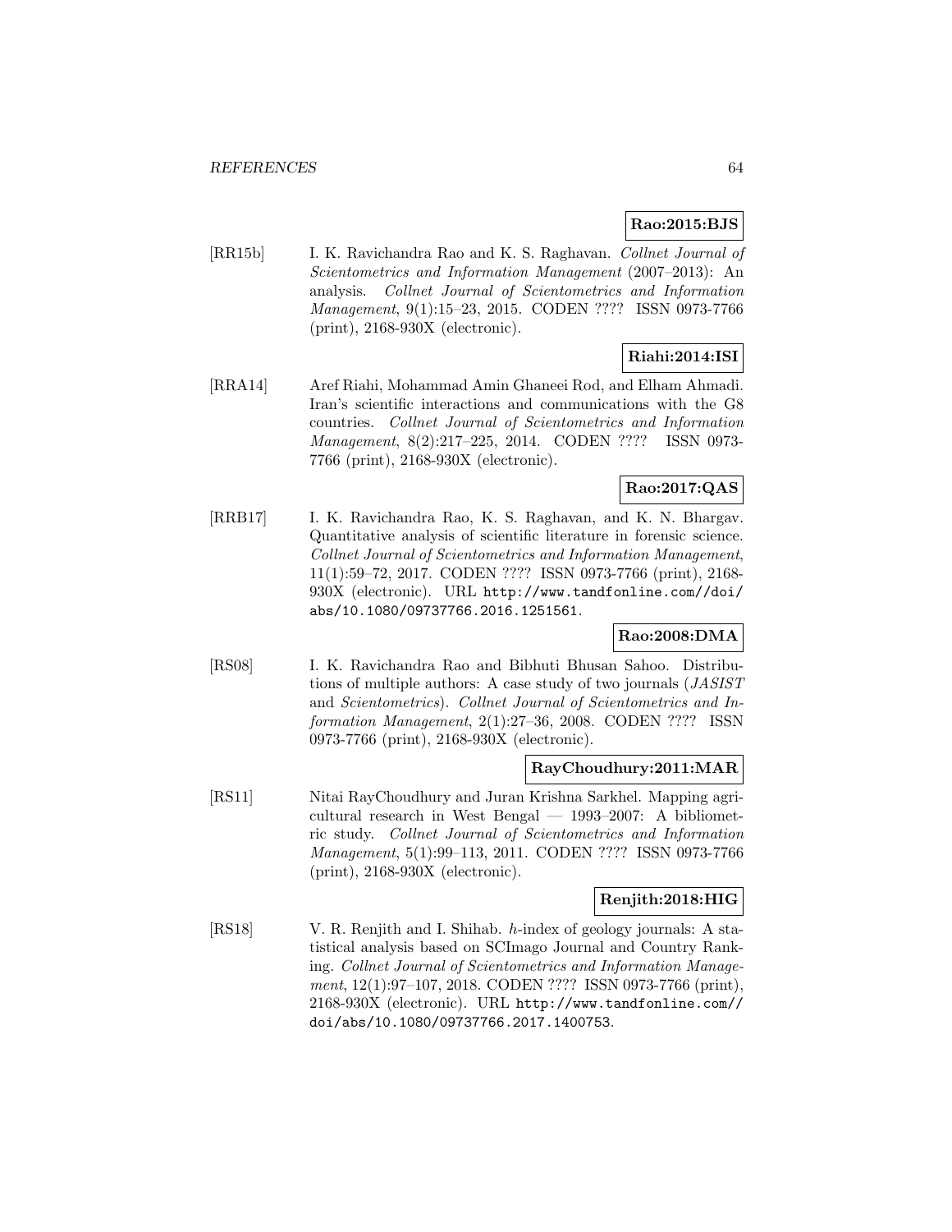**Rao:2015:BJS**

[RR15b] I. K. Ravichandra Rao and K. S. Raghavan. *Collnet Journal of Scientometrics and Information Management* (2007–2013): An analysis. *Collnet Journal of Scientometrics and Information Management*, 9(1):15–23, 2015. CODEN ???? ISSN 0973-7766 (print), 2168-930X (electronic).

**Riahi:2014:ISI**

[RRA14] Aref Riahi, Mohammad Amin Ghaneei Rod, and Elham Ahmadi. Iran's scientific interactions and communications with the G8 countries. *Collnet Journal of Scientometrics and Information Management*, 8(2):217–225, 2014. CODEN ???? ISSN 0973-7766 (print), 2168-930X (electronic).

**Rao:2017:QAS**

[RRB17] I. K. Ravichandra Rao, K. S. Raghavan, and K. N. Bhargav. Quantitative analysis of scientific literature in forensic science. *Collnet Journal of Scientometrics and Information Management*, 11(1):59–72, 2017. CODEN ???? ISSN 0973-7766 (print), 2168-930X (electronic). URL http://www.tandfonline.com//doi/abs/10.1080/09737766.2016.1251561.

**Rao:2008:DMA**

[RS08] I. K. Ravichandra Rao and Bibhuti Bhusan Sahoo. Distributions of multiple authors: A case study of two journals (*JASIST* and *Scientometrics*). *Collnet Journal of Scientometrics and Information Management*, 2(1):27–36, 2008. CODEN ???? ISSN 0973-7766 (print), 2168-930X (electronic).

**RayChoudhury:2011:MAR**

[RS11] Nitai RayChoudhury and Juran Krishna Sarkhel. Mapping agricultural research in West Bengal — 1993–2007: A bibliometric study. *Collnet Journal of Scientometrics and Information Management*, 5(1):99–113, 2011. CODEN ???? ISSN 0973-7766 (print), 2168-930X (electronic).

**Renjith:2018:HIG**

[RS18] V. R. Renjith and I. Shihab. *h*-index of geology journals: A statistical analysis based on SCImago Journal and Country Ranking. *Collnet Journal of Scientometrics and Information Management*, 12(1):97–107, 2018. CODEN ???? ISSN 0973-7766 (print), 2168-930X (electronic). URL http://www.tandfonline.com//doi/abs/10.1080/09737766.2017.1400753.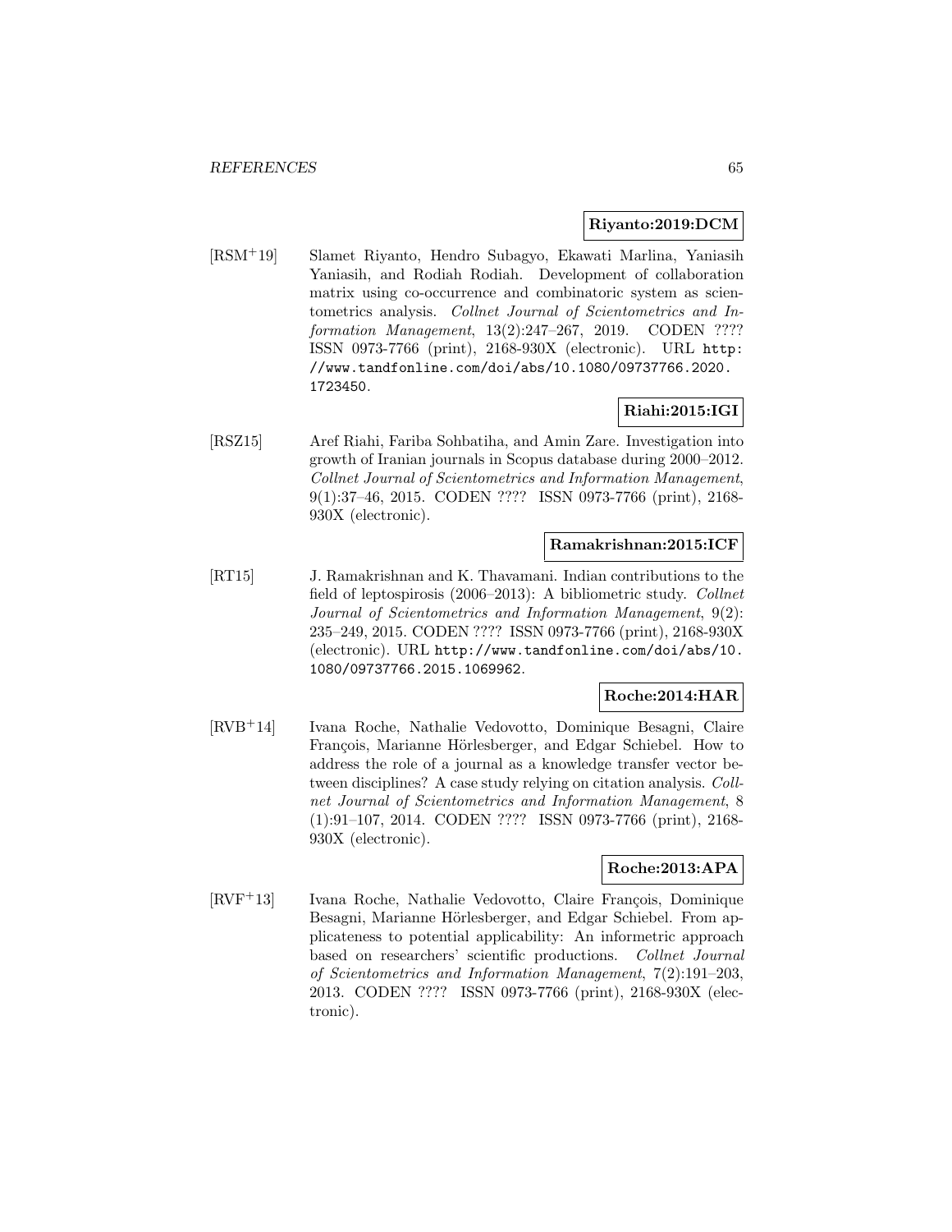**Riyanto:2019:DCM**

[RSM+19] Slamet Riyanto, Hendro Subagyo, Ekawati Marlina, Yaniasih Yaniasih, and Rodiah Rodiah. Development of collaboration matrix using co-occurrence and combinatoric system as scientometrics analysis. *Collnet Journal of Scientometrics and Information Management*, 13(2):247–267, 2019. CODEN ???? ISSN 0973-7766 (print), 2168-930X (electronic). URL http://www.tandfonline.com/doi/abs/10.1080/09737766.2020.1723450.

**Riahi:2015:IGI**

[RSZ15] Aref Riahi, Fariba Sohbatiha, and Amin Zare. Investigation into growth of Iranian journals in Scopus database during 2000–2012. *Collnet Journal of Scientometrics and Information Management*, 9(1):37–46, 2015. CODEN ???? ISSN 0973-7766 (print), 2168-930X (electronic).

**Ramakrishnan:2015:ICF**

[RT15] J. Ramakrishnan and K. Thavamani. Indian contributions to the field of leptospirosis (2006–2013): A bibliometric study. *Collnet Journal of Scientometrics and Information Management*, 9(2): 235–249, 2015. CODEN ???? ISSN 0973-7766 (print), 2168-930X (electronic). URL http://www.tandfonline.com/doi/abs/10.1080/09737766.2015.1069962.

**Roche:2014:HAR**

[RVB+14] Ivana Roche, Nathalie Vedovotto, Dominique Besagni, Claire François, Marianne Hörlesberger, and Edgar Schiebel. How to address the role of a journal as a knowledge transfer vector between disciplines? A case study relying on citation analysis. *Collnet Journal of Scientometrics and Information Management*, 8 (1):91–107, 2014. CODEN ???? ISSN 0973-7766 (print), 2168-930X (electronic).

**Roche:2013:APA**

[RVF+13] Ivana Roche, Nathalie Vedovotto, Claire François, Dominique Besagni, Marianne Hörlesberger, and Edgar Schiebel. From applicateness to potential applicability: An informetric approach based on researchers' scientific productions. *Collnet Journal of Scientometrics and Information Management*, 7(2):191–203, 2013. CODEN ???? ISSN 0973-7766 (print), 2168-930X (electronic).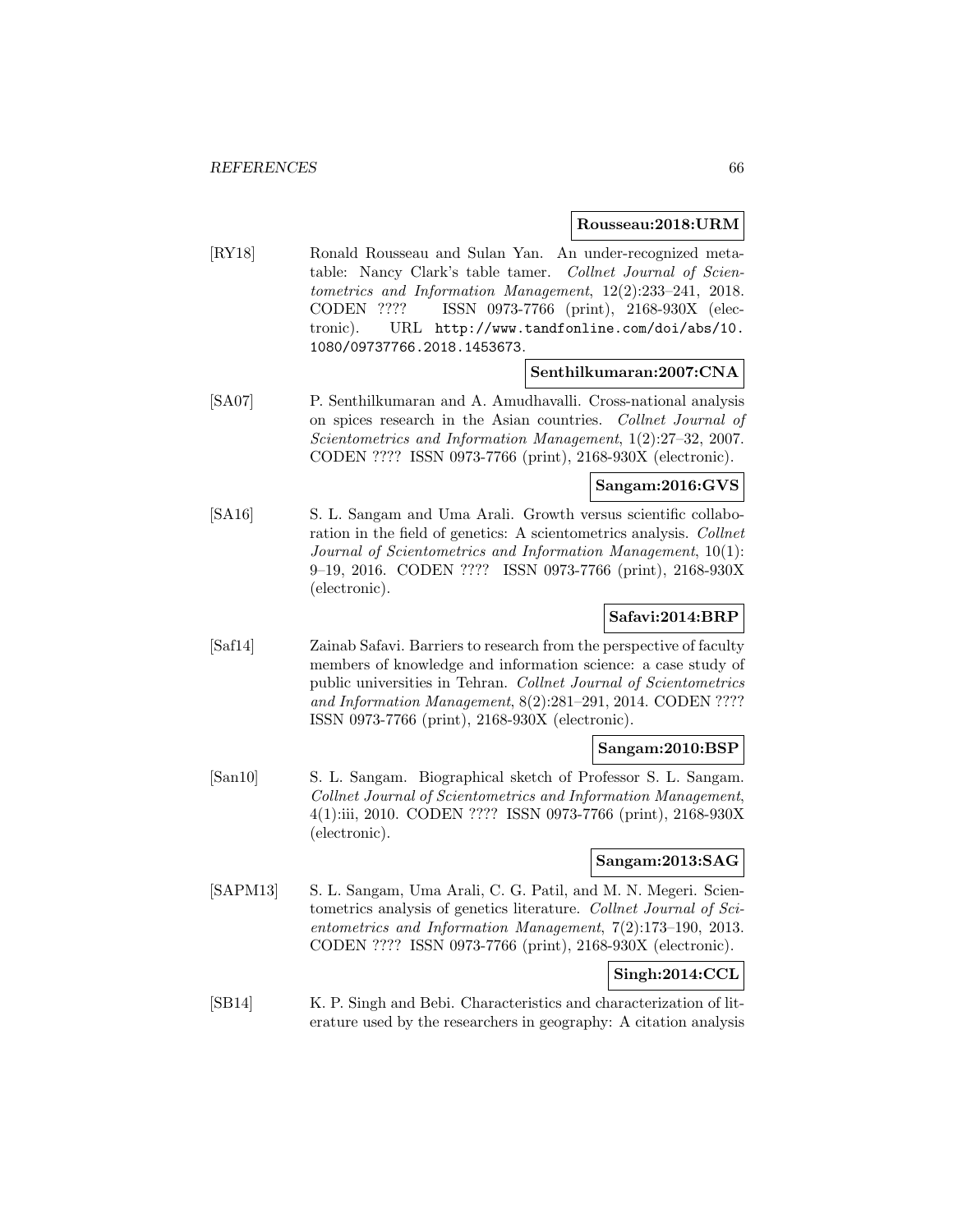**Rousseau:2018:URM**

[RY18] Ronald Rousseau and Sulan Yan. An under-recognized metatable: Nancy Clark's table tamer. *Collnet Journal of Scientometrics and Information Management*, 12(2):233–241, 2018. CODEN ???? ISSN 0973-7766 (print), 2168-930X (electronic). URL http://www.tandfonline.com/doi/abs/10.1080/09737766.2018.1453673.

**Senthilkumaran:2007:CNA**

[SA07] P. Senthilkumaran and A. Amudhavalli. Cross-national analysis on spices research in the Asian countries. *Collnet Journal of Scientometrics and Information Management*, 1(2):27–32, 2007. CODEN ???? ISSN 0973-7766 (print), 2168-930X (electronic).

**Sangam:2016:GVS**

[SA16] S. L. Sangam and Uma Arali. Growth versus scientific collaboration in the field of genetics: A scientometrics analysis. *Collnet Journal of Scientometrics and Information Management*, 10(1): 9–19, 2016. CODEN ???? ISSN 0973-7766 (print), 2168-930X (electronic).

**Safavi:2014:BRP**

[Saf14] Zainab Safavi. Barriers to research from the perspective of faculty members of knowledge and information science: a case study of public universities in Tehran. *Collnet Journal of Scientometrics and Information Management*, 8(2):281–291, 2014. CODEN ???? ISSN 0973-7766 (print), 2168-930X (electronic).

**Sangam:2010:BSP**

[San10] S. L. Sangam. Biographical sketch of Professor S. L. Sangam. *Collnet Journal of Scientometrics and Information Management*, 4(1):iii, 2010. CODEN ???? ISSN 0973-7766 (print), 2168-930X (electronic).

**Sangam:2013:SAG**

[SAPM13] S. L. Sangam, Uma Arali, C. G. Patil, and M. N. Megeri. Scientometrics analysis of genetics literature. *Collnet Journal of Scientometrics and Information Management*, 7(2):173–190, 2013. CODEN ???? ISSN 0973-7766 (print), 2168-930X (electronic).

**Singh:2014:CCL**

[SB14] K. P. Singh and Bebi. Characteristics and characterization of literature used by the researchers in geography: A citation analysis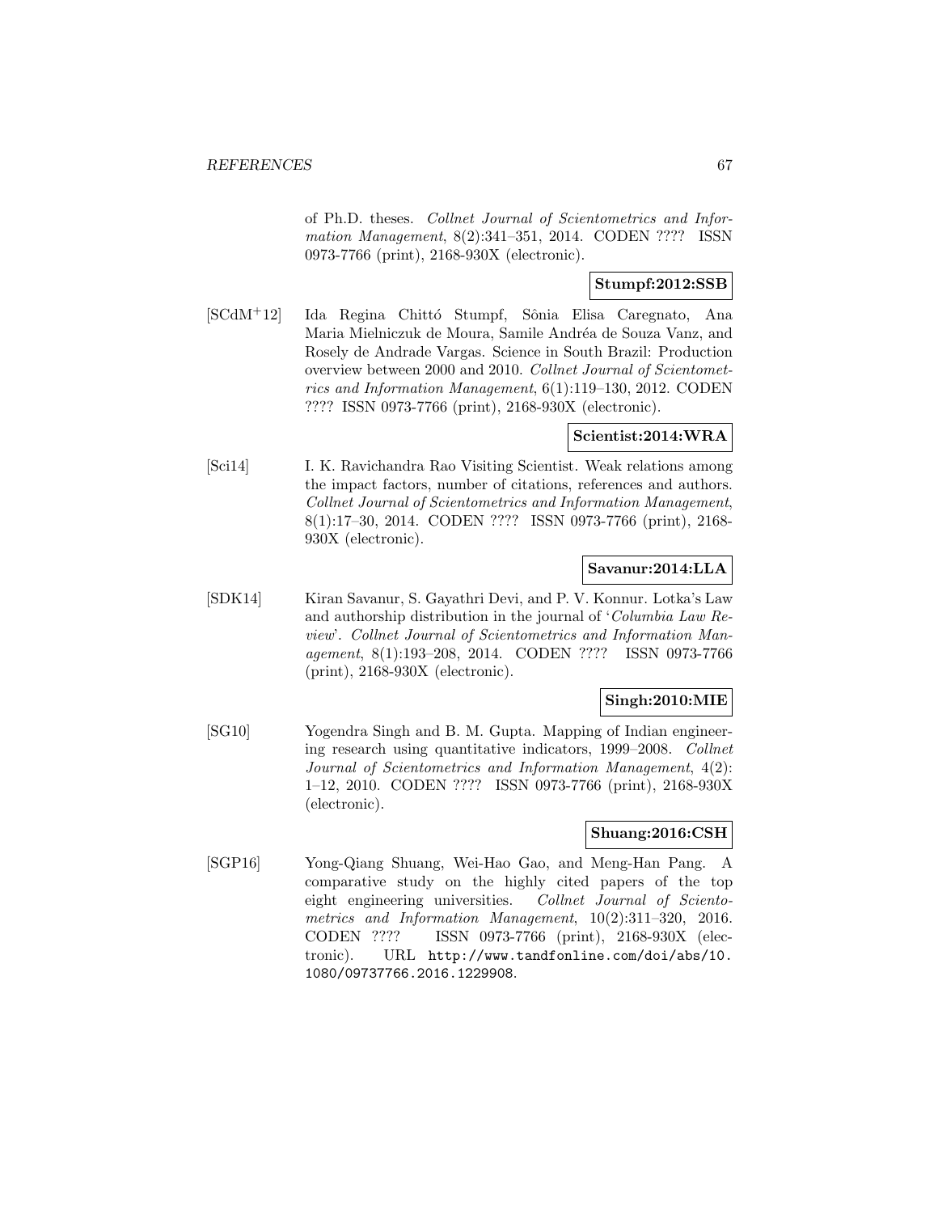of Ph.D. theses. *Collnet Journal of Scientometrics and Information Management*, 8(2):341–351, 2014. CODEN ???? ISSN 0973-7766 (print), 2168-930X (electronic).

**Stumpf:2012:SSB**

[SCdM+12] Ida Regina Chittó Stumpf, Sônia Elisa Caregnato, Ana Maria Mielniczuk de Moura, Samile Andréa de Souza Vanz, and Rosely de Andrade Vargas. Science in South Brazil: Production overview between 2000 and 2010. *Collnet Journal of Scientometrics and Information Management*, 6(1):119–130, 2012. CODEN ???? ISSN 0973-7766 (print), 2168-930X (electronic).

**Scientist:2014:WRA**

[Sci14] I. K. Ravichandra Rao Visiting Scientist. Weak relations among the impact factors, number of citations, references and authors. *Collnet Journal of Scientometrics and Information Management*, 8(1):17–30, 2014. CODEN ???? ISSN 0973-7766 (print), 2168-930X (electronic).

**Savanur:2014:LLA**

[SDK14] Kiran Savanur, S. Gayathri Devi, and P. V. Konnur. Lotka's Law and authorship distribution in the journal of '*Columbia Law Review*'. *Collnet Journal of Scientometrics and Information Management*, 8(1):193–208, 2014. CODEN ???? ISSN 0973-7766 (print), 2168-930X (electronic).

**Singh:2010:MIE**

[SG10] Yogendra Singh and B. M. Gupta. Mapping of Indian engineering research using quantitative indicators, 1999–2008. *Collnet Journal of Scientometrics and Information Management*, 4(2): 1–12, 2010. CODEN ???? ISSN 0973-7766 (print), 2168-930X (electronic).

**Shuang:2016:CSH**

[SGP16] Yong-Qiang Shuang, Wei-Hao Gao, and Meng-Han Pang. A comparative study on the highly cited papers of the top eight engineering universities. *Collnet Journal of Scientometrics and Information Management*, 10(2):311–320, 2016. CODEN ???? ISSN 0973-7766 (print), 2168-930X (electronic). URL http://www.tandfonline.com/doi/abs/10.1080/09737766.2016.1229908.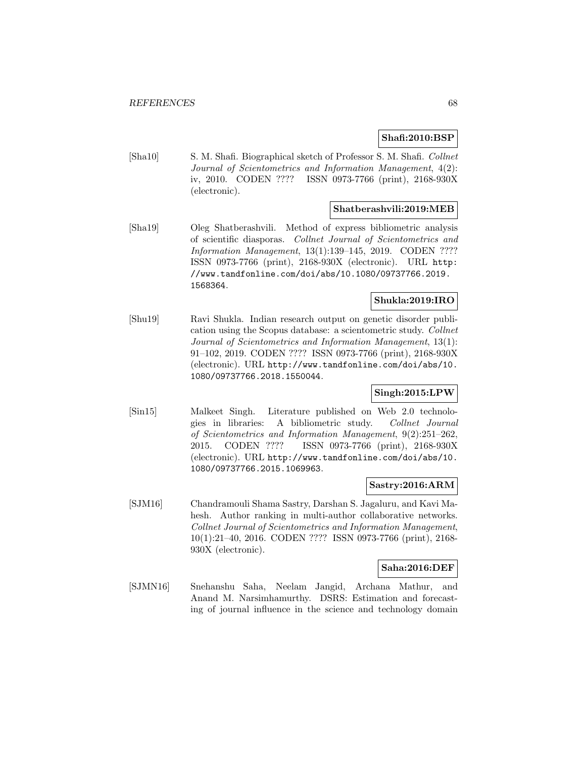**Shafi:2010:BSP**

[Sha10] S. M. Shafi. Biographical sketch of Professor S. M. Shafi. *Collnet Journal of Scientometrics and Information Management*, 4(2): iv, 2010. CODEN ???? ISSN 0973-7766 (print), 2168-930X (electronic).

**Shatberashvili:2019:MEB**

[Sha19] Oleg Shatberashvili. Method of express bibliometric analysis of scientific diasporas. *Collnet Journal of Scientometrics and Information Management*, 13(1):139–145, 2019. CODEN ???? ISSN 0973-7766 (print), 2168-930X (electronic). URL http://www.tandfonline.com/doi/abs/10.1080/09737766.2019.1568364.

**Shukla:2019:IRO**

[Shu19] Ravi Shukla. Indian research output on genetic disorder publication using the Scopus database: a scientometric study. *Collnet Journal of Scientometrics and Information Management*, 13(1): 91–102, 2019. CODEN ???? ISSN 0973-7766 (print), 2168-930X (electronic). URL http://www.tandfonline.com/doi/abs/10.1080/09737766.2018.1550044.

**Singh:2015:LPW**

[Sin15] Malkeet Singh. Literature published on Web 2.0 technologies in libraries: A bibliometric study. *Collnet Journal of Scientometrics and Information Management*, 9(2):251–262, 2015. CODEN ???? ISSN 0973-7766 (print), 2168-930X (electronic). URL http://www.tandfonline.com/doi/abs/10.1080/09737766.2015.1069963.

**Sastry:2016:ARM**

[SJM16] Chandramouli Shama Sastry, Darshan S. Jagaluru, and Kavi Mahesh. Author ranking in multi-author collaborative networks. *Collnet Journal of Scientometrics and Information Management*, 10(1):21–40, 2016. CODEN ???? ISSN 0973-7766 (print), 2168-930X (electronic).

**Saha:2016:DEF**

[SJMN16] Snehanshu Saha, Neelam Jangid, Archana Mathur, and Anand M. Narsimhamurthy. DSRS: Estimation and forecasting of journal influence in the science and technology domain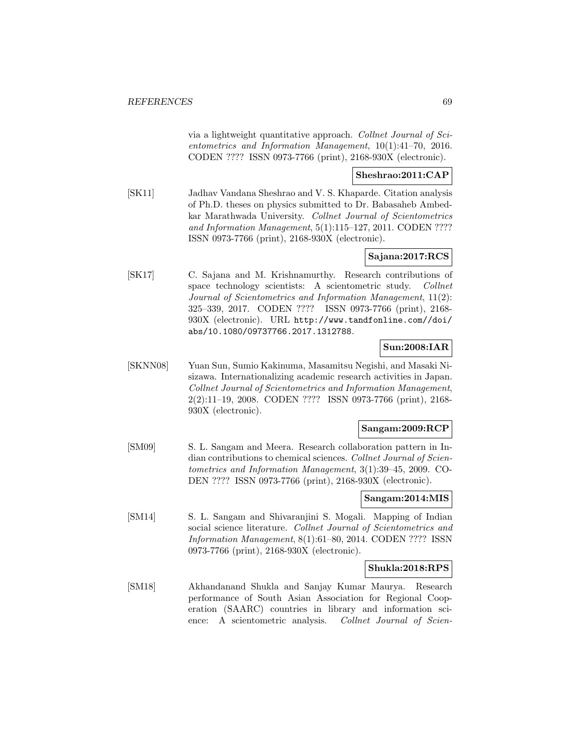via a lightweight quantitative approach. *Collnet Journal of Scientometrics and Information Management*, 10(1):41–70, 2016. CODEN ???? ISSN 0973-7766 (print), 2168-930X (electronic).

**Sheshrao:2011:CAP**

[SK11] Jadhav Vandana Sheshrao and V. S. Khaparde. Citation analysis of Ph.D. theses on physics submitted to Dr. Babasaheb Ambedkar Marathwada University. *Collnet Journal of Scientometrics and Information Management*, 5(1):115–127, 2011. CODEN ???? ISSN 0973-7766 (print), 2168-930X (electronic).

**Sajana:2017:RCS**

[SK17] C. Sajana and M. Krishnamurthy. Research contributions of space technology scientists: A scientometric study. *Collnet Journal of Scientometrics and Information Management*, 11(2): 325–339, 2017. CODEN ???? ISSN 0973-7766 (print), 2168-930X (electronic). URL `http://www.tandfonline.com//doi/abs/10.1080/09737766.2017.1312788`.

**Sun:2008:IAR**

[SKNN08] Yuan Sun, Sumio Kakinuma, Masamitsu Negishi, and Masaki Nisizawa. Internationalizing academic research activities in Japan. *Collnet Journal of Scientometrics and Information Management*, 2(2):11–19, 2008. CODEN ???? ISSN 0973-7766 (print), 2168-930X (electronic).

**Sangam:2009:RCP**

[SM09] S. L. Sangam and Meera. Research collaboration pattern in Indian contributions to chemical sciences. *Collnet Journal of Scientometrics and Information Management*, 3(1):39–45, 2009. CODEN ???? ISSN 0973-7766 (print), 2168-930X (electronic).

**Sangam:2014:MIS**

[SM14] S. L. Sangam and Shivaranjini S. Mogali. Mapping of Indian social science literature. *Collnet Journal of Scientometrics and Information Management*, 8(1):61–80, 2014. CODEN ???? ISSN 0973-7766 (print), 2168-930X (electronic).

**Shukla:2018:RPS**

[SM18] Akhandanand Shukla and Sanjay Kumar Maurya. Research performance of South Asian Association for Regional Cooperation (SAARC) countries in library and information science: A scientometric analysis. *Collnet Journal of Scien-*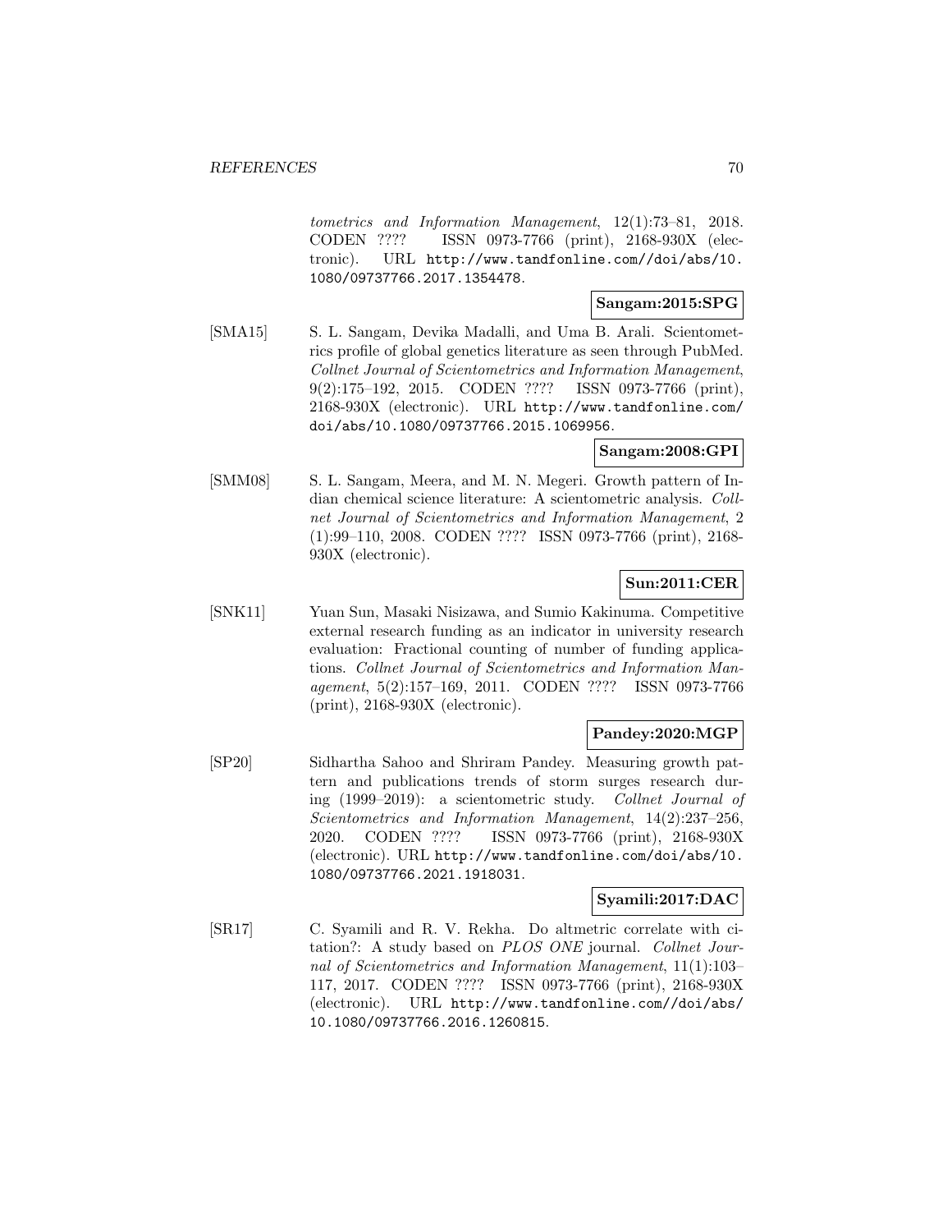*tometrics and Information Management*, 12(1):73–81, 2018. CODEN ???? ISSN 0973-7766 (print), 2168-930X (electronic). URL http://www.tandfonline.com//doi/abs/10.1080/09737766.2017.1354478.

**Sangam:2015:SPG**

[SMA15] S. L. Sangam, Devika Madalli, and Uma B. Arali. Scientometrics profile of global genetics literature as seen through PubMed. *Collnet Journal of Scientometrics and Information Management*, 9(2):175–192, 2015. CODEN ???? ISSN 0973-7766 (print), 2168-930X (electronic). URL http://www.tandfonline.com/doi/abs/10.1080/09737766.2015.1069956.

**Sangam:2008:GPI**

[SMM08] S. L. Sangam, Meera, and M. N. Megeri. Growth pattern of Indian chemical science literature: A scientometric analysis. *Collnet Journal of Scientometrics and Information Management*, 2 (1):99–110, 2008. CODEN ???? ISSN 0973-7766 (print), 2168-930X (electronic).

**Sun:2011:CER**

[SNK11] Yuan Sun, Masaki Nisizawa, and Sumio Kakinuma. Competitive external research funding as an indicator in university research evaluation: Fractional counting of number of funding applications. *Collnet Journal of Scientometrics and Information Management*, 5(2):157–169, 2011. CODEN ???? ISSN 0973-7766 (print), 2168-930X (electronic).

**Pandey:2020:MGP**

[SP20] Sidhartha Sahoo and Shriram Pandey. Measuring growth pattern and publications trends of storm surges research during (1999–2019): a scientometric study. *Collnet Journal of Scientometrics and Information Management*, 14(2):237–256, 2020. CODEN ???? ISSN 0973-7766 (print), 2168-930X (electronic). URL http://www.tandfonline.com/doi/abs/10.1080/09737766.2021.1918031.

**Syamili:2017:DAC**

[SR17] C. Syamili and R. V. Rekha. Do altmetric correlate with citation?: A study based on *PLOS ONE* journal. *Collnet Journal of Scientometrics and Information Management*, 11(1):103–117, 2017. CODEN ???? ISSN 0973-7766 (print), 2168-930X (electronic). URL http://www.tandfonline.com//doi/abs/10.1080/09737766.2016.1260815.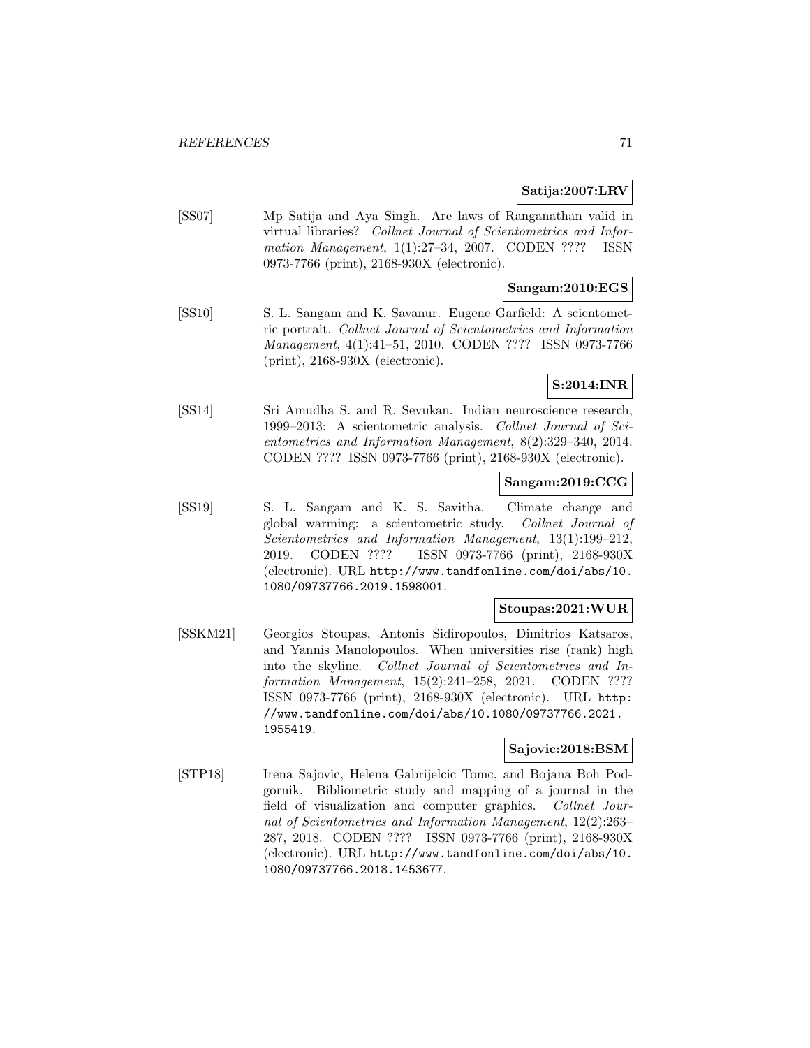**Satija:2007:LRV**

[SS07] Mp Satija and Aya Singh. Are laws of Ranganathan valid in virtual libraries? *Collnet Journal of Scientometrics and Information Management*, 1(1):27–34, 2007. CODEN ???? ISSN 0973-7766 (print), 2168-930X (electronic).

**Sangam:2010:EGS**

[SS10] S. L. Sangam and K. Savanur. Eugene Garfield: A scientometric portrait. *Collnet Journal of Scientometrics and Information Management*, 4(1):41–51, 2010. CODEN ???? ISSN 0973-7766 (print), 2168-930X (electronic).

**S:2014:INR**

[SS14] Sri Amudha S. and R. Sevukan. Indian neuroscience research, 1999–2013: A scientometric analysis. *Collnet Journal of Scientometrics and Information Management*, 8(2):329–340, 2014. CODEN ???? ISSN 0973-7766 (print), 2168-930X (electronic).

**Sangam:2019:CCG**

[SS19] S. L. Sangam and K. S. Savitha. Climate change and global warming: a scientometric study. *Collnet Journal of Scientometrics and Information Management*, 13(1):199–212, 2019. CODEN ???? ISSN 0973-7766 (print), 2168-930X (electronic). URL http://www.tandfonline.com/doi/abs/10.1080/09737766.2019.1598001.

**Stoupas:2021:WUR**

[SSKM21] Georgios Stoupas, Antonis Sidiropoulos, Dimitrios Katsaros, and Yannis Manolopoulos. When universities rise (rank) high into the skyline. *Collnet Journal of Scientometrics and Information Management*, 15(2):241–258, 2021. CODEN ???? ISSN 0973-7766 (print), 2168-930X (electronic). URL http://www.tandfonline.com/doi/abs/10.1080/09737766.2021.1955419.

**Sajovic:2018:BSM**

[STP18] Irena Sajovic, Helena Gabrijelcic Tomc, and Bojana Boh Podgornik. Bibliometric study and mapping of a journal in the field of visualization and computer graphics. *Collnet Journal of Scientometrics and Information Management*, 12(2):263–287, 2018. CODEN ???? ISSN 0973-7766 (print), 2168-930X (electronic). URL http://www.tandfonline.com/doi/abs/10.1080/09737766.2018.1453677.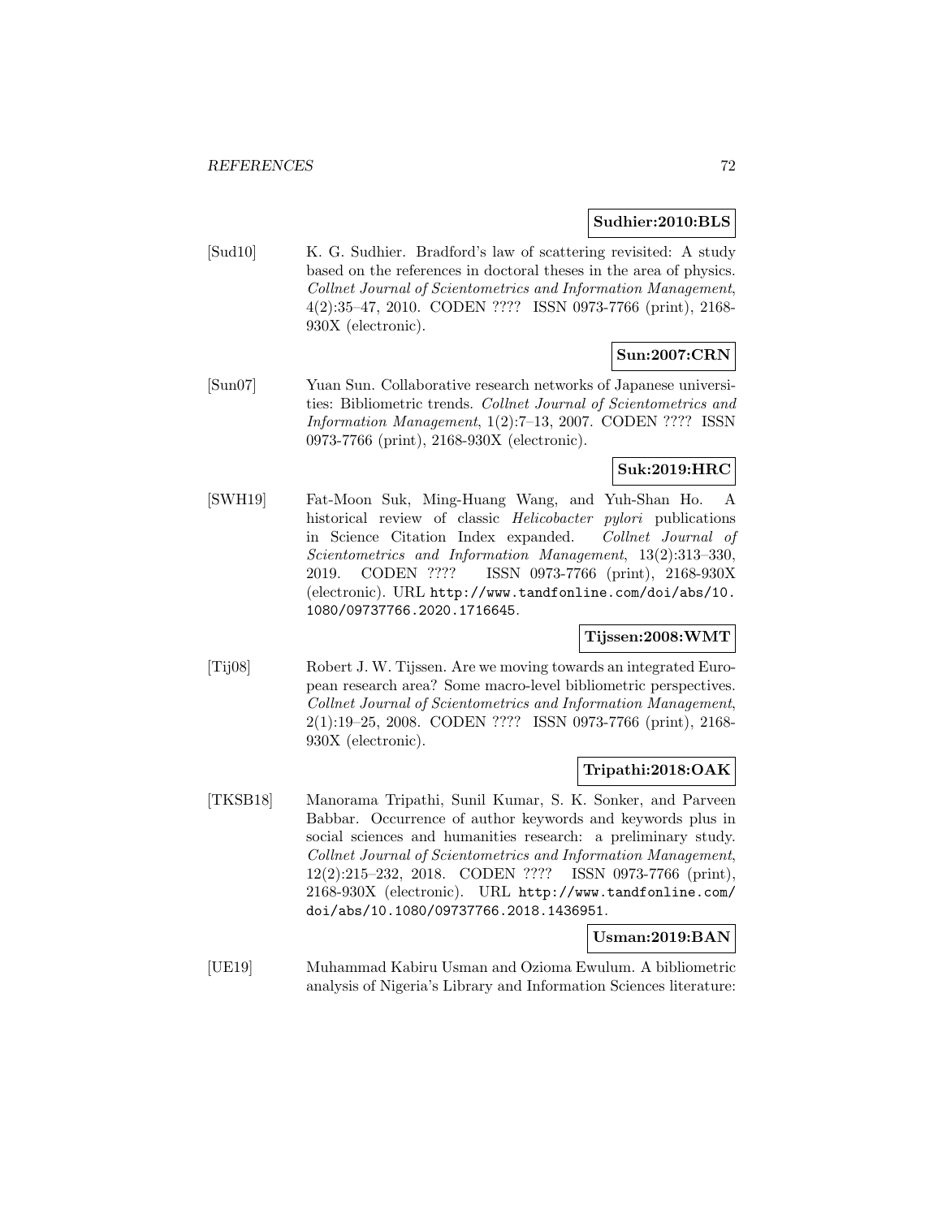**Sudhier:2010:BLS**

[Sud10] K. G. Sudhier. Bradford's law of scattering revisited: A study based on the references in doctoral theses in the area of physics. *Collnet Journal of Scientometrics and Information Management*, 4(2):35–47, 2010. CODEN ???? ISSN 0973-7766 (print), 2168-930X (electronic).

**Sun:2007:CRN**

[Sun07] Yuan Sun. Collaborative research networks of Japanese universities: Bibliometric trends. *Collnet Journal of Scientometrics and Information Management*, 1(2):7–13, 2007. CODEN ???? ISSN 0973-7766 (print), 2168-930X (electronic).

**Suk:2019:HRC**

[SWH19] Fat-Moon Suk, Ming-Huang Wang, and Yuh-Shan Ho. A historical review of classic *Helicobacter pylori* publications in Science Citation Index expanded. *Collnet Journal of Scientometrics and Information Management*, 13(2):313–330, 2019. CODEN ???? ISSN 0973-7766 (print), 2168-930X (electronic). URL http://www.tandfonline.com/doi/abs/10.1080/09737766.2020.1716645.

**Tijssen:2008:WMT**

[Tij08] Robert J. W. Tijssen. Are we moving towards an integrated European research area? Some macro-level bibliometric perspectives. *Collnet Journal of Scientometrics and Information Management*, 2(1):19–25, 2008. CODEN ???? ISSN 0973-7766 (print), 2168-930X (electronic).

**Tripathi:2018:OAK**

[TKSB18] Manorama Tripathi, Sunil Kumar, S. K. Sonker, and Parveen Babbar. Occurrence of author keywords and keywords plus in social sciences and humanities research: a preliminary study. *Collnet Journal of Scientometrics and Information Management*, 12(2):215–232, 2018. CODEN ???? ISSN 0973-7766 (print), 2168-930X (electronic). URL http://www.tandfonline.com/doi/abs/10.1080/09737766.2018.1436951.

**Usman:2019:BAN**

[UE19] Muhammad Kabiru Usman and Ozioma Ewulum. A bibliometric analysis of Nigeria's Library and Information Sciences literature: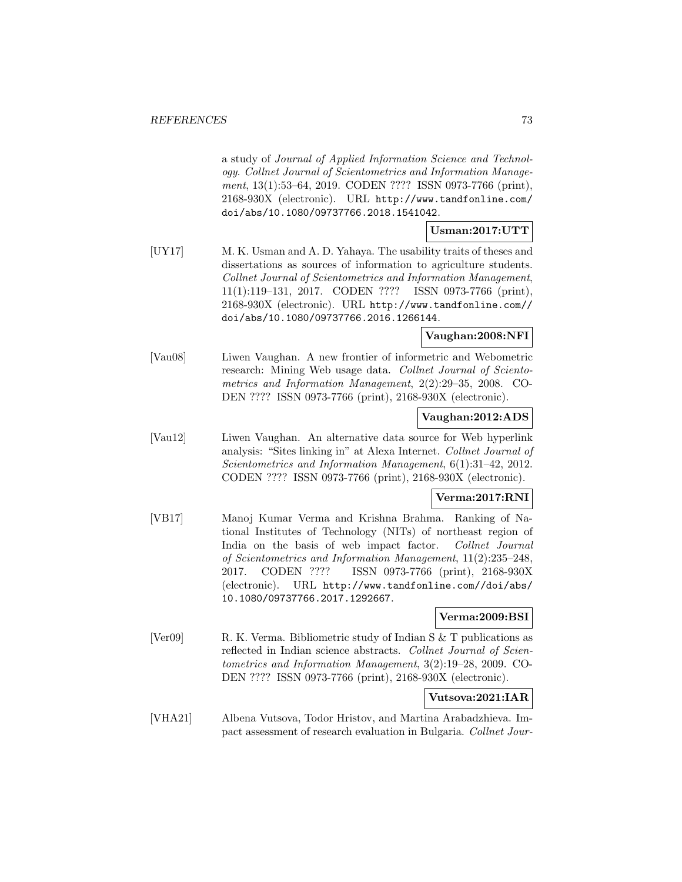a study of *Journal of Applied Information Science and Technology*. *Collnet Journal of Scientometrics and Information Management*, 13(1):53–64, 2019. CODEN ???? ISSN 0973-7766 (print), 2168-930X (electronic). URL http://www.tandfonline.com/doi/abs/10.1080/09737766.2018.1541042.

**Usman:2017:UTT**

[UY17] M. K. Usman and A. D. Yahaya. The usability traits of theses and dissertations as sources of information to agriculture students. *Collnet Journal of Scientometrics and Information Management*, 11(1):119–131, 2017. CODEN ???? ISSN 0973-7766 (print), 2168-930X (electronic). URL http://www.tandfonline.com//doi/abs/10.1080/09737766.2016.1266144.

**Vaughan:2008:NFI**

[Vau08] Liwen Vaughan. A new frontier of informetric and Webometric research: Mining Web usage data. *Collnet Journal of Scientometrics and Information Management*, 2(2):29–35, 2008. CODEN ???? ISSN 0973-7766 (print), 2168-930X (electronic).

**Vaughan:2012:ADS**

[Vau12] Liwen Vaughan. An alternative data source for Web hyperlink analysis: "Sites linking in" at Alexa Internet. *Collnet Journal of Scientometrics and Information Management*, 6(1):31–42, 2012. CODEN ???? ISSN 0973-7766 (print), 2168-930X (electronic).

**Verma:2017:RNI**

[VB17] Manoj Kumar Verma and Krishna Brahma. Ranking of National Institutes of Technology (NITs) of northeast region of India on the basis of web impact factor. *Collnet Journal of Scientometrics and Information Management*, 11(2):235–248, 2017. CODEN ???? ISSN 0973-7766 (print), 2168-930X (electronic). URL http://www.tandfonline.com//doi/abs/10.1080/09737766.2017.1292667.

**Verma:2009:BSI**

[Ver09] R. K. Verma. Bibliometric study of Indian S & T publications as reflected in Indian science abstracts. *Collnet Journal of Scientometrics and Information Management*, 3(2):19–28, 2009. CODEN ???? ISSN 0973-7766 (print), 2168-930X (electronic).

**Vutsova:2021:IAR**

[VHA21] Albena Vutsova, Todor Hristov, and Martina Arabadzhieva. Impact assessment of research evaluation in Bulgaria. *Collnet Jour-*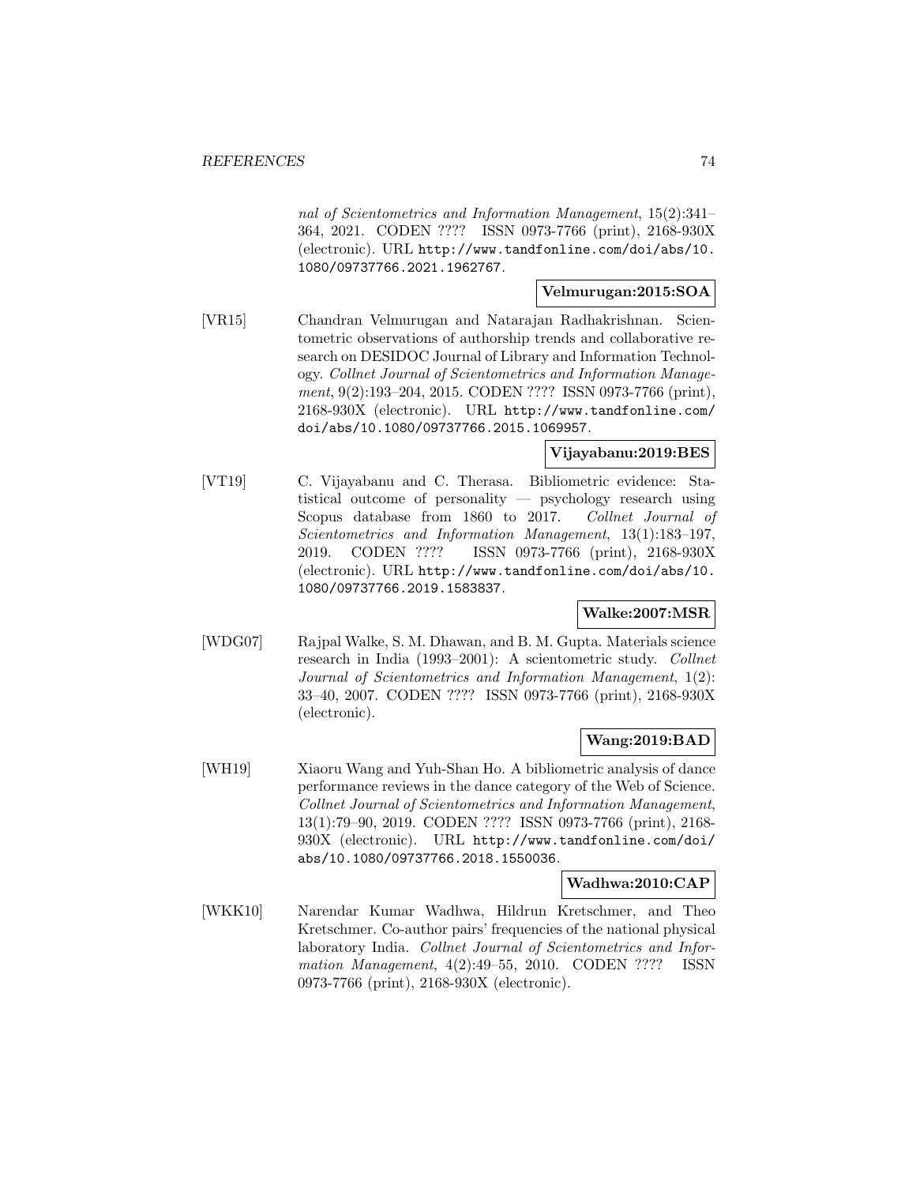nal of Scientometrics and Information Management, 15(2):341–364, 2021. CODEN ???? ISSN 0973-7766 (print), 2168-930X (electronic). URL http://www.tandfonline.com/doi/abs/10.1080/09737766.2021.1962767.

**Velmurugan:2015:SOA**

[VR15] Chandran Velmurugan and Natarajan Radhakrishnan. Scientometric observations of authorship trends and collaborative research on DESIDOC Journal of Library and Information Technology. *Collnet Journal of Scientometrics and Information Management*, 9(2):193–204, 2015. CODEN ???? ISSN 0973-7766 (print), 2168-930X (electronic). URL http://www.tandfonline.com/doi/abs/10.1080/09737766.2015.1069957.

**Vijayabanu:2019:BES**

[VT19] C. Vijayabanu and C. Therasa. Bibliometric evidence: Statistical outcome of personality — psychology research using Scopus database from 1860 to 2017. *Collnet Journal of Scientometrics and Information Management*, 13(1):183–197, 2019. CODEN ???? ISSN 0973-7766 (print), 2168-930X (electronic). URL http://www.tandfonline.com/doi/abs/10.1080/09737766.2019.1583837.

**Walke:2007:MSR**

[WDG07] Rajpal Walke, S. M. Dhawan, and B. M. Gupta. Materials science research in India (1993–2001): A scientometric study. *Collnet Journal of Scientometrics and Information Management*, 1(2):33–40, 2007. CODEN ???? ISSN 0973-7766 (print), 2168-930X (electronic).

**Wang:2019:BAD**

[WH19] Xiaoru Wang and Yuh-Shan Ho. A bibliometric analysis of dance performance reviews in the dance category of the Web of Science. *Collnet Journal of Scientometrics and Information Management*, 13(1):79–90, 2019. CODEN ???? ISSN 0973-7766 (print), 2168-930X (electronic). URL http://www.tandfonline.com/doi/abs/10.1080/09737766.2018.1550036.

**Wadhwa:2010:CAP**

[WKK10] Narendar Kumar Wadhwa, Hildrun Kretschmer, and Theo Kretschmer. Co-author pairs' frequencies of the national physical laboratory India. *Collnet Journal of Scientometrics and Information Management*, 4(2):49–55, 2010. CODEN ???? ISSN 0973-7766 (print), 2168-930X (electronic).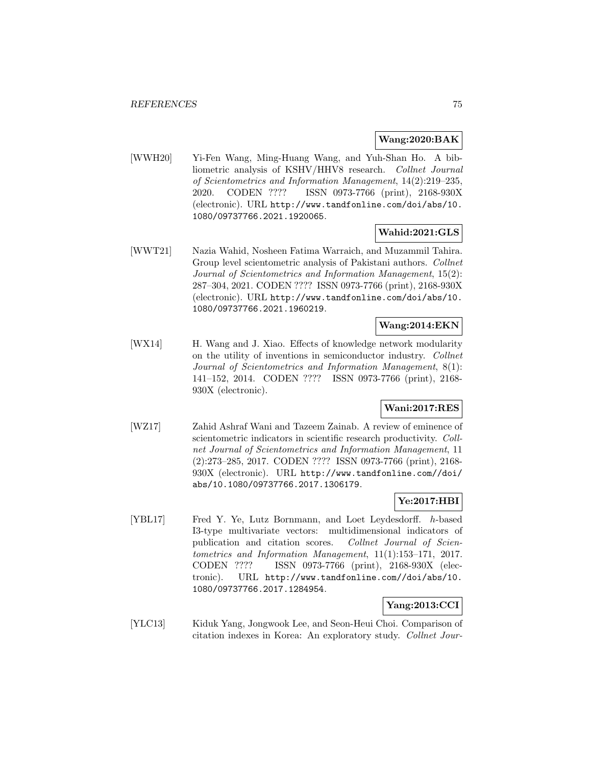**Wang:2020:BAK**

[WWH20] Yi-Fen Wang, Ming-Huang Wang, and Yuh-Shan Ho. A bibliometric analysis of KSHV/HHV8 research. *Collnet Journal of Scientometrics and Information Management*, 14(2):219–235, 2020. CODEN ???? ISSN 0973-7766 (print), 2168-930X (electronic). URL `http://www.tandfonline.com/doi/abs/10.1080/09737766.2021.1920065`.

**Wahid:2021:GLS**

[WWT21] Nazia Wahid, Nosheen Fatima Warraich, and Muzammil Tahira. Group level scientometric analysis of Pakistani authors. *Collnet Journal of Scientometrics and Information Management*, 15(2): 287–304, 2021. CODEN ???? ISSN 0973-7766 (print), 2168-930X (electronic). URL `http://www.tandfonline.com/doi/abs/10.1080/09737766.2021.1960219`.

**Wang:2014:EKN**

[WX14] H. Wang and J. Xiao. Effects of knowledge network modularity on the utility of inventions in semiconductor industry. *Collnet Journal of Scientometrics and Information Management*, 8(1): 141–152, 2014. CODEN ???? ISSN 0973-7766 (print), 2168-930X (electronic).

**Wani:2017:RES**

[WZ17] Zahid Ashraf Wani and Tazeem Zainab. A review of eminence of scientometric indicators in scientific research productivity. *Collnet Journal of Scientometrics and Information Management*, 11 (2):273–285, 2017. CODEN ???? ISSN 0973-7766 (print), 2168-930X (electronic). URL `http://www.tandfonline.com//doi/abs/10.1080/09737766.2017.1306179`.

**Ye:2017:HBI**

[YBL17] Fred Y. Ye, Lutz Bornmann, and Loet Leydesdorff. *h*-based I3-type multivariate vectors: multidimensional indicators of publication and citation scores. *Collnet Journal of Scientometrics and Information Management*, 11(1):153–171, 2017. CODEN ???? ISSN 0973-7766 (print), 2168-930X (electronic). URL `http://www.tandfonline.com//doi/abs/10.1080/09737766.2017.1284954`.

**Yang:2013:CCI**

[YLC13] Kiduk Yang, Jongwook Lee, and Seon-Heui Choi. Comparison of citation indexes in Korea: An exploratory study. *Collnet Jour-*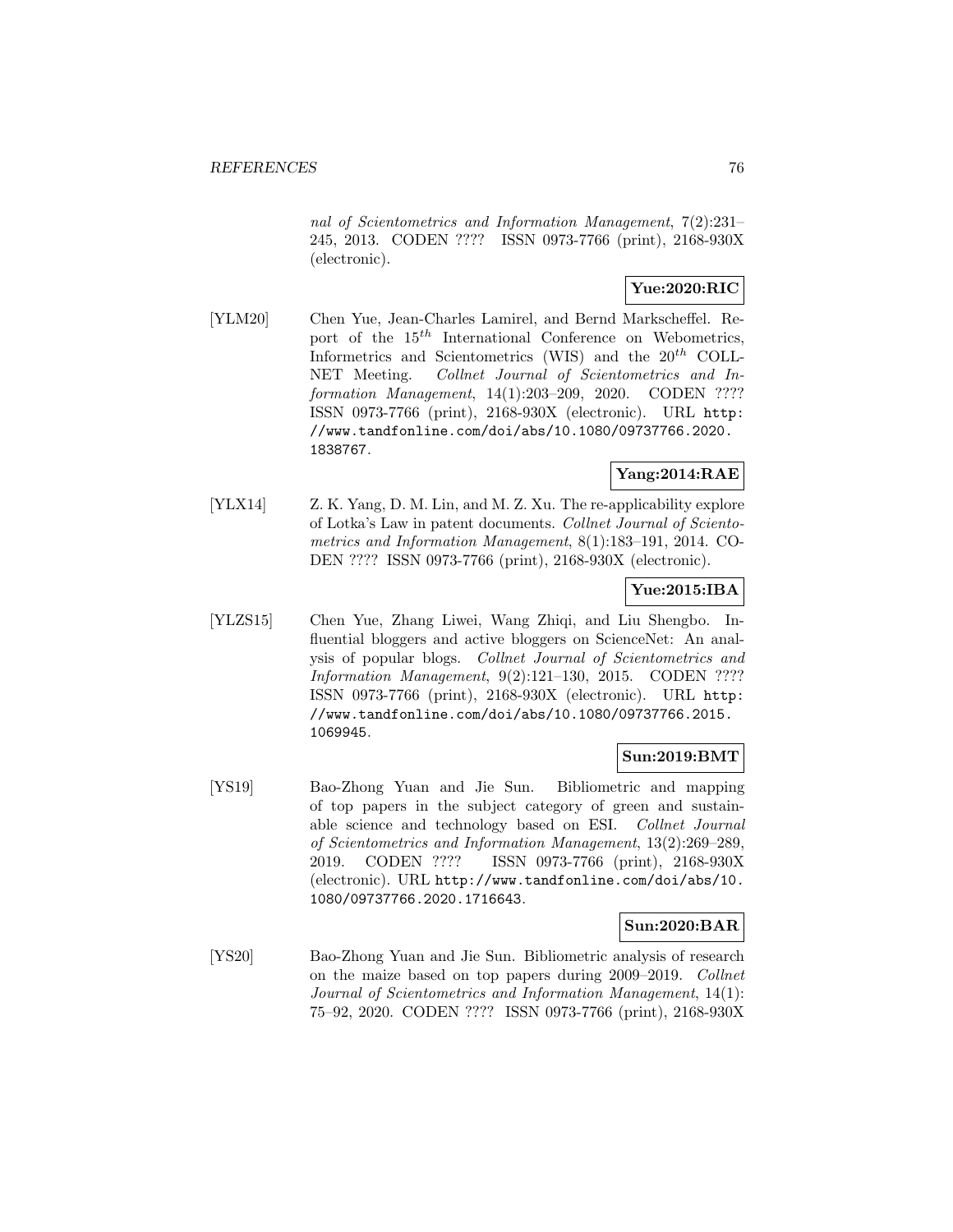*nal of Scientometrics and Information Management*, 7(2):231–245, 2013. CODEN ???? ISSN 0973-7766 (print), 2168-930X (electronic).

**Yue:2020:RIC**

[YLM20] Chen Yue, Jean-Charles Lamirel, and Bernd Markscheffel. Report of the $15^{th}$ International Conference on Webometrics, Informetrics and Scientometrics (WIS) and the $20^{th}$ COLLNET Meeting. *Collnet Journal of Scientometrics and Information Management*, 14(1):203–209, 2020. CODEN ???? ISSN 0973-7766 (print), 2168-930X (electronic). URL http://www.tandfonline.com/doi/abs/10.1080/09737766.2020.1838767.

**Yang:2014:RAE**

[YLX14] Z. K. Yang, D. M. Lin, and M. Z. Xu. The re-applicability explore of Lotka's Law in patent documents. *Collnet Journal of Scientometrics and Information Management*, 8(1):183–191, 2014. CODEN ???? ISSN 0973-7766 (print), 2168-930X (electronic).

**Yue:2015:IBA**

[YLZS15] Chen Yue, Zhang Liwei, Wang Zhiqi, and Liu Shengbo. Influential bloggers and active bloggers on ScienceNet: An analysis of popular blogs. *Collnet Journal of Scientometrics and Information Management*, 9(2):121–130, 2015. CODEN ???? ISSN 0973-7766 (print), 2168-930X (electronic). URL http://www.tandfonline.com/doi/abs/10.1080/09737766.2015.1069945.

**Sun:2019:BMT**

[YS19] Bao-Zhong Yuan and Jie Sun. Bibliometric and mapping of top papers in the subject category of green and sustainable science and technology based on ESI. *Collnet Journal of Scientometrics and Information Management*, 13(2):269–289, 2019. CODEN ???? ISSN 0973-7766 (print), 2168-930X (electronic). URL http://www.tandfonline.com/doi/abs/10.1080/09737766.2020.1716643.

**Sun:2020:BAR**

[YS20] Bao-Zhong Yuan and Jie Sun. Bibliometric analysis of research on the maize based on top papers during 2009–2019. *Collnet Journal of Scientometrics and Information Management*, 14(1):75–92, 2020. CODEN ???? ISSN 0973-7766 (print), 2168-930X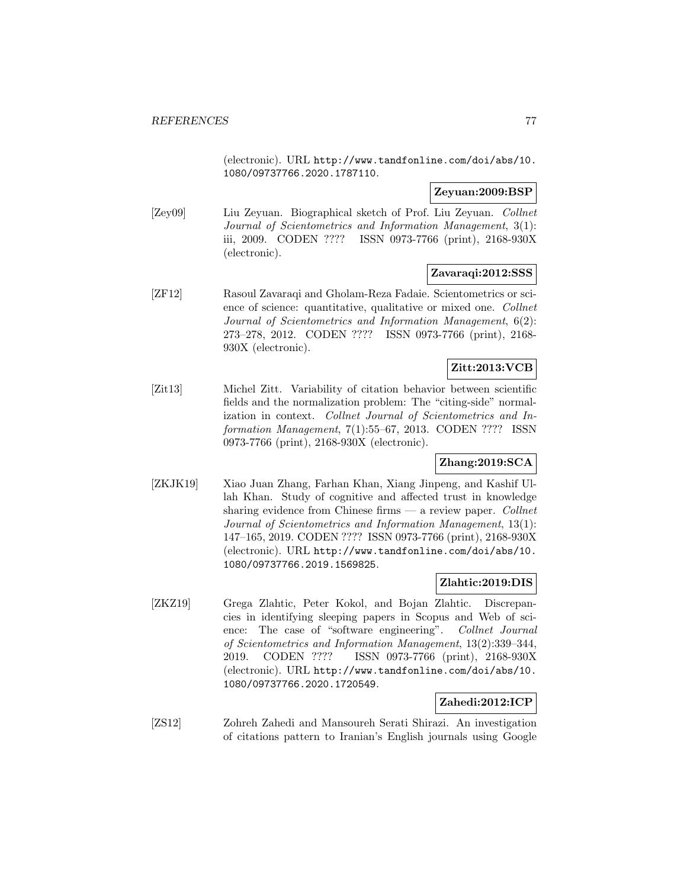(electronic). URL http://www.tandfonline.com/doi/abs/10.1080/09737766.2020.1787110.

**Zeyuan:2009:BSP**

[Zey09] Liu Zeyuan. Biographical sketch of Prof. Liu Zeyuan. *Collnet Journal of Scientometrics and Information Management*, 3(1): iii, 2009. CODEN ???? ISSN 0973-7766 (print), 2168-930X (electronic).

**Zavaraqi:2012:SSS**

[ZF12] Rasoul Zavaraqi and Gholam-Reza Fadaie. Scientometrics or science of science: quantitative, qualitative or mixed one. *Collnet Journal of Scientometrics and Information Management*, 6(2): 273–278, 2012. CODEN ???? ISSN 0973-7766 (print), 2168-930X (electronic).

**Zitt:2013:VCB**

[Zit13] Michel Zitt. Variability of citation behavior between scientific fields and the normalization problem: The "citing-side" normalization in context. *Collnet Journal of Scientometrics and Information Management*, 7(1):55–67, 2013. CODEN ???? ISSN 0973-7766 (print), 2168-930X (electronic).

**Zhang:2019:SCA**

[ZKJK19] Xiao Juan Zhang, Farhan Khan, Xiang Jinpeng, and Kashif Ullah Khan. Study of cognitive and affected trust in knowledge sharing evidence from Chinese firms — a review paper. *Collnet Journal of Scientometrics and Information Management*, 13(1): 147–165, 2019. CODEN ???? ISSN 0973-7766 (print), 2168-930X (electronic). URL http://www.tandfonline.com/doi/abs/10.1080/09737766.2019.1569825.

**Zlahtic:2019:DIS**

[ZKZ19] Grega Zlahtic, Peter Kokol, and Bojan Zlahtic. Discrepancies in identifying sleeping papers in Scopus and Web of science: The case of "software engineering". *Collnet Journal of Scientometrics and Information Management*, 13(2):339–344, 2019. CODEN ???? ISSN 0973-7766 (print), 2168-930X (electronic). URL http://www.tandfonline.com/doi/abs/10.1080/09737766.2020.1720549.

**Zahedi:2012:ICP**

[ZS12] Zohreh Zahedi and Mansoureh Serati Shirazi. An investigation of citations pattern to Iranian's English journals using Google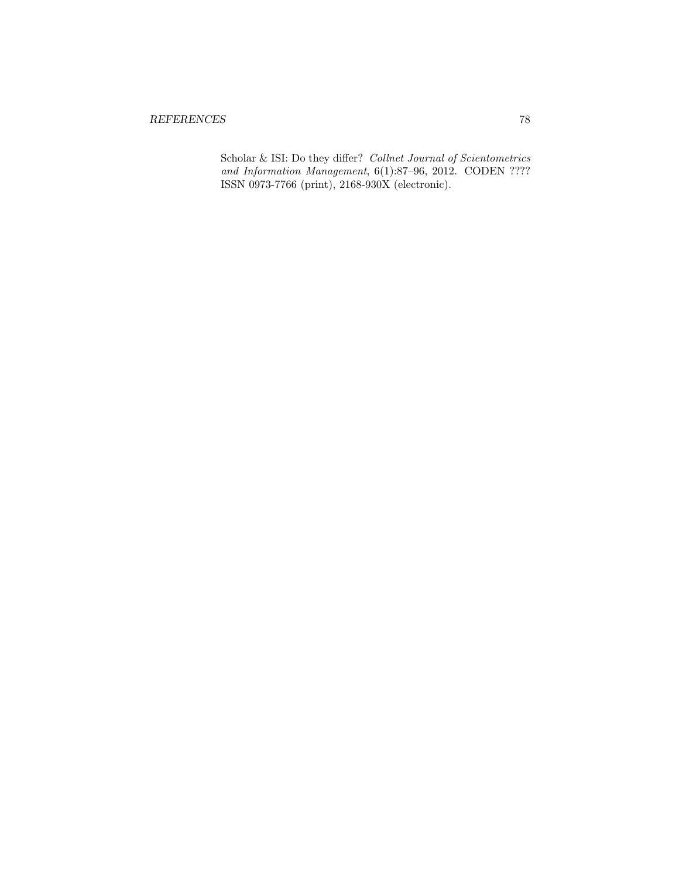Scholar & ISI: Do they differ? *Collnet Journal of Scientometrics and Information Management*, 6(1):87–96, 2012. CODEN ???? ISSN 0973-7766 (print), 2168-930X (electronic).